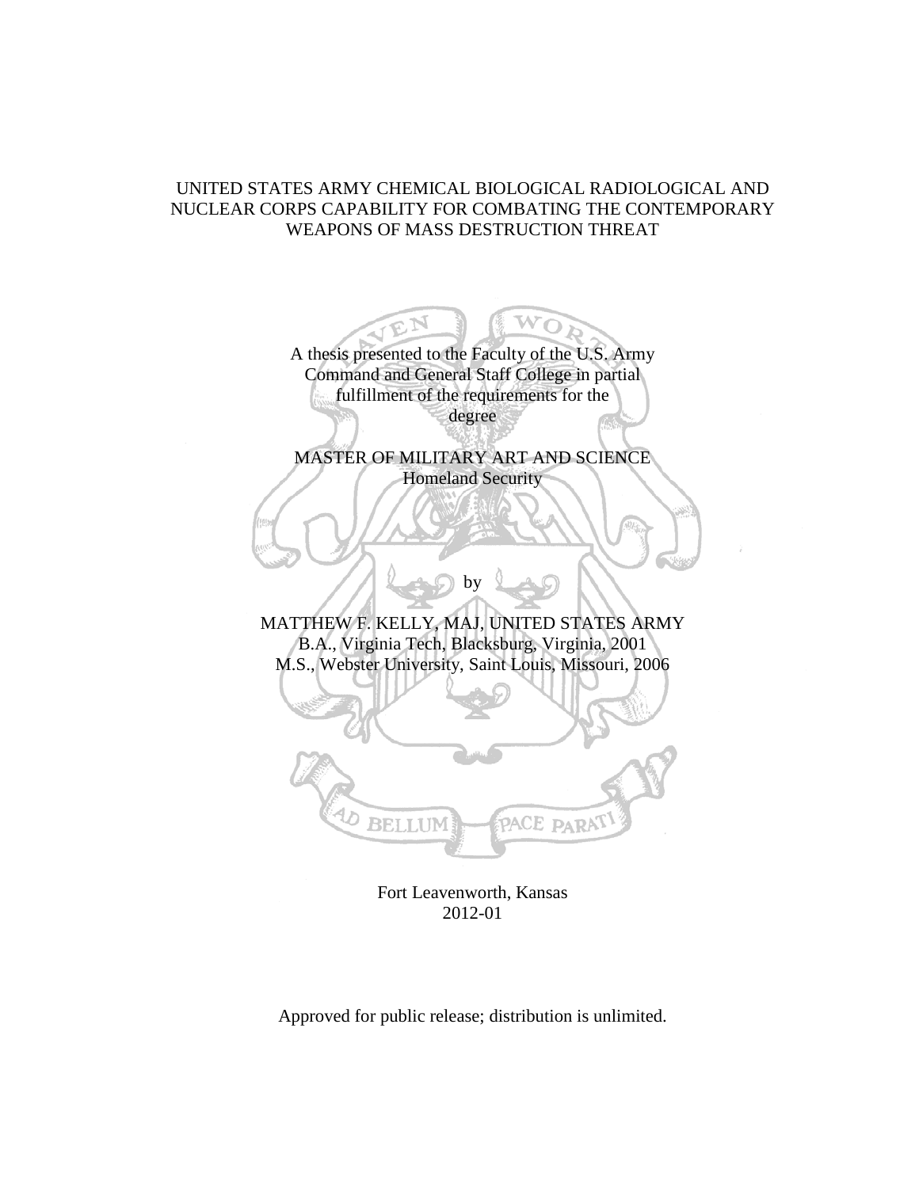# UNITED STATES ARMY CHEMICAL BIOLOGICAL RADIOLOGICAL AND NUCLEAR CORPS CAPABILITY FOR COMBATING THE CONTEMPORARY WEAPONS OF MASS DESTRUCTION THREAT

A thesis presented to the Faculty of the U.S. Army Command and General Staff College in partial fulfillment of the requirements for the degree

MASTER OF MILITARY ART AND SCIENCE
Homeland Security

by

MATTHEW F. KELLY, MAJ, UNITED STATES ARMY
B.A., Virginia Tech, Blacksburg, Virginia, 2001
M.S., Webster University, Saint Louis, Missouri, 2006

Fort Leavenworth, Kansas
2012-01

Approved for public release; distribution is unlimited.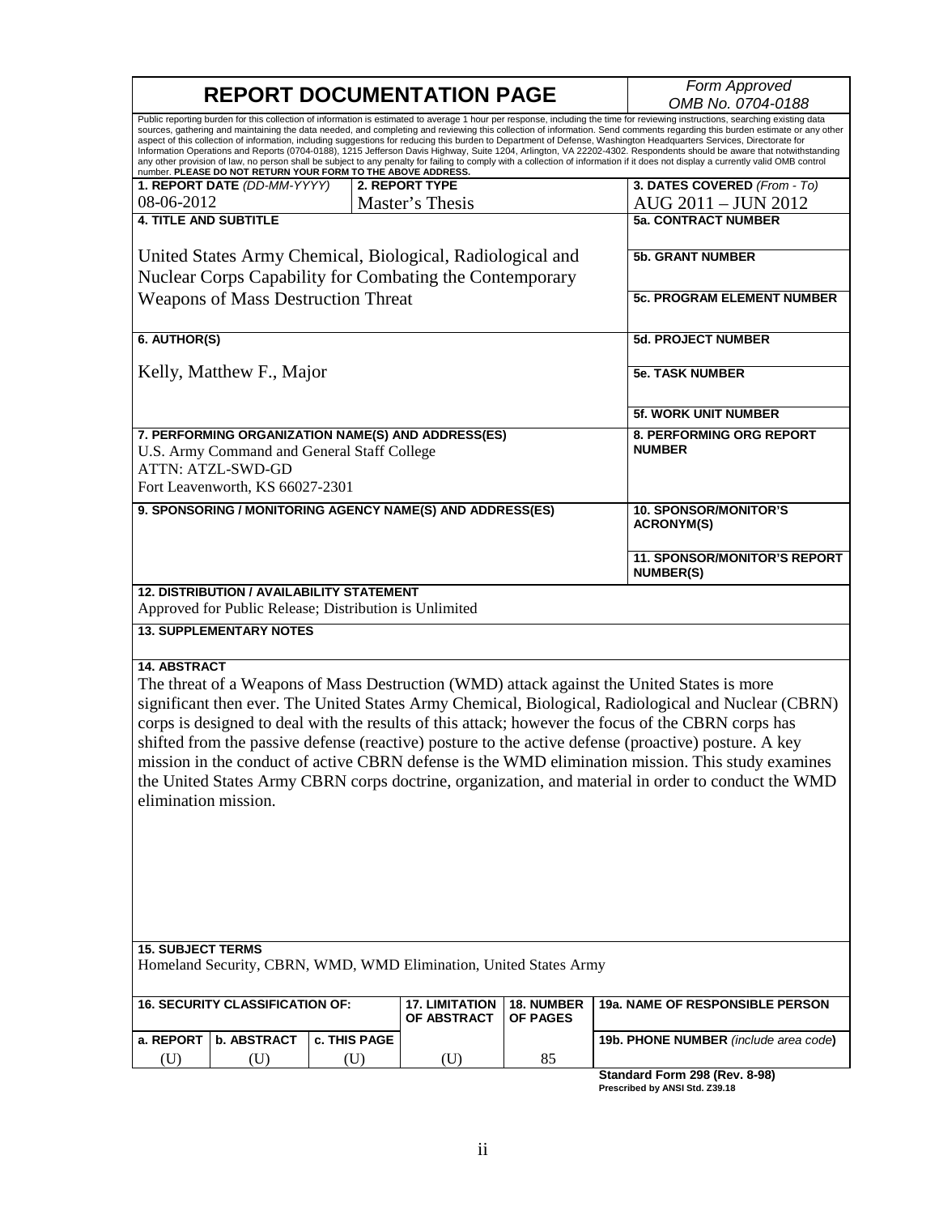# REPORT DOCUMENTATION PAGE

*Form Approved*
*OMB No. 0704-0188*

Public reporting burden for this collection of information is estimated to average 1 hour per response, including the time for reviewing instructions, searching existing data sources, gathering and maintaining the data needed, and completing and reviewing this collection of information. Send comments regarding this burden estimate or any other aspect of this collection of information, including suggestions for reducing this burden to Department of Defense, Washington Headquarters Services, Directorate for Information Operations and Reports (0704-0188), 1215 Jefferson Davis Highway, Suite 1204, Arlington, VA 22202-4302. Respondents should be aware that notwithstanding any other provision of law, no person shall be subject to any penalty for failing to comply with a collection of information if it does not display a currently valid OMB control number. **PLEASE DO NOT RETURN YOUR FORM TO THE ABOVE ADDRESS.**

| **1. REPORT DATE** *(DD-MM-YYYY)* | **2. REPORT TYPE** | **3. DATES COVERED** *(From - To)* |
|---|---|---|
| 08-06-2012 | Master's Thesis | AUG 2011 – JUN 2012 |

**4. TITLE AND SUBTITLE**

United States Army Chemical, Biological, Radiological and Nuclear Corps Capability for Combating the Contemporary Weapons of Mass Destruction Threat

**5a. CONTRACT NUMBER**

**5b. GRANT NUMBER**

**5c. PROGRAM ELEMENT NUMBER**

**6. AUTHOR(S)**

Kelly, Matthew F., Major

**5d. PROJECT NUMBER**

**5e. TASK NUMBER**

**5f. WORK UNIT NUMBER**

**7. PERFORMING ORGANIZATION NAME(S) AND ADDRESS(ES)**

U.S. Army Command and General Staff College
ATTN: ATZL-SWD-GD
Fort Leavenworth, KS 66027-2301

**8. PERFORMING ORG REPORT NUMBER**

**9. SPONSORING / MONITORING AGENCY NAME(S) AND ADDRESS(ES)**

**10. SPONSOR/MONITOR'S ACRONYM(S)**

**11. SPONSOR/MONITOR'S REPORT NUMBER(S)**

**12. DISTRIBUTION / AVAILABILITY STATEMENT**

Approved for Public Release; Distribution is Unlimited

**13. SUPPLEMENTARY NOTES**

**14. ABSTRACT**

The threat of a Weapons of Mass Destruction (WMD) attack against the United States is more significant then ever. The United States Army Chemical, Biological, Radiological and Nuclear (CBRN) corps is designed to deal with the results of this attack; however the focus of the CBRN corps has shifted from the passive defense (reactive) posture to the active defense (proactive) posture. A key mission in the conduct of active CBRN defense is the WMD elimination mission. This study examines the United States Army CBRN corps doctrine, organization, and material in order to conduct the WMD elimination mission.

**15. SUBJECT TERMS**

Homeland Security, CBRN, WMD, WMD Elimination, United States Army

| **16. SECURITY CLASSIFICATION OF:** | | | **17. LIMITATION OF ABSTRACT** | **18. NUMBER OF PAGES** | **19a. NAME OF RESPONSIBLE PERSON** |
|---|---|---|---|---|---|
| **a. REPORT** | **b. ABSTRACT** | **c. THIS PAGE** | | | **19b. PHONE NUMBER** *(include area code)* |
| (U) | (U) | (U) | (U) | 85 | |

**Standard Form 298 (Rev. 8-98)**
**Prescribed by ANSI Std. Z39.18**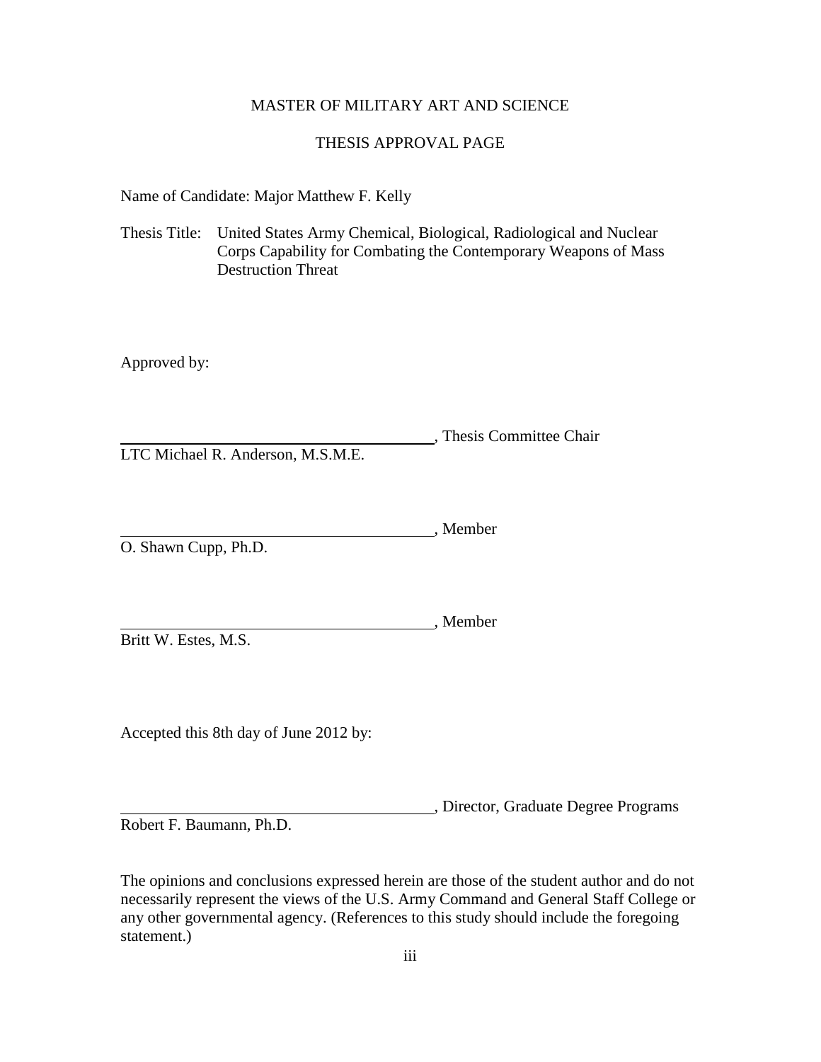MASTER OF MILITARY ART AND SCIENCE

THESIS APPROVAL PAGE

Name of Candidate: Major Matthew F. Kelly

Thesis Title: United States Army Chemical, Biological, Radiological and Nuclear Corps Capability for Combating the Contemporary Weapons of Mass Destruction Threat

Approved by:

\_\_\_\_\_\_\_\_\_\_\_\_\_\_\_\_\_\_\_\_\_\_\_\_\_\_\_\_\_\_\_\_\_\_\_\_\_\_\_\_, Thesis Committee Chair
LTC Michael R. Anderson, M.S.M.E.

\_\_\_\_\_\_\_\_\_\_\_\_\_\_\_\_\_\_\_\_\_\_\_\_\_\_\_\_\_\_\_\_\_\_\_\_\_\_\_\_, Member
O. Shawn Cupp, Ph.D.

\_\_\_\_\_\_\_\_\_\_\_\_\_\_\_\_\_\_\_\_\_\_\_\_\_\_\_\_\_\_\_\_\_\_\_\_\_\_\_\_, Member
Britt W. Estes, M.S.

Accepted this 8th day of June 2012 by:

\_\_\_\_\_\_\_\_\_\_\_\_\_\_\_\_\_\_\_\_\_\_\_\_\_\_\_\_\_\_\_\_\_\_\_\_\_\_\_\_, Director, Graduate Degree Programs
Robert F. Baumann, Ph.D.

The opinions and conclusions expressed herein are those of the student author and do not necessarily represent the views of the U.S. Army Command and General Staff College or any other governmental agency. (References to this study should include the foregoing statement.)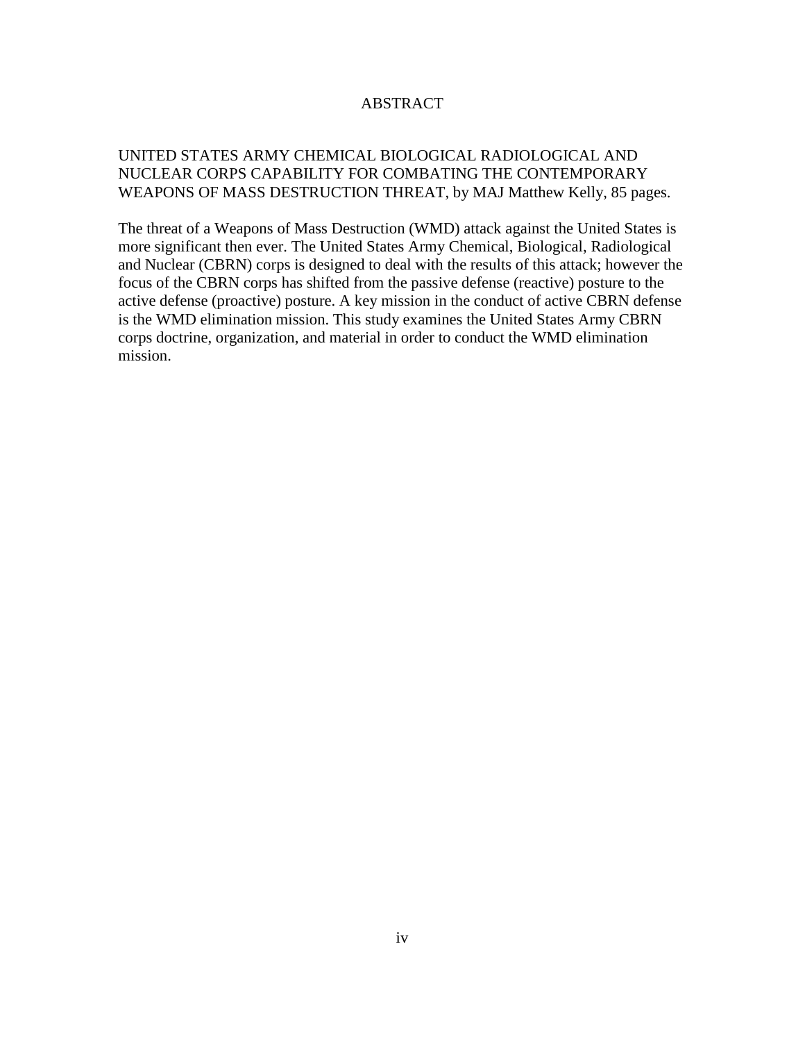# ABSTRACT

UNITED STATES ARMY CHEMICAL BIOLOGICAL RADIOLOGICAL AND NUCLEAR CORPS CAPABILITY FOR COMBATING THE CONTEMPORARY WEAPONS OF MASS DESTRUCTION THREAT, by MAJ Matthew Kelly, 85 pages.

The threat of a Weapons of Mass Destruction (WMD) attack against the United States is more significant then ever. The United States Army Chemical, Biological, Radiological and Nuclear (CBRN) corps is designed to deal with the results of this attack; however the focus of the CBRN corps has shifted from the passive defense (reactive) posture to the active defense (proactive) posture. A key mission in the conduct of active CBRN defense is the WMD elimination mission. This study examines the United States Army CBRN corps doctrine, organization, and material in order to conduct the WMD elimination mission.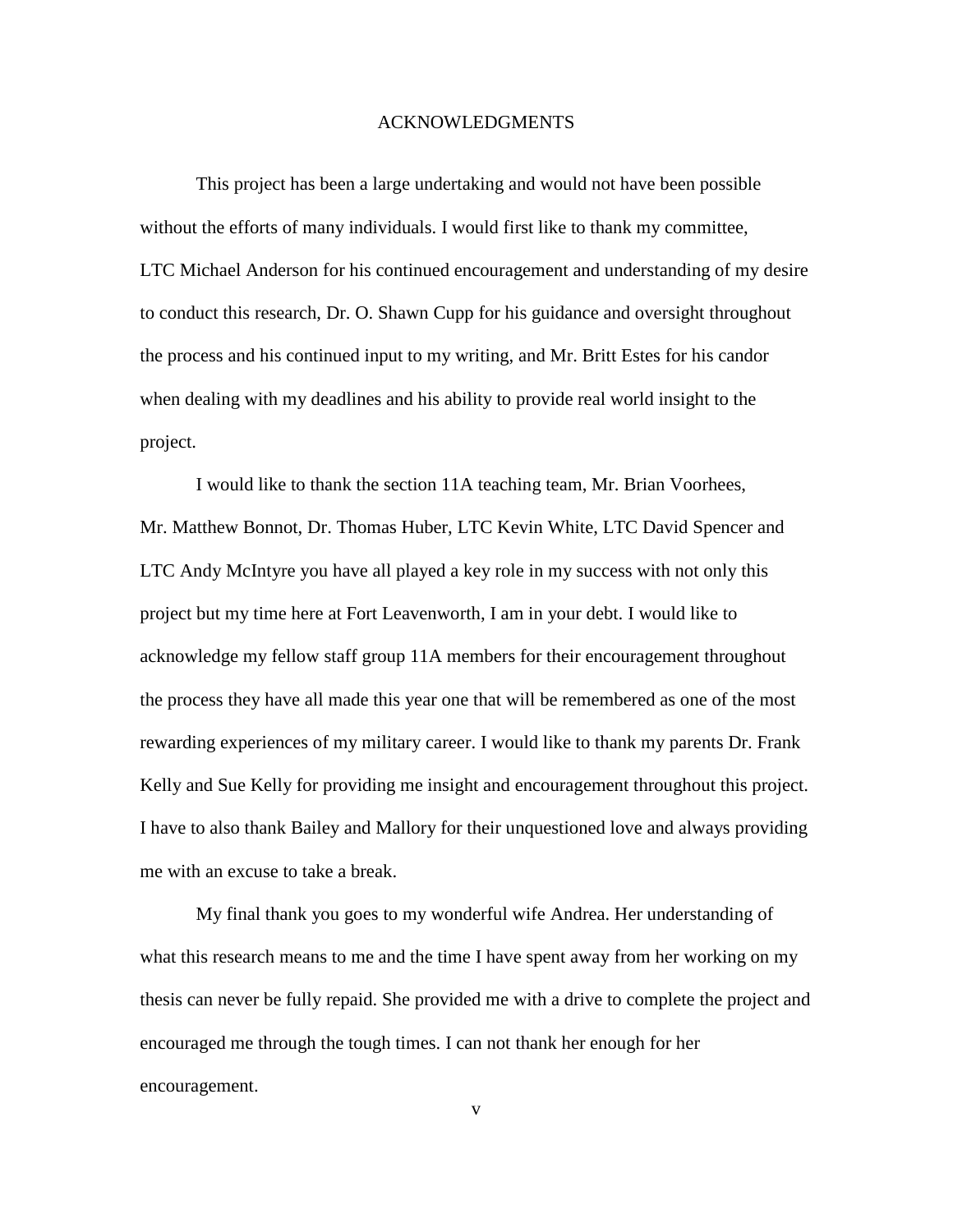# ACKNOWLEDGMENTS

This project has been a large undertaking and would not have been possible without the efforts of many individuals. I would first like to thank my committee, LTC Michael Anderson for his continued encouragement and understanding of my desire to conduct this research, Dr. O. Shawn Cupp for his guidance and oversight throughout the process and his continued input to my writing, and Mr. Britt Estes for his candor when dealing with my deadlines and his ability to provide real world insight to the project.

I would like to thank the section 11A teaching team, Mr. Brian Voorhees, Mr. Matthew Bonnot, Dr. Thomas Huber, LTC Kevin White, LTC David Spencer and LTC Andy McIntyre you have all played a key role in my success with not only this project but my time here at Fort Leavenworth, I am in your debt. I would like to acknowledge my fellow staff group 11A members for their encouragement throughout the process they have all made this year one that will be remembered as one of the most rewarding experiences of my military career. I would like to thank my parents Dr. Frank Kelly and Sue Kelly for providing me insight and encouragement throughout this project. I have to also thank Bailey and Mallory for their unquestioned love and always providing me with an excuse to take a break.

My final thank you goes to my wonderful wife Andrea. Her understanding of what this research means to me and the time I have spent away from her working on my thesis can never be fully repaid. She provided me with a drive to complete the project and encouraged me through the tough times. I can not thank her enough for her encouragement.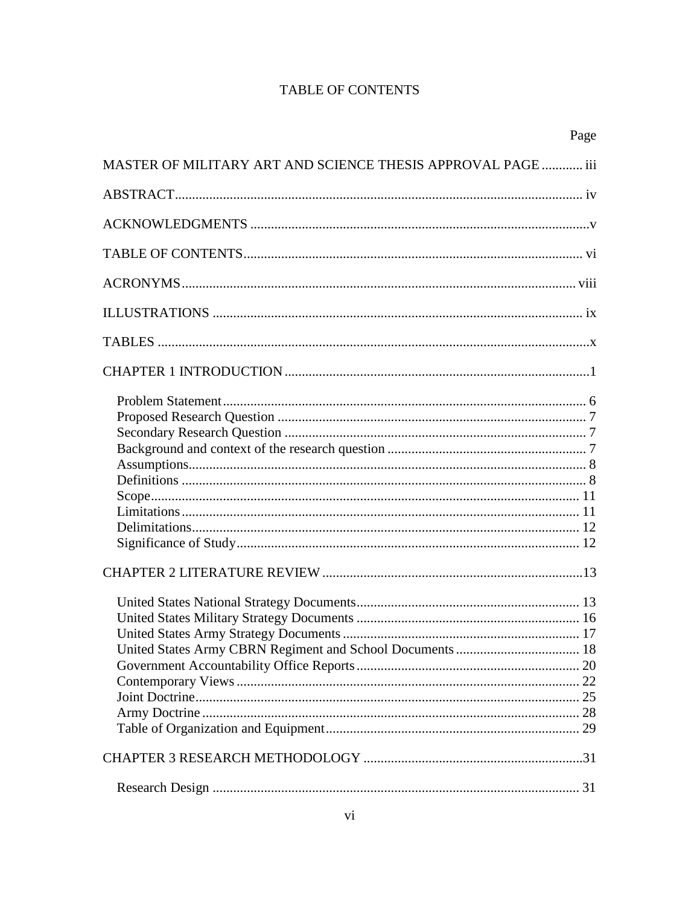# TABLE OF CONTENTS

| | Page |
|---|---|
| MASTER OF MILITARY ART AND SCIENCE THESIS APPROVAL PAGE | iii |
| ABSTRACT | iv |
| ACKNOWLEDGMENTS | v |
| TABLE OF CONTENTS | vi |
| ACRONYMS | viii |
| ILLUSTRATIONS | ix |
| TABLES | x |
| CHAPTER 1 INTRODUCTION | 1 |
| Problem Statement | 6 |
| Proposed Research Question | 7 |
| Secondary Research Question | 7 |
| Background and context of the research question | 7 |
| Assumptions | 8 |
| Definitions | 8 |
| Scope | 11 |
| Limitations | 11 |
| Delimitations | 12 |
| Significance of Study | 12 |
| CHAPTER 2 LITERATURE REVIEW | 13 |
| United States National Strategy Documents | 13 |
| United States Military Strategy Documents | 16 |
| United States Army Strategy Documents | 17 |
| United States Army CBRN Regiment and School Documents | 18 |
| Government Accountability Office Reports | 20 |
| Contemporary Views | 22 |
| Joint Doctrine | 25 |
| Army Doctrine | 28 |
| Table of Organization and Equipment | 29 |
| CHAPTER 3 RESEARCH METHODOLOGY | 31 |
| Research Design | 31 |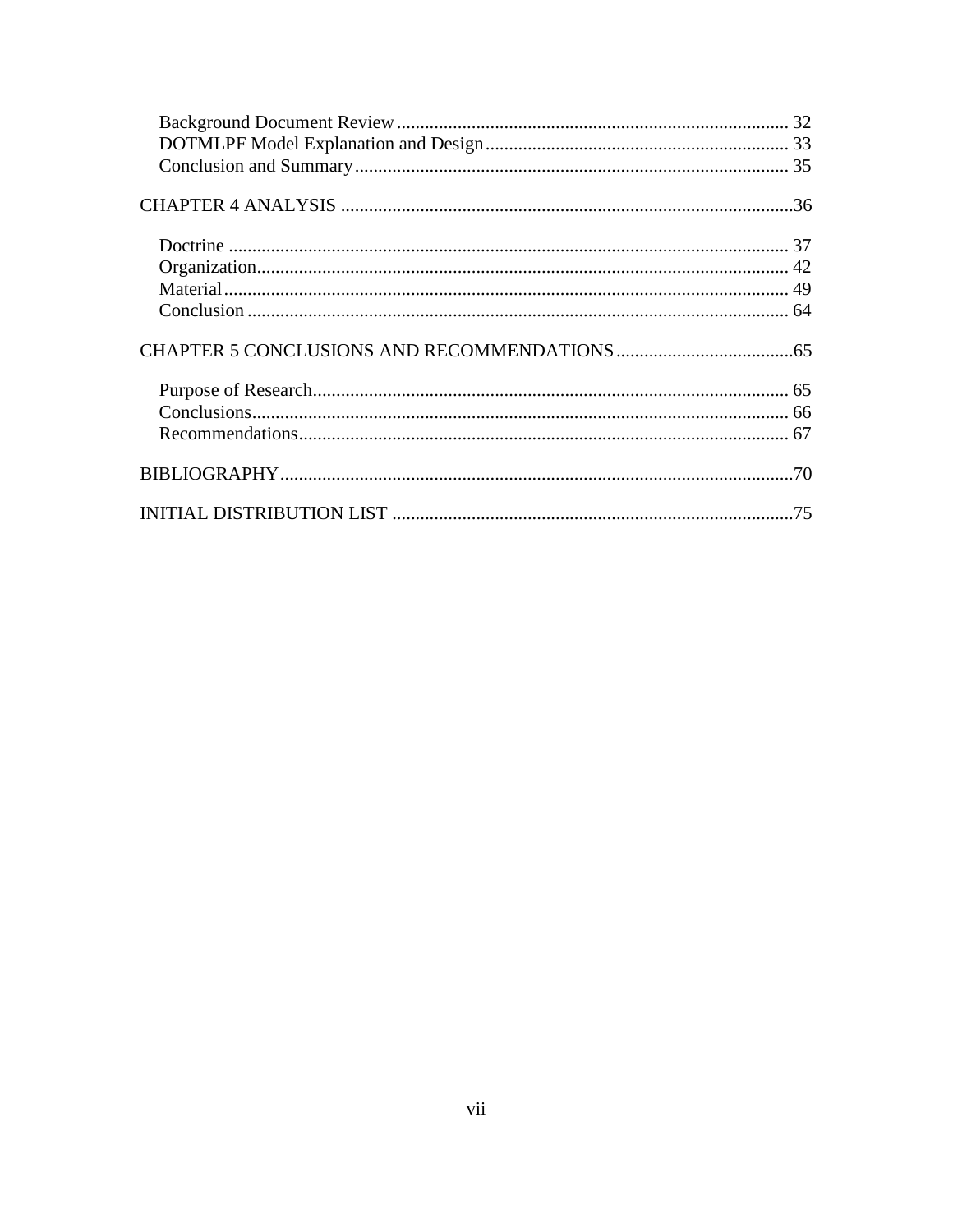Background Document Review ........................................................................ 32
DOTMLPF Model Explanation and Design ..................................................... 33
Conclusion and Summary ................................................................................ 35

CHAPTER 4 ANALYSIS ....................................................................................... 36

Doctrine ............................................................................................................ 37
Organization ...................................................................................................... 42
Material ............................................................................................................. 49
Conclusion ......................................................................................................... 64

CHAPTER 5 CONCLUSIONS AND RECOMMENDATIONS ................................. 65

Purpose of Research .......................................................................................... 65
Conclusions ....................................................................................................... 66
Recommendations .............................................................................................. 67

BIBLIOGRAPHY .................................................................................................... 70

INITIAL DISTRIBUTION LIST ............................................................................. 75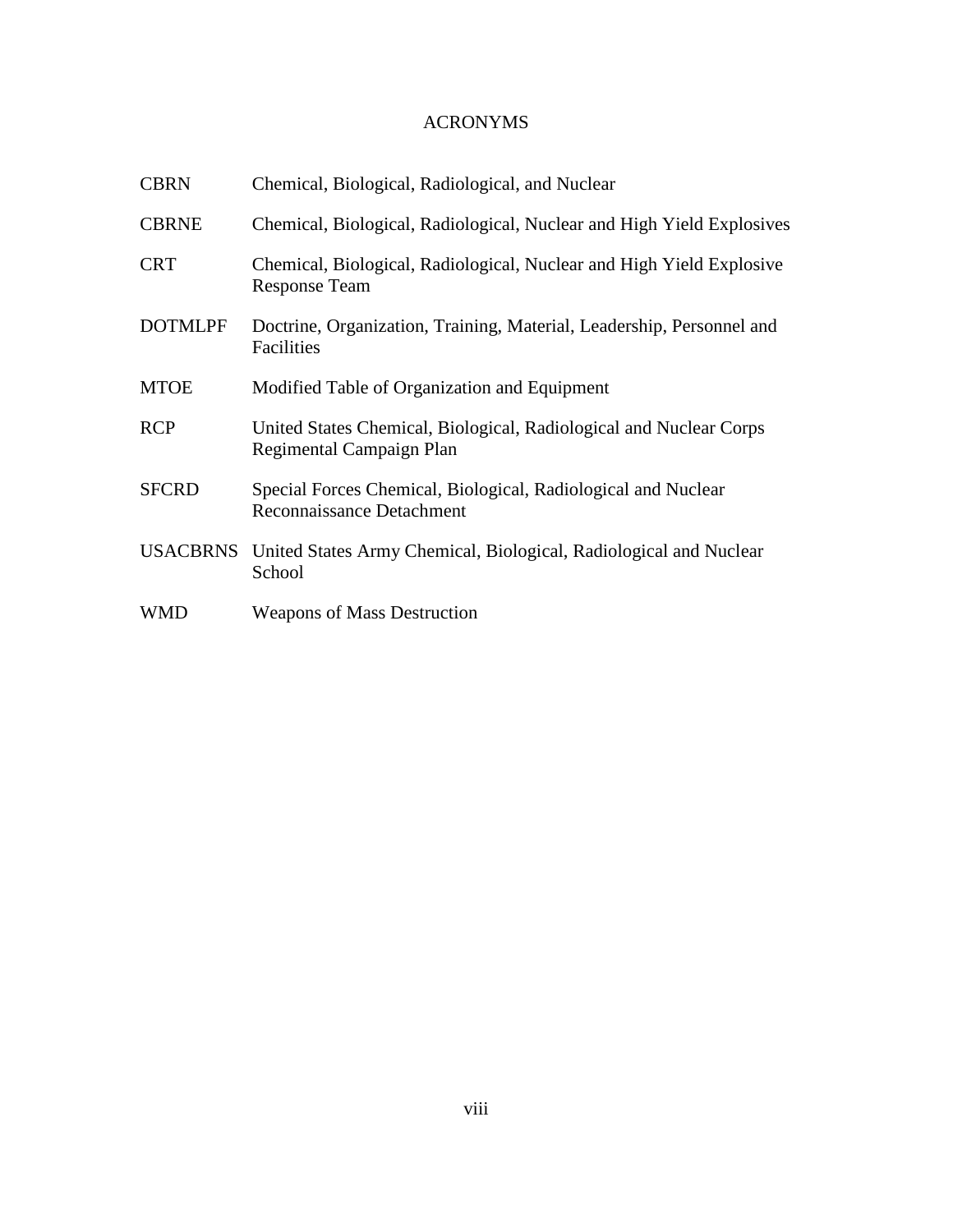# ACRONYMS

| | |
|---|---|
| CBRN | Chemical, Biological, Radiological, and Nuclear |
| CBRNE | Chemical, Biological, Radiological, Nuclear and High Yield Explosives |
| CRT | Chemical, Biological, Radiological, Nuclear and High Yield Explosive Response Team |
| DOTMLPF | Doctrine, Organization, Training, Material, Leadership, Personnel and Facilities |
| MTOE | Modified Table of Organization and Equipment |
| RCP | United States Chemical, Biological, Radiological and Nuclear Corps Regimental Campaign Plan |
| SFCRD | Special Forces Chemical, Biological, Radiological and Nuclear Reconnaissance Detachment |
| USACBRNS | United States Army Chemical, Biological, Radiological and Nuclear School |
| WMD | Weapons of Mass Destruction |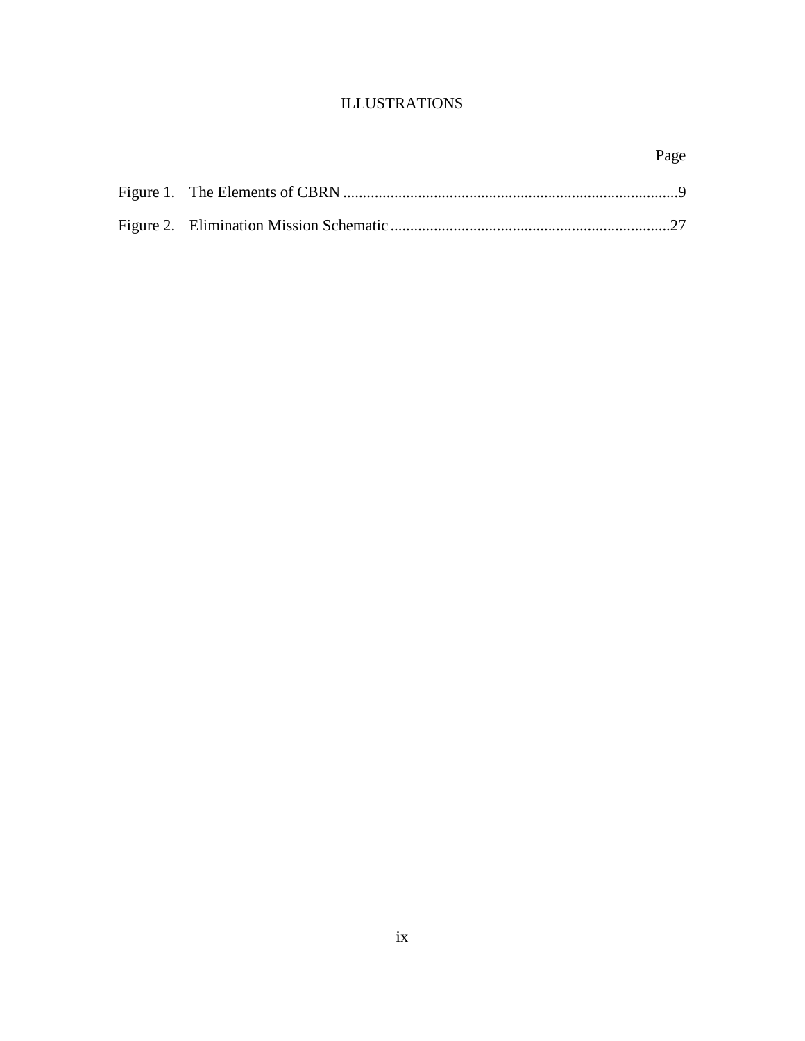# ILLUSTRATIONS

| | Page |
|---|---|
| Figure 1. The Elements of CBRN | 9 |
| Figure 2. Elimination Mission Schematic | 27 |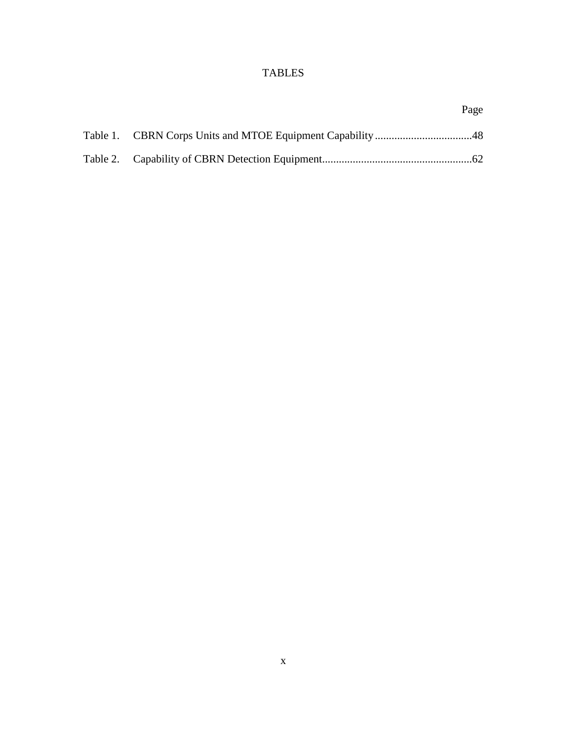# TABLES

| | | Page |
|---|---|---|
| Table 1. | CBRN Corps Units and MTOE Equipment Capability | 48 |
| Table 2. | Capability of CBRN Detection Equipment | 62 |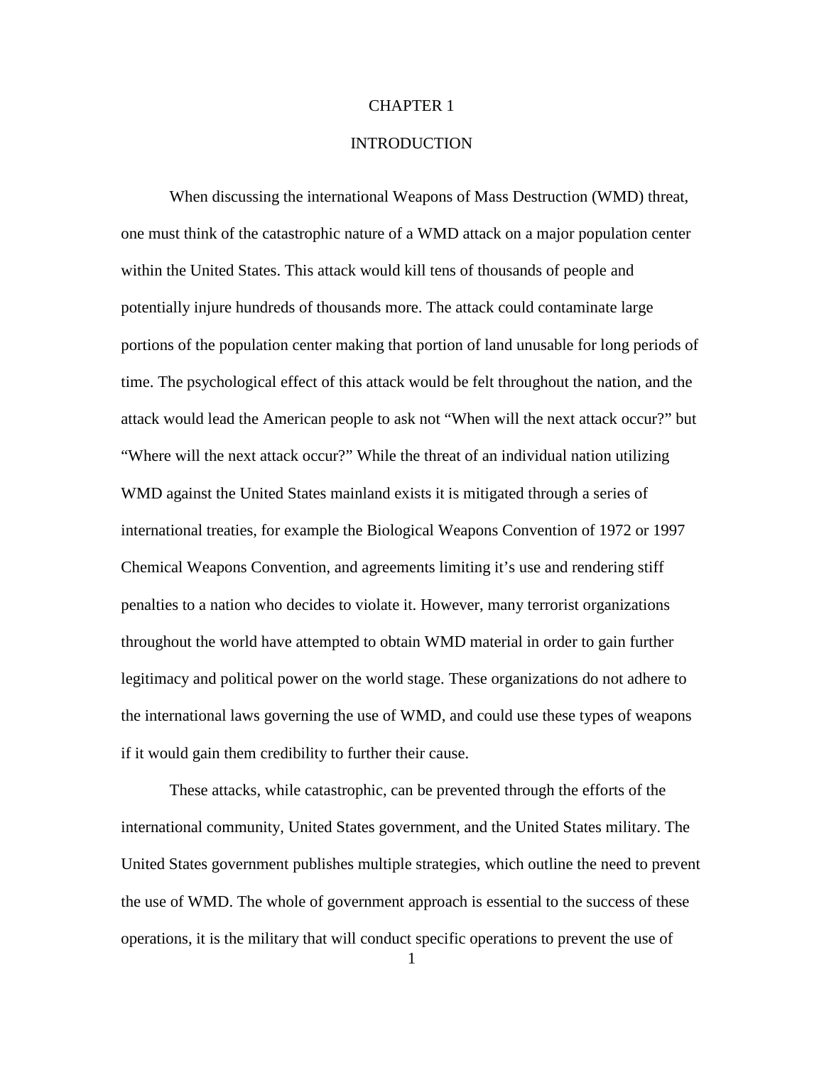# CHAPTER 1

## INTRODUCTION

When discussing the international Weapons of Mass Destruction (WMD) threat, one must think of the catastrophic nature of a WMD attack on a major population center within the United States. This attack would kill tens of thousands of people and potentially injure hundreds of thousands more. The attack could contaminate large portions of the population center making that portion of land unusable for long periods of time. The psychological effect of this attack would be felt throughout the nation, and the attack would lead the American people to ask not "When will the next attack occur?" but "Where will the next attack occur?" While the threat of an individual nation utilizing WMD against the United States mainland exists it is mitigated through a series of international treaties, for example the Biological Weapons Convention of 1972 or 1997 Chemical Weapons Convention, and agreements limiting it's use and rendering stiff penalties to a nation who decides to violate it. However, many terrorist organizations throughout the world have attempted to obtain WMD material in order to gain further legitimacy and political power on the world stage. These organizations do not adhere to the international laws governing the use of WMD, and could use these types of weapons if it would gain them credibility to further their cause.

These attacks, while catastrophic, can be prevented through the efforts of the international community, United States government, and the United States military. The United States government publishes multiple strategies, which outline the need to prevent the use of WMD. The whole of government approach is essential to the success of these operations, it is the military that will conduct specific operations to prevent the use of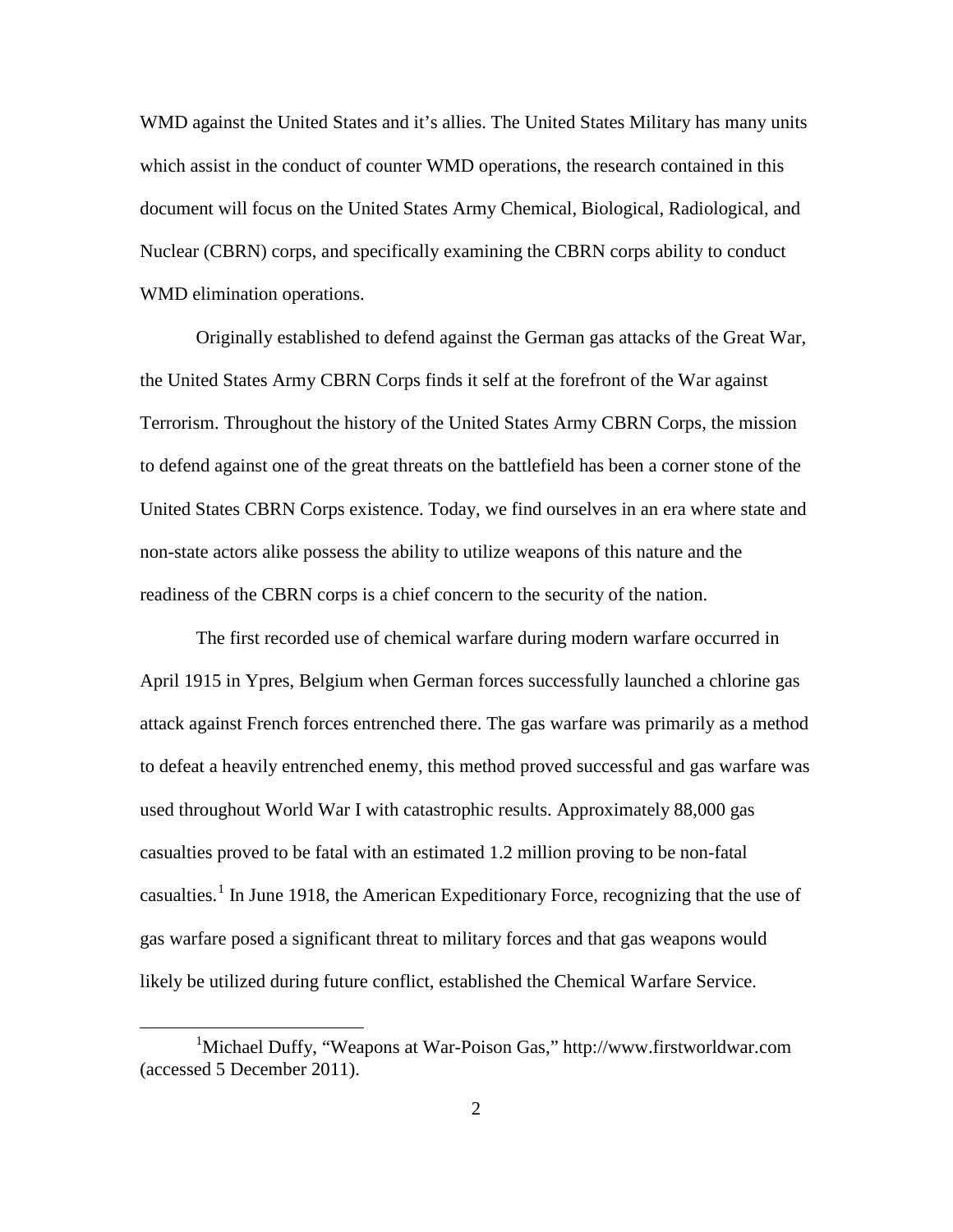WMD against the United States and it's allies. The United States Military has many units which assist in the conduct of counter WMD operations, the research contained in this document will focus on the United States Army Chemical, Biological, Radiological, and Nuclear (CBRN) corps, and specifically examining the CBRN corps ability to conduct WMD elimination operations.

Originally established to defend against the German gas attacks of the Great War, the United States Army CBRN Corps finds it self at the forefront of the War against Terrorism. Throughout the history of the United States Army CBRN Corps, the mission to defend against one of the great threats on the battlefield has been a corner stone of the United States CBRN Corps existence. Today, we find ourselves in an era where state and non-state actors alike possess the ability to utilize weapons of this nature and the readiness of the CBRN corps is a chief concern to the security of the nation.

The first recorded use of chemical warfare during modern warfare occurred in April 1915 in Ypres, Belgium when German forces successfully launched a chlorine gas attack against French forces entrenched there. The gas warfare was primarily as a method to defeat a heavily entrenched enemy, this method proved successful and gas warfare was used throughout World War I with catastrophic results. Approximately 88,000 gas casualties proved to be fatal with an estimated 1.2 million proving to be non-fatal casualties.[1] In June 1918, the American Expeditionary Force, recognizing that the use of gas warfare posed a significant threat to military forces and that gas weapons would likely be utilized during future conflict, established the Chemical Warfare Service.

---

[1] Michael Duffy, "Weapons at War-Poison Gas," http://www.firstworldwar.com (accessed 5 December 2011).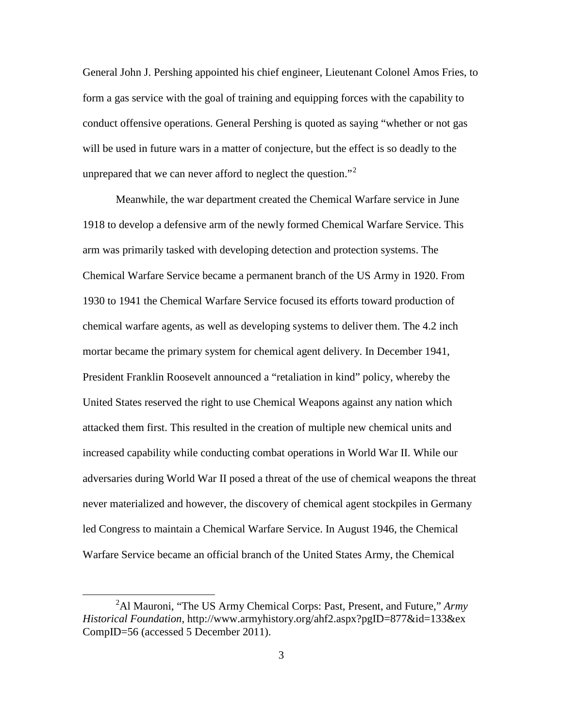General John J. Pershing appointed his chief engineer, Lieutenant Colonel Amos Fries, to form a gas service with the goal of training and equipping forces with the capability to conduct offensive operations. General Pershing is quoted as saying "whether or not gas will be used in future wars in a matter of conjecture, but the effect is so deadly to the unprepared that we can never afford to neglect the question."[2]

Meanwhile, the war department created the Chemical Warfare service in June 1918 to develop a defensive arm of the newly formed Chemical Warfare Service. This arm was primarily tasked with developing detection and protection systems. The Chemical Warfare Service became a permanent branch of the US Army in 1920. From 1930 to 1941 the Chemical Warfare Service focused its efforts toward production of chemical warfare agents, as well as developing systems to deliver them. The 4.2 inch mortar became the primary system for chemical agent delivery. In December 1941, President Franklin Roosevelt announced a "retaliation in kind" policy, whereby the United States reserved the right to use Chemical Weapons against any nation which attacked them first. This resulted in the creation of multiple new chemical units and increased capability while conducting combat operations in World War II. While our adversaries during World War II posed a threat of the use of chemical weapons the threat never materialized and however, the discovery of chemical agent stockpiles in Germany led Congress to maintain a Chemical Warfare Service. In August 1946, the Chemical Warfare Service became an official branch of the United States Army, the Chemical

---

[2]Al Mauroni, "The US Army Chemical Corps: Past, Present, and Future," *Army Historical Foundation*, http://www.armyhistory.org/ahf2.aspx?pgID=877&id=133&exCompID=56 (accessed 5 December 2011).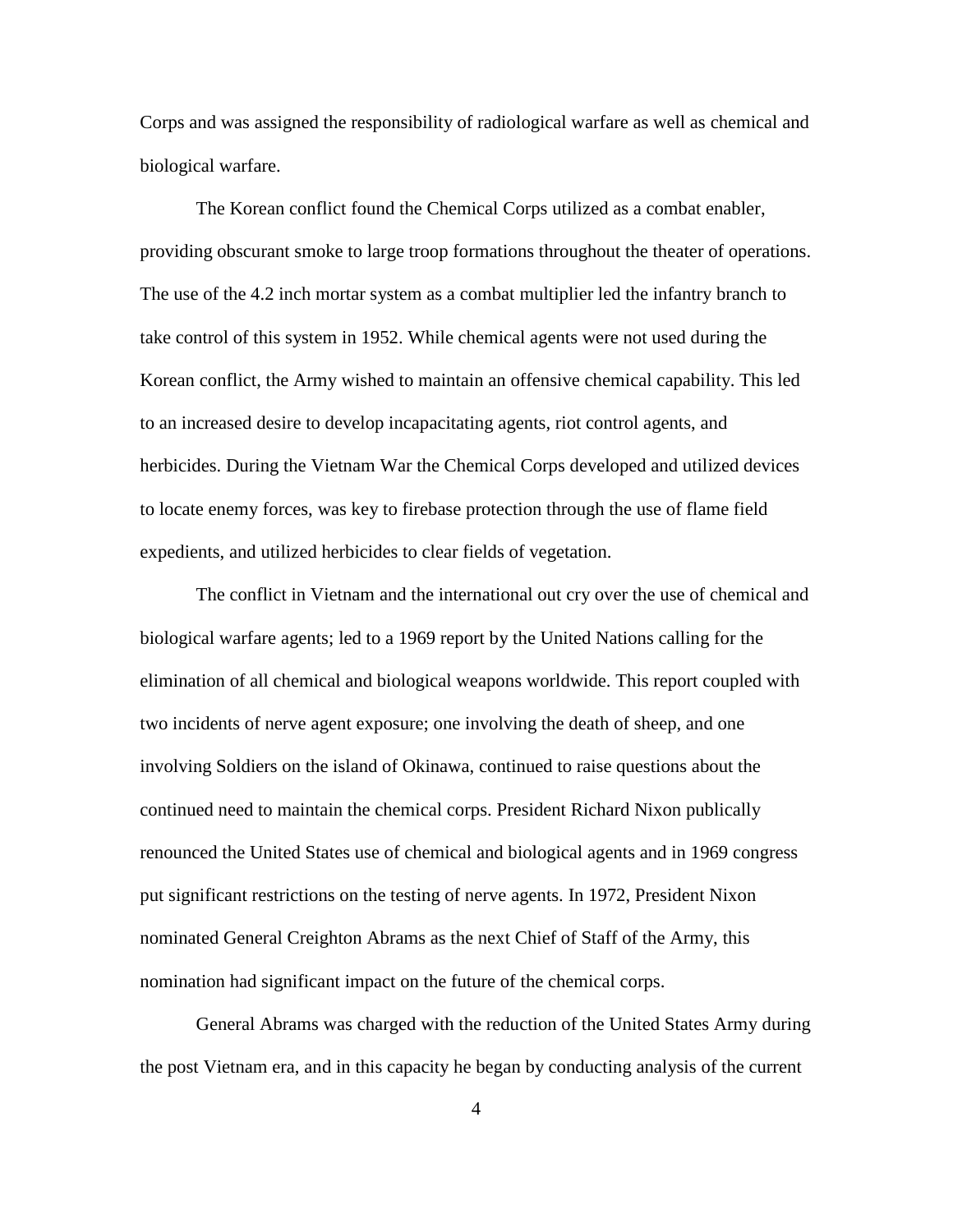Corps and was assigned the responsibility of radiological warfare as well as chemical and biological warfare.

The Korean conflict found the Chemical Corps utilized as a combat enabler, providing obscurant smoke to large troop formations throughout the theater of operations. The use of the 4.2 inch mortar system as a combat multiplier led the infantry branch to take control of this system in 1952. While chemical agents were not used during the Korean conflict, the Army wished to maintain an offensive chemical capability. This led to an increased desire to develop incapacitating agents, riot control agents, and herbicides. During the Vietnam War the Chemical Corps developed and utilized devices to locate enemy forces, was key to firebase protection through the use of flame field expedients, and utilized herbicides to clear fields of vegetation.

The conflict in Vietnam and the international out cry over the use of chemical and biological warfare agents; led to a 1969 report by the United Nations calling for the elimination of all chemical and biological weapons worldwide. This report coupled with two incidents of nerve agent exposure; one involving the death of sheep, and one involving Soldiers on the island of Okinawa, continued to raise questions about the continued need to maintain the chemical corps. President Richard Nixon publically renounced the United States use of chemical and biological agents and in 1969 congress put significant restrictions on the testing of nerve agents. In 1972, President Nixon nominated General Creighton Abrams as the next Chief of Staff of the Army, this nomination had significant impact on the future of the chemical corps.

General Abrams was charged with the reduction of the United States Army during the post Vietnam era, and in this capacity he began by conducting analysis of the current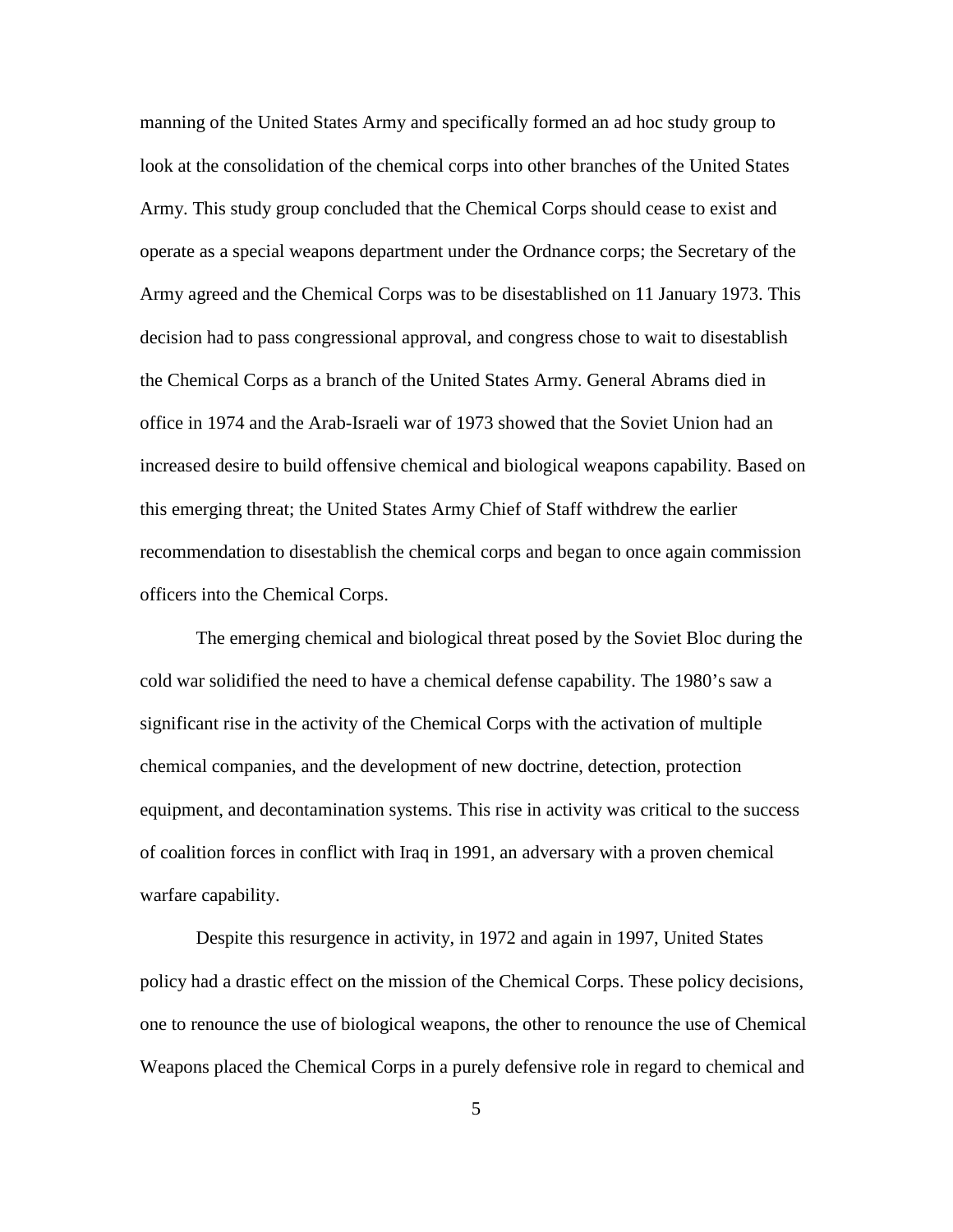manning of the United States Army and specifically formed an ad hoc study group to look at the consolidation of the chemical corps into other branches of the United States Army. This study group concluded that the Chemical Corps should cease to exist and operate as a special weapons department under the Ordnance corps; the Secretary of the Army agreed and the Chemical Corps was to be disestablished on 11 January 1973. This decision had to pass congressional approval, and congress chose to wait to disestablish the Chemical Corps as a branch of the United States Army. General Abrams died in office in 1974 and the Arab-Israeli war of 1973 showed that the Soviet Union had an increased desire to build offensive chemical and biological weapons capability. Based on this emerging threat; the United States Army Chief of Staff withdrew the earlier recommendation to disestablish the chemical corps and began to once again commission officers into the Chemical Corps.

The emerging chemical and biological threat posed by the Soviet Bloc during the cold war solidified the need to have a chemical defense capability. The 1980's saw a significant rise in the activity of the Chemical Corps with the activation of multiple chemical companies, and the development of new doctrine, detection, protection equipment, and decontamination systems. This rise in activity was critical to the success of coalition forces in conflict with Iraq in 1991, an adversary with a proven chemical warfare capability.

Despite this resurgence in activity, in 1972 and again in 1997, United States policy had a drastic effect on the mission of the Chemical Corps. These policy decisions, one to renounce the use of biological weapons, the other to renounce the use of Chemical Weapons placed the Chemical Corps in a purely defensive role in regard to chemical and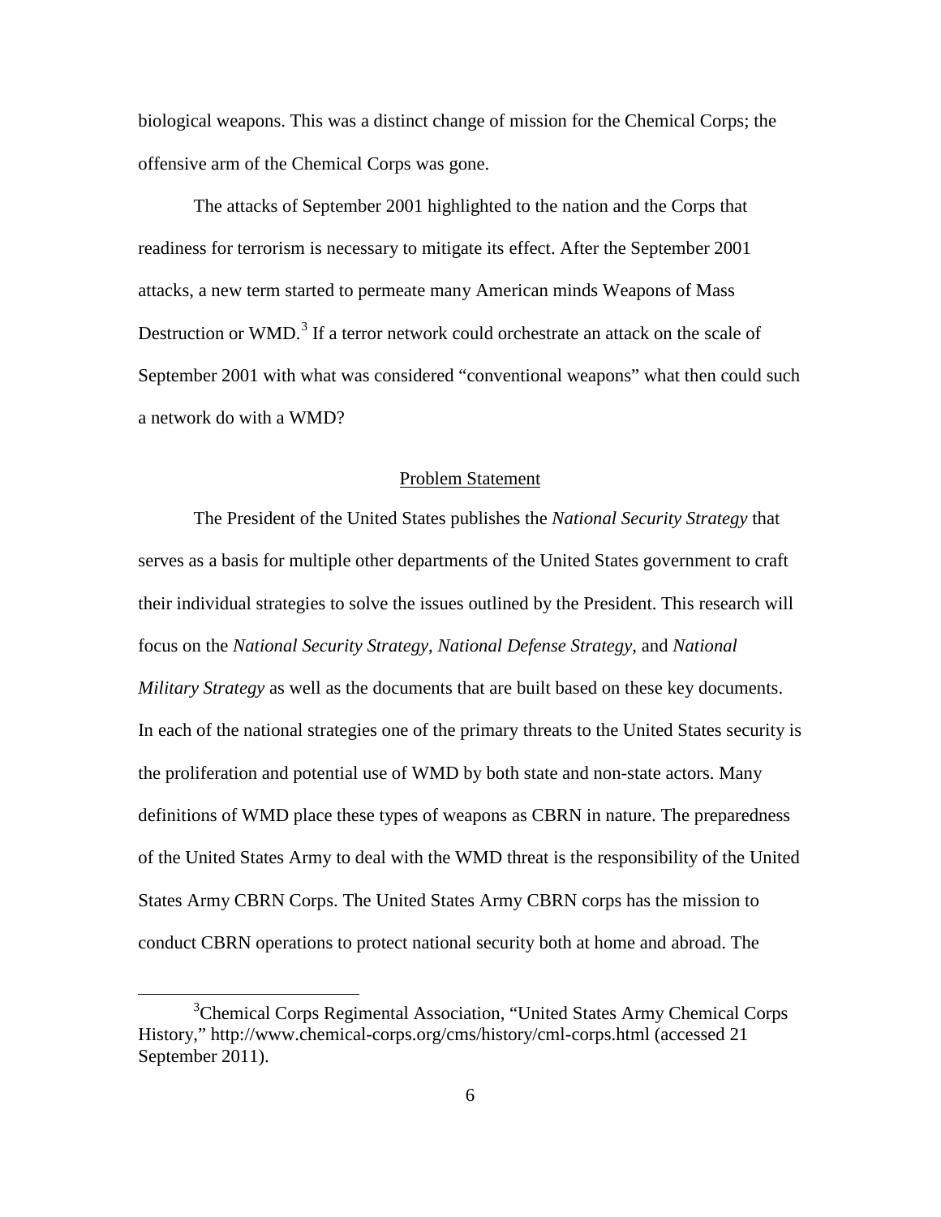biological weapons. This was a distinct change of mission for the Chemical Corps; the offensive arm of the Chemical Corps was gone.

The attacks of September 2001 highlighted to the nation and the Corps that readiness for terrorism is necessary to mitigate its effect. After the September 2001 attacks, a new term started to permeate many American minds Weapons of Mass Destruction or WMD.[3] If a terror network could orchestrate an attack on the scale of September 2001 with what was considered "conventional weapons" what then could such a network do with a WMD?

## Problem Statement

The President of the United States publishes the *National Security Strategy* that serves as a basis for multiple other departments of the United States government to craft their individual strategies to solve the issues outlined by the President. This research will focus on the *National Security Strategy*, *National Defense Strategy*, and *National Military Strategy* as well as the documents that are built based on these key documents. In each of the national strategies one of the primary threats to the United States security is the proliferation and potential use of WMD by both state and non-state actors. Many definitions of WMD place these types of weapons as CBRN in nature. The preparedness of the United States Army to deal with the WMD threat is the responsibility of the United States Army CBRN Corps. The United States Army CBRN corps has the mission to conduct CBRN operations to protect national security both at home and abroad. The

---

[3]Chemical Corps Regimental Association, "United States Army Chemical Corps History," http://www.chemical-corps.org/cms/history/cml-corps.html (accessed 21 September 2011).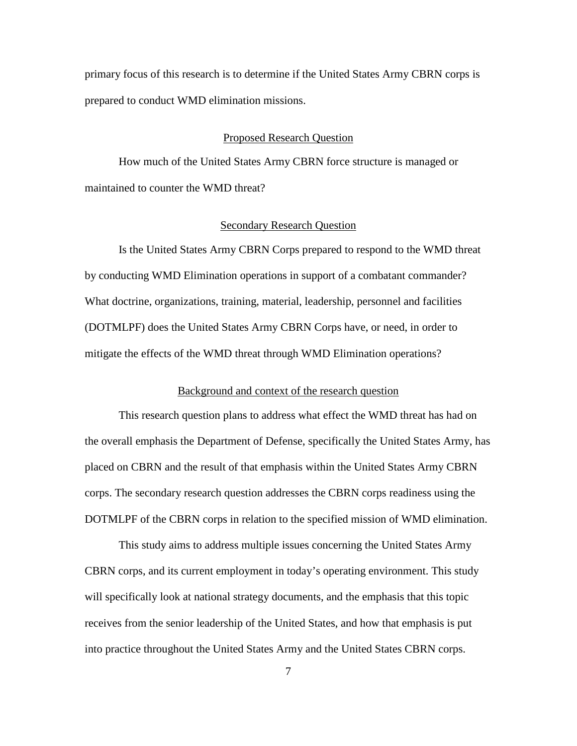primary focus of this research is to determine if the United States Army CBRN corps is prepared to conduct WMD elimination missions.

## Proposed Research Question

How much of the United States Army CBRN force structure is managed or maintained to counter the WMD threat?

## Secondary Research Question

Is the United States Army CBRN Corps prepared to respond to the WMD threat by conducting WMD Elimination operations in support of a combatant commander? What doctrine, organizations, training, material, leadership, personnel and facilities (DOTMLPF) does the United States Army CBRN Corps have, or need, in order to mitigate the effects of the WMD threat through WMD Elimination operations?

## Background and context of the research question

This research question plans to address what effect the WMD threat has had on the overall emphasis the Department of Defense, specifically the United States Army, has placed on CBRN and the result of that emphasis within the United States Army CBRN corps. The secondary research question addresses the CBRN corps readiness using the DOTMLPF of the CBRN corps in relation to the specified mission of WMD elimination.

This study aims to address multiple issues concerning the United States Army CBRN corps, and its current employment in today's operating environment. This study will specifically look at national strategy documents, and the emphasis that this topic receives from the senior leadership of the United States, and how that emphasis is put into practice throughout the United States Army and the United States CBRN corps.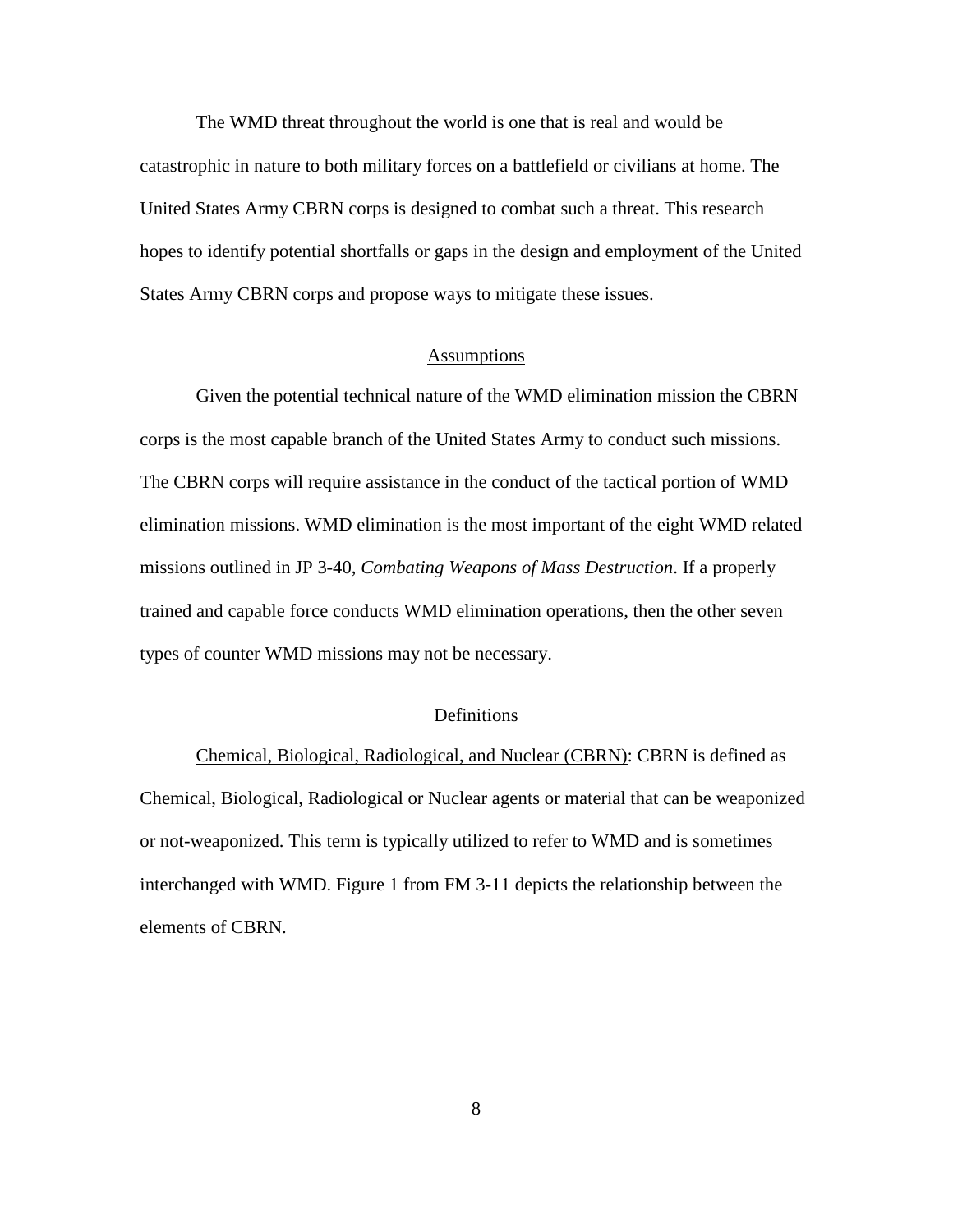The WMD threat throughout the world is one that is real and would be catastrophic in nature to both military forces on a battlefield or civilians at home. The United States Army CBRN corps is designed to combat such a threat. This research hopes to identify potential shortfalls or gaps in the design and employment of the United States Army CBRN corps and propose ways to mitigate these issues.

## Assumptions

Given the potential technical nature of the WMD elimination mission the CBRN corps is the most capable branch of the United States Army to conduct such missions. The CBRN corps will require assistance in the conduct of the tactical portion of WMD elimination missions. WMD elimination is the most important of the eight WMD related missions outlined in JP 3-40, *Combating Weapons of Mass Destruction*. If a properly trained and capable force conducts WMD elimination operations, then the other seven types of counter WMD missions may not be necessary.

## Definitions

Chemical, Biological, Radiological, and Nuclear (CBRN): CBRN is defined as Chemical, Biological, Radiological or Nuclear agents or material that can be weaponized or not-weaponized. This term is typically utilized to refer to WMD and is sometimes interchanged with WMD. Figure 1 from FM 3-11 depicts the relationship between the elements of CBRN.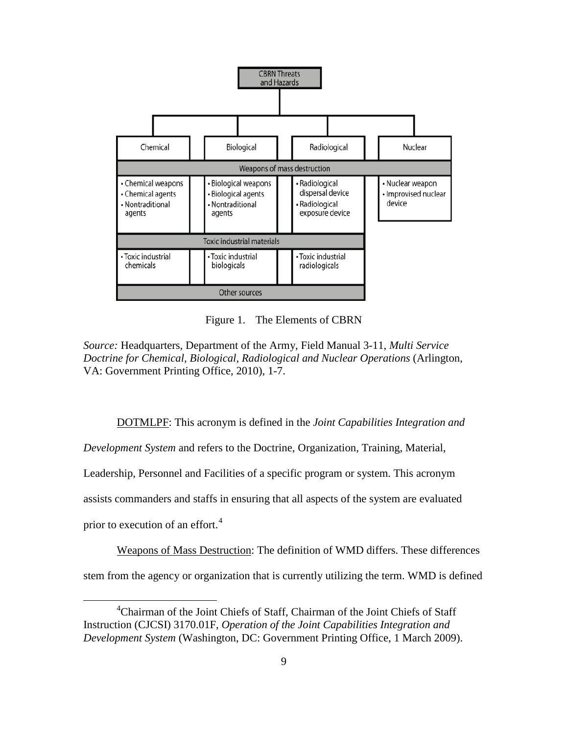| CBRN Threats and Hazards | | | |
|---|---|---|---|
| Chemical | Biological | Radiological | Nuclear |
| Weapons of mass destruction | | | |
| • Chemical weapons<br>• Chemical agents<br>• Nontraditional agents | • Biological weapons<br>• Biological agents<br>• Nontraditional agents | • Radiological dispersal device<br>• Radiological exposure device | • Nuclear weapon<br>• Improvised nuclear device |
| Toxic industrial materials | | | |
| • Toxic industrial chemicals | • Toxic industrial biologicals | • Toxic industrial radiologicals | |
| Other sources | | | |

Figure 1. The Elements of CBRN

*Source:* Headquarters, Department of the Army, Field Manual 3-11, *Multi Service Doctrine for Chemical, Biological, Radiological and Nuclear Operations* (Arlington, VA: Government Printing Office, 2010), 1-7.

DOTMLPF: This acronym is defined in the *Joint Capabilities Integration and Development System* and refers to the Doctrine, Organization, Training, Material, Leadership, Personnel and Facilities of a specific program or system. This acronym assists commanders and staffs in ensuring that all aspects of the system are evaluated prior to execution of an effort.[4]

Weapons of Mass Destruction: The definition of WMD differs. These differences stem from the agency or organization that is currently utilizing the term. WMD is defined

[4]Chairman of the Joint Chiefs of Staff, Chairman of the Joint Chiefs of Staff Instruction (CJCSI) 3170.01F, *Operation of the Joint Capabilities Integration and Development System* (Washington, DC: Government Printing Office, 1 March 2009).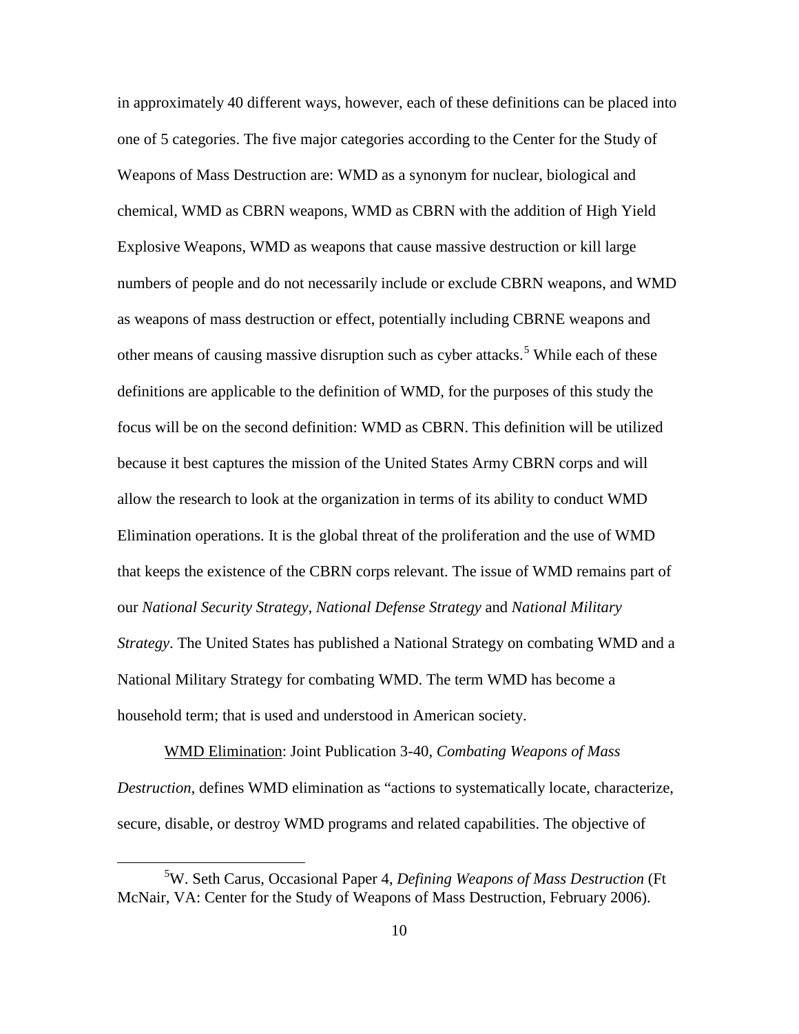in approximately 40 different ways, however, each of these definitions can be placed into one of 5 categories. The five major categories according to the Center for the Study of Weapons of Mass Destruction are: WMD as a synonym for nuclear, biological and chemical, WMD as CBRN weapons, WMD as CBRN with the addition of High Yield Explosive Weapons, WMD as weapons that cause massive destruction or kill large numbers of people and do not necessarily include or exclude CBRN weapons, and WMD as weapons of mass destruction or effect, potentially including CBRNE weapons and other means of causing massive disruption such as cyber attacks.[5] While each of these definitions are applicable to the definition of WMD, for the purposes of this study the focus will be on the second definition: WMD as CBRN. This definition will be utilized because it best captures the mission of the United States Army CBRN corps and will allow the research to look at the organization in terms of its ability to conduct WMD Elimination operations. It is the global threat of the proliferation and the use of WMD that keeps the existence of the CBRN corps relevant. The issue of WMD remains part of our *National Security Strategy*, *National Defense Strategy* and *National Military Strategy*. The United States has published a National Strategy on combating WMD and a National Military Strategy for combating WMD. The term WMD has become a household term; that is used and understood in American society.

WMD Elimination: Joint Publication 3-40, *Combating Weapons of Mass Destruction*, defines WMD elimination as "actions to systematically locate, characterize, secure, disable, or destroy WMD programs and related capabilities. The objective of

---

[5] W. Seth Carus, Occasional Paper 4, *Defining Weapons of Mass Destruction* (Ft McNair, VA: Center for the Study of Weapons of Mass Destruction, February 2006).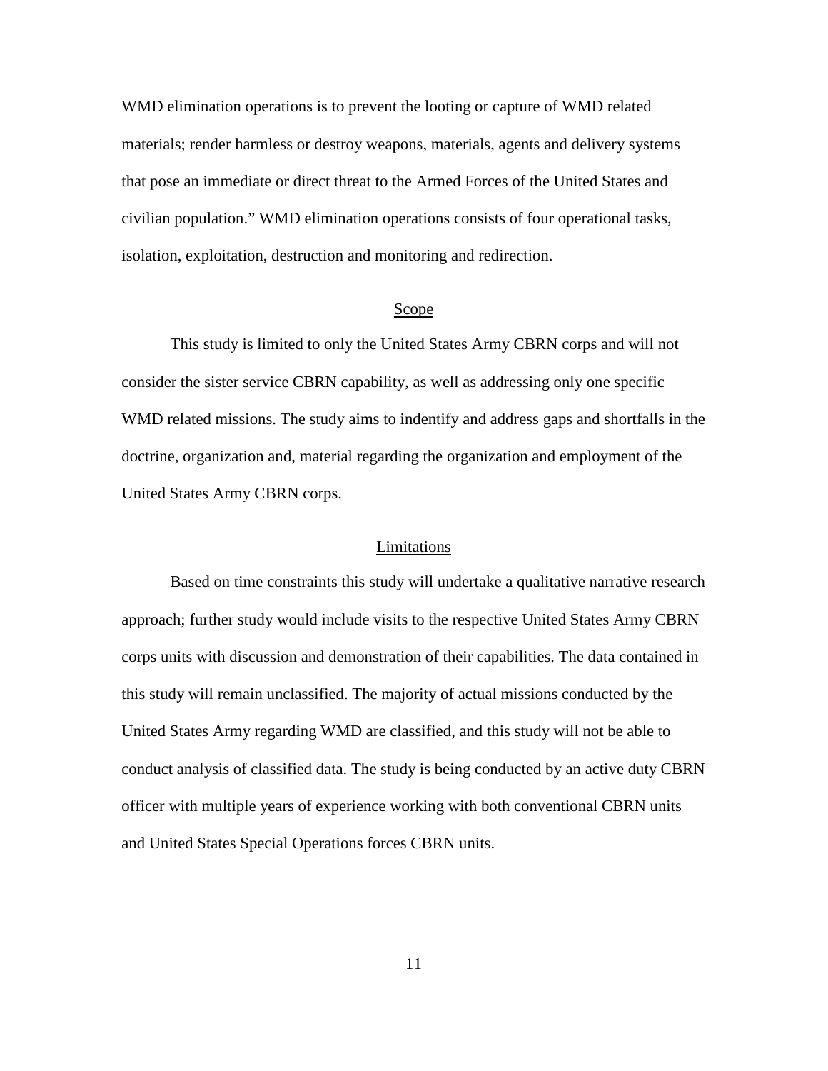WMD elimination operations is to prevent the looting or capture of WMD related materials; render harmless or destroy weapons, materials, agents and delivery systems that pose an immediate or direct threat to the Armed Forces of the United States and civilian population." WMD elimination operations consists of four operational tasks, isolation, exploitation, destruction and monitoring and redirection.

## Scope

This study is limited to only the United States Army CBRN corps and will not consider the sister service CBRN capability, as well as addressing only one specific WMD related missions. The study aims to indentify and address gaps and shortfalls in the doctrine, organization and, material regarding the organization and employment of the United States Army CBRN corps.

## Limitations

Based on time constraints this study will undertake a qualitative narrative research approach; further study would include visits to the respective United States Army CBRN corps units with discussion and demonstration of their capabilities. The data contained in this study will remain unclassified. The majority of actual missions conducted by the United States Army regarding WMD are classified, and this study will not be able to conduct analysis of classified data. The study is being conducted by an active duty CBRN officer with multiple years of experience working with both conventional CBRN units and United States Special Operations forces CBRN units.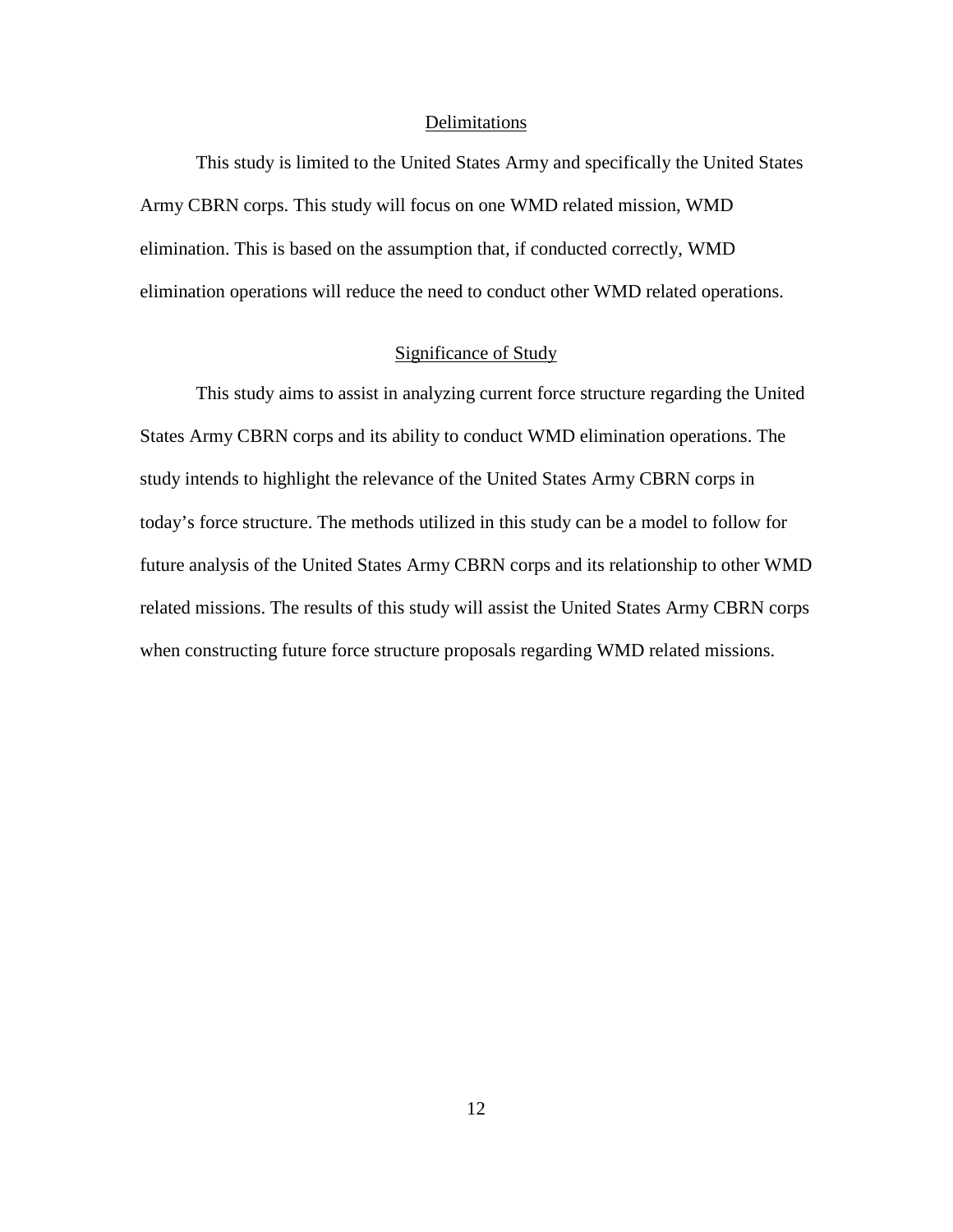## Delimitations

This study is limited to the United States Army and specifically the United States Army CBRN corps. This study will focus on one WMD related mission, WMD elimination. This is based on the assumption that, if conducted correctly, WMD elimination operations will reduce the need to conduct other WMD related operations.

## Significance of Study

This study aims to assist in analyzing current force structure regarding the United States Army CBRN corps and its ability to conduct WMD elimination operations. The study intends to highlight the relevance of the United States Army CBRN corps in today's force structure. The methods utilized in this study can be a model to follow for future analysis of the United States Army CBRN corps and its relationship to other WMD related missions. The results of this study will assist the United States Army CBRN corps when constructing future force structure proposals regarding WMD related missions.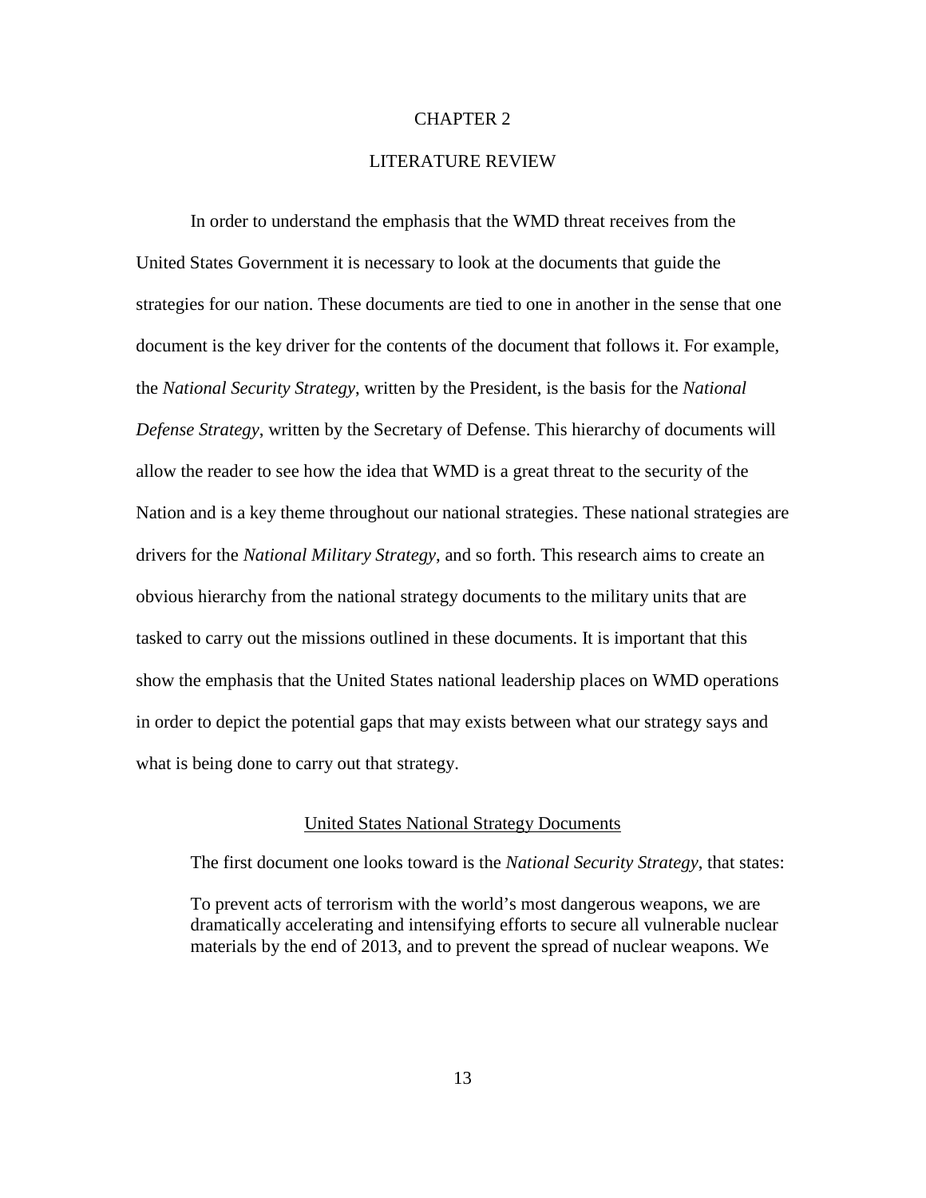# CHAPTER 2

# LITERATURE REVIEW

In order to understand the emphasis that the WMD threat receives from the United States Government it is necessary to look at the documents that guide the strategies for our nation. These documents are tied to one in another in the sense that one document is the key driver for the contents of the document that follows it. For example, the *National Security Strategy*, written by the President, is the basis for the *National Defense Strategy*, written by the Secretary of Defense. This hierarchy of documents will allow the reader to see how the idea that WMD is a great threat to the security of the Nation and is a key theme throughout our national strategies. These national strategies are drivers for the *National Military Strategy*, and so forth. This research aims to create an obvious hierarchy from the national strategy documents to the military units that are tasked to carry out the missions outlined in these documents. It is important that this show the emphasis that the United States national leadership places on WMD operations in order to depict the potential gaps that may exists between what our strategy says and what is being done to carry out that strategy.

## United States National Strategy Documents

The first document one looks toward is the *National Security Strategy*, that states:

> To prevent acts of terrorism with the world's most dangerous weapons, we are dramatically accelerating and intensifying efforts to secure all vulnerable nuclear materials by the end of 2013, and to prevent the spread of nuclear weapons. We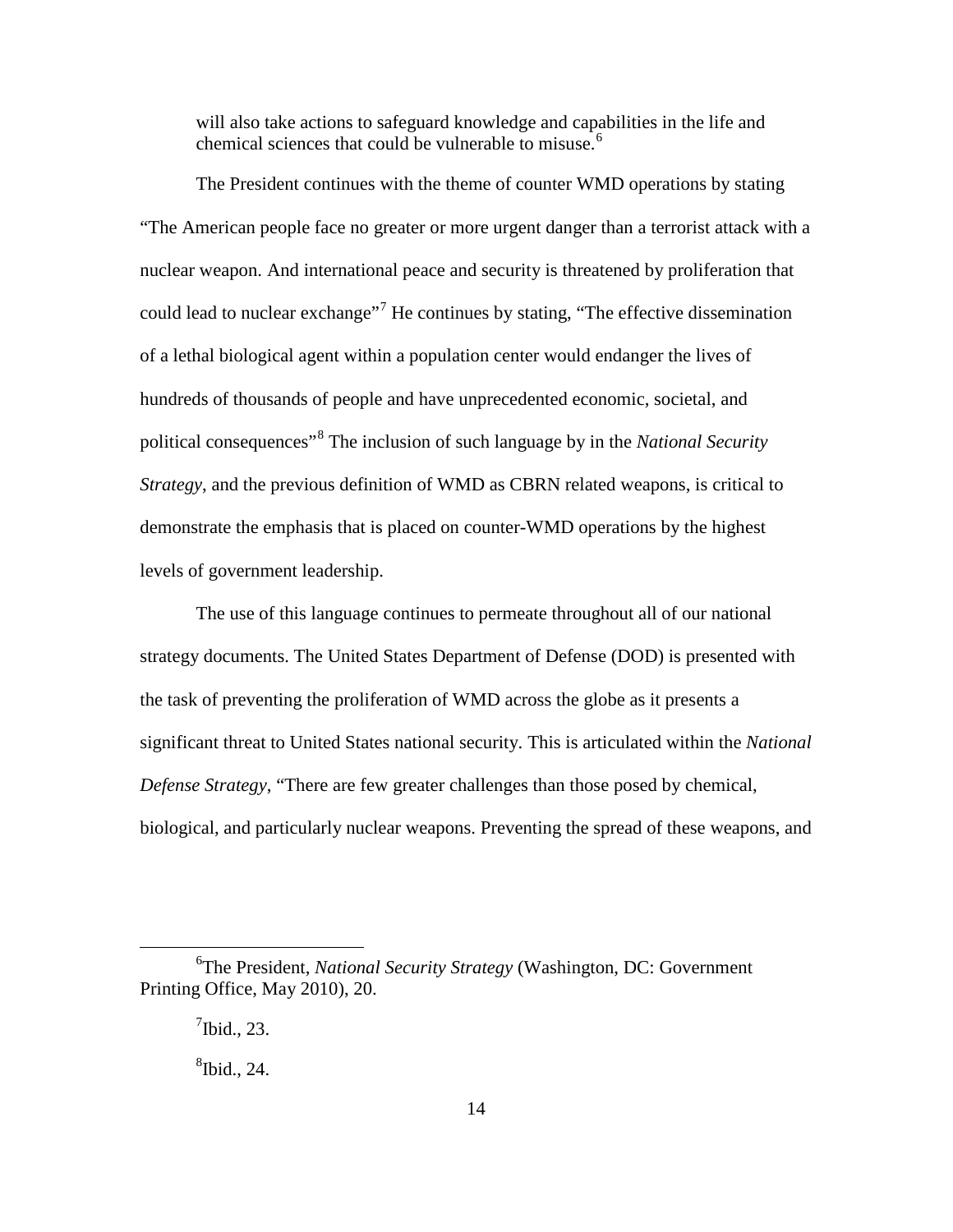will also take actions to safeguard knowledge and capabilities in the life and chemical sciences that could be vulnerable to misuse.[6]

The President continues with the theme of counter WMD operations by stating "The American people face no greater or more urgent danger than a terrorist attack with a nuclear weapon. And international peace and security is threatened by proliferation that could lead to nuclear exchange"[7] He continues by stating, "The effective dissemination of a lethal biological agent within a population center would endanger the lives of hundreds of thousands of people and have unprecedented economic, societal, and political consequences"[8] The inclusion of such language by in the *National Security Strategy*, and the previous definition of WMD as CBRN related weapons, is critical to demonstrate the emphasis that is placed on counter-WMD operations by the highest levels of government leadership.

The use of this language continues to permeate throughout all of our national strategy documents. The United States Department of Defense (DOD) is presented with the task of preventing the proliferation of WMD across the globe as it presents a significant threat to United States national security. This is articulated within the *National Defense Strategy*, "There are few greater challenges than those posed by chemical, biological, and particularly nuclear weapons. Preventing the spread of these weapons, and

---

[6]The President, *National Security Strategy* (Washington, DC: Government Printing Office, May 2010), 20.

[7]Ibid., 23.

[8]Ibid., 24.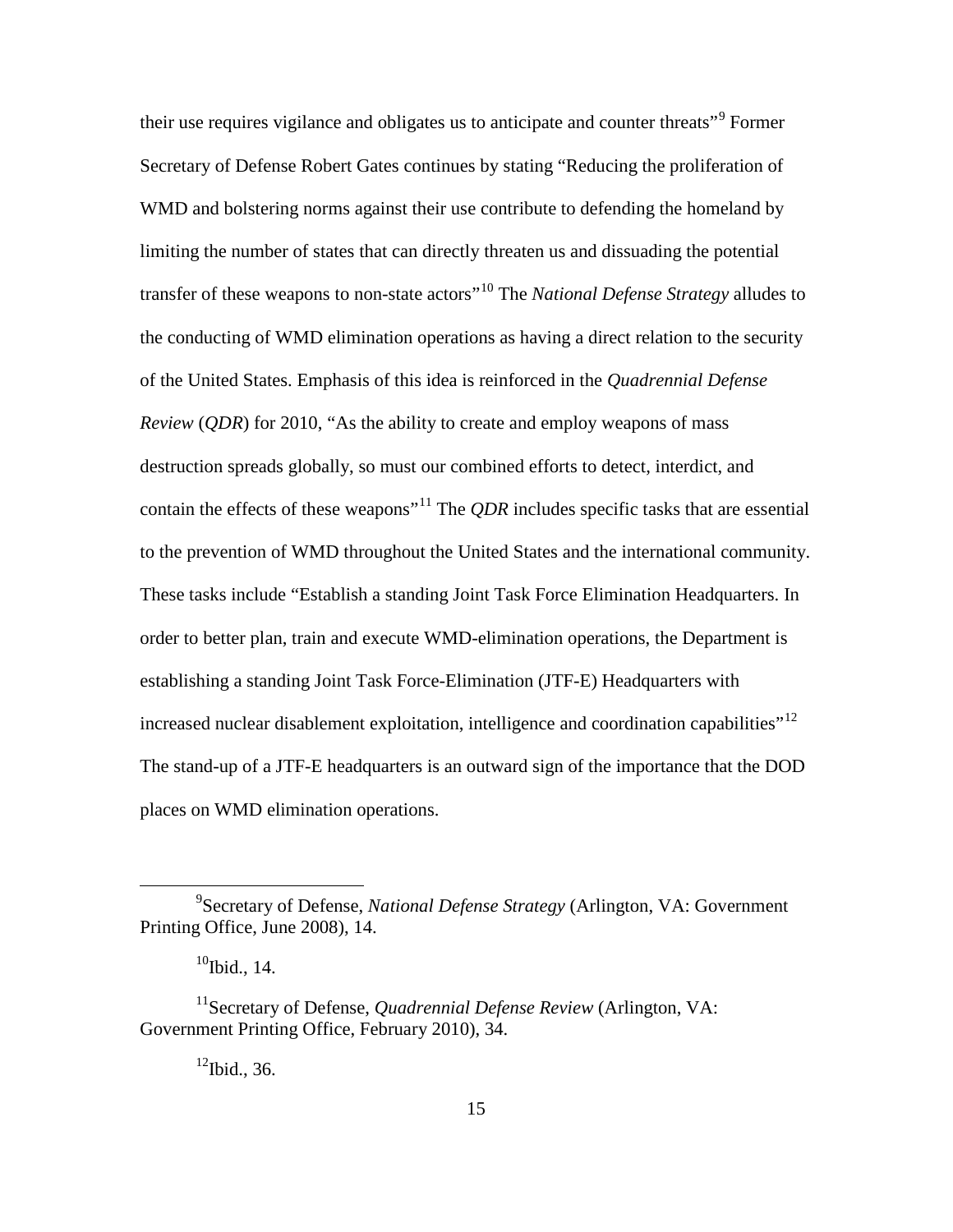their use requires vigilance and obligates us to anticipate and counter threats"[9] Former Secretary of Defense Robert Gates continues by stating "Reducing the proliferation of WMD and bolstering norms against their use contribute to defending the homeland by limiting the number of states that can directly threaten us and dissuading the potential transfer of these weapons to non-state actors"[10] The *National Defense Strategy* alludes to the conducting of WMD elimination operations as having a direct relation to the security of the United States. Emphasis of this idea is reinforced in the *Quadrennial Defense Review* (*QDR*) for 2010, "As the ability to create and employ weapons of mass destruction spreads globally, so must our combined efforts to detect, interdict, and contain the effects of these weapons"[11] The *QDR* includes specific tasks that are essential to the prevention of WMD throughout the United States and the international community. These tasks include "Establish a standing Joint Task Force Elimination Headquarters. In order to better plan, train and execute WMD-elimination operations, the Department is establishing a standing Joint Task Force-Elimination (JTF-E) Headquarters with increased nuclear disablement exploitation, intelligence and coordination capabilities"[12] The stand-up of a JTF-E headquarters is an outward sign of the importance that the DOD places on WMD elimination operations.

---

[9] Secretary of Defense, *National Defense Strategy* (Arlington, VA: Government Printing Office, June 2008), 14.

[10] Ibid., 14.

[11] Secretary of Defense, *Quadrennial Defense Review* (Arlington, VA: Government Printing Office, February 2010), 34.

[12] Ibid., 36.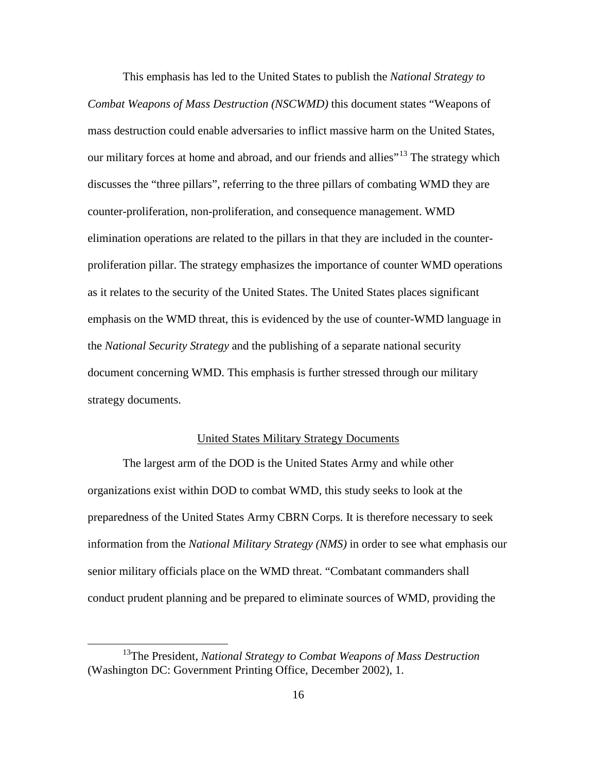This emphasis has led to the United States to publish the *National Strategy to Combat Weapons of Mass Destruction (NSCWMD)* this document states "Weapons of mass destruction could enable adversaries to inflict massive harm on the United States, our military forces at home and abroad, and our friends and allies"[13] The strategy which discusses the "three pillars", referring to the three pillars of combating WMD they are counter-proliferation, non-proliferation, and consequence management. WMD elimination operations are related to the pillars in that they are included in the counter-proliferation pillar. The strategy emphasizes the importance of counter WMD operations as it relates to the security of the United States. The United States places significant emphasis on the WMD threat, this is evidenced by the use of counter-WMD language in the *National Security Strategy* and the publishing of a separate national security document concerning WMD. This emphasis is further stressed through our military strategy documents.

## United States Military Strategy Documents

The largest arm of the DOD is the United States Army and while other organizations exist within DOD to combat WMD, this study seeks to look at the preparedness of the United States Army CBRN Corps. It is therefore necessary to seek information from the *National Military Strategy (NMS)* in order to see what emphasis our senior military officials place on the WMD threat. "Combatant commanders shall conduct prudent planning and be prepared to eliminate sources of WMD, providing the

---

[13]The President, *National Strategy to Combat Weapons of Mass Destruction* (Washington DC: Government Printing Office, December 2002), 1.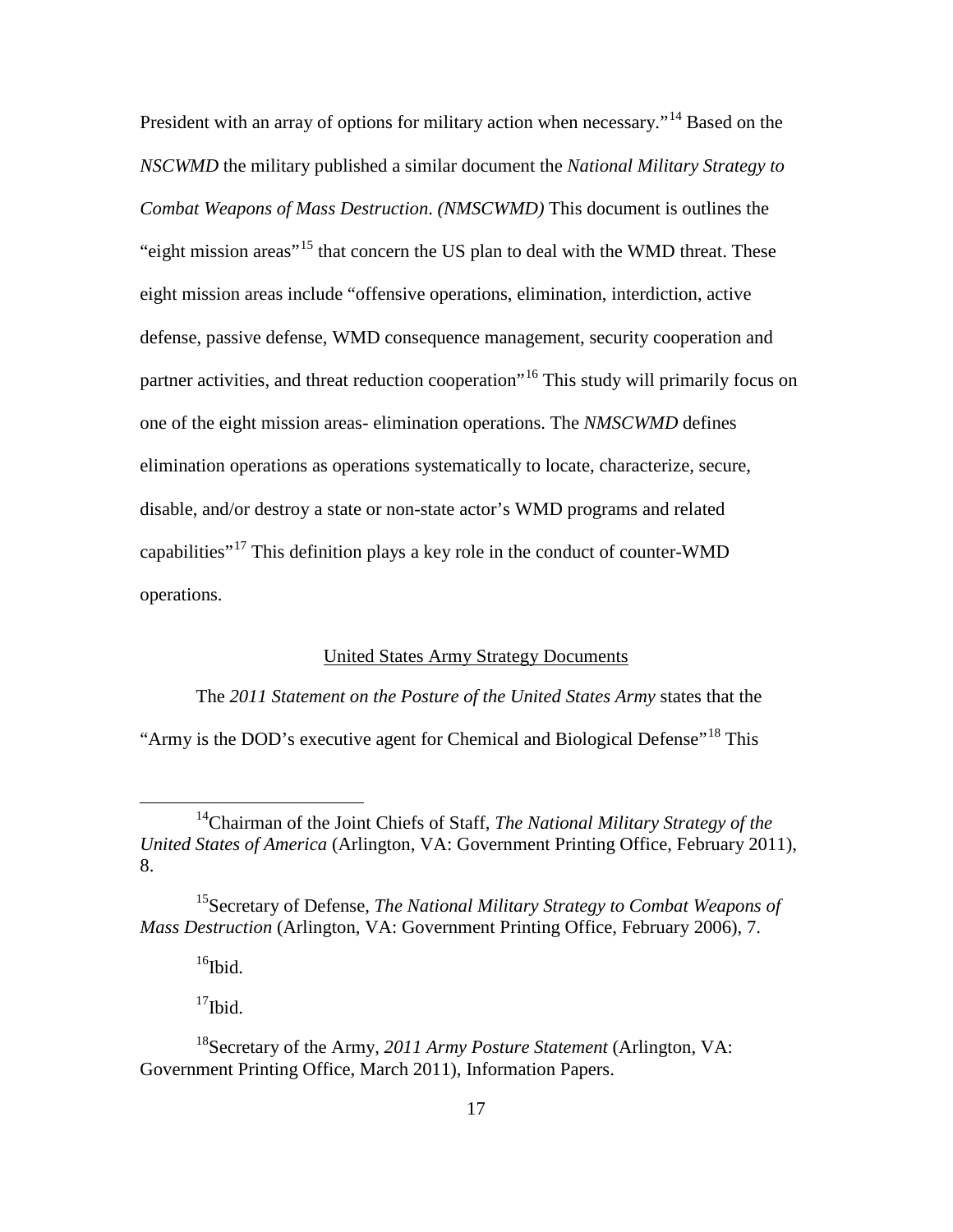President with an array of options for military action when necessary."[14] Based on the *NSCWMD* the military published a similar document the *National Military Strategy to Combat Weapons of Mass Destruction*. *(NMSCWMD)* This document is outlines the "eight mission areas"[15] that concern the US plan to deal with the WMD threat. These eight mission areas include "offensive operations, elimination, interdiction, active defense, passive defense, WMD consequence management, security cooperation and partner activities, and threat reduction cooperation"[16] This study will primarily focus on one of the eight mission areas- elimination operations. The *NMSCWMD* defines elimination operations as operations systematically to locate, characterize, secure, disable, and/or destroy a state or non-state actor's WMD programs and related capabilities"[17] This definition plays a key role in the conduct of counter-WMD operations.

## United States Army Strategy Documents

The *2011 Statement on the Posture of the United States Army* states that the "Army is the DOD's executive agent for Chemical and Biological Defense"[18] This

---

[14]Chairman of the Joint Chiefs of Staff, *The National Military Strategy of the United States of America* (Arlington, VA: Government Printing Office, February 2011), 8.

[15]Secretary of Defense, *The National Military Strategy to Combat Weapons of Mass Destruction* (Arlington, VA: Government Printing Office, February 2006), 7.

[16]Ibid.

[17]Ibid.

[18]Secretary of the Army, *2011 Army Posture Statement* (Arlington, VA: Government Printing Office, March 2011), Information Papers.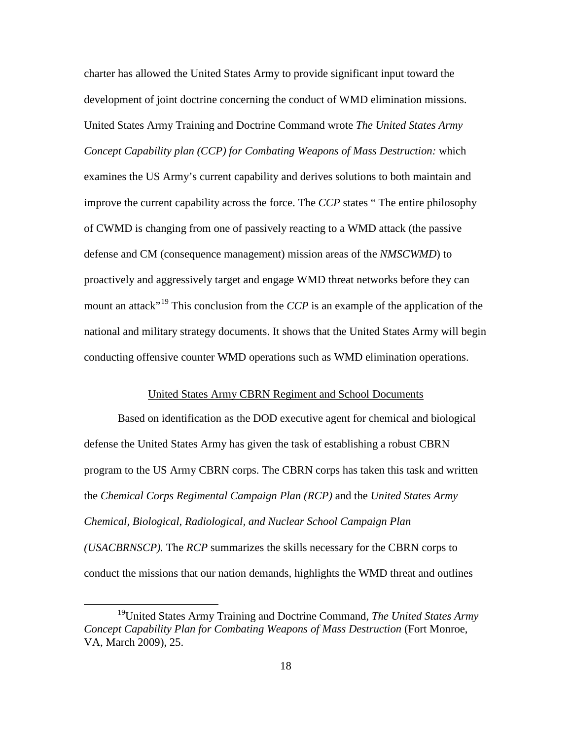charter has allowed the United States Army to provide significant input toward the development of joint doctrine concerning the conduct of WMD elimination missions. United States Army Training and Doctrine Command wrote *The United States Army Concept Capability plan (CCP) for Combating Weapons of Mass Destruction:* which examines the US Army's current capability and derives solutions to both maintain and improve the current capability across the force. The *CCP* states " The entire philosophy of CWMD is changing from one of passively reacting to a WMD attack (the passive defense and CM (consequence management) mission areas of the *NMSCWMD*) to proactively and aggressively target and engage WMD threat networks before they can mount an attack"[19] This conclusion from the *CCP* is an example of the application of the national and military strategy documents. It shows that the United States Army will begin conducting offensive counter WMD operations such as WMD elimination operations.

## United States Army CBRN Regiment and School Documents

Based on identification as the DOD executive agent for chemical and biological defense the United States Army has given the task of establishing a robust CBRN program to the US Army CBRN corps. The CBRN corps has taken this task and written the *Chemical Corps Regimental Campaign Plan (RCP)* and the *United States Army Chemical, Biological, Radiological, and Nuclear School Campaign Plan (USACBRNSCP).* The *RCP* summarizes the skills necessary for the CBRN corps to conduct the missions that our nation demands, highlights the WMD threat and outlines

---

[19]United States Army Training and Doctrine Command, *The United States Army Concept Capability Plan for Combating Weapons of Mass Destruction* (Fort Monroe, VA, March 2009), 25.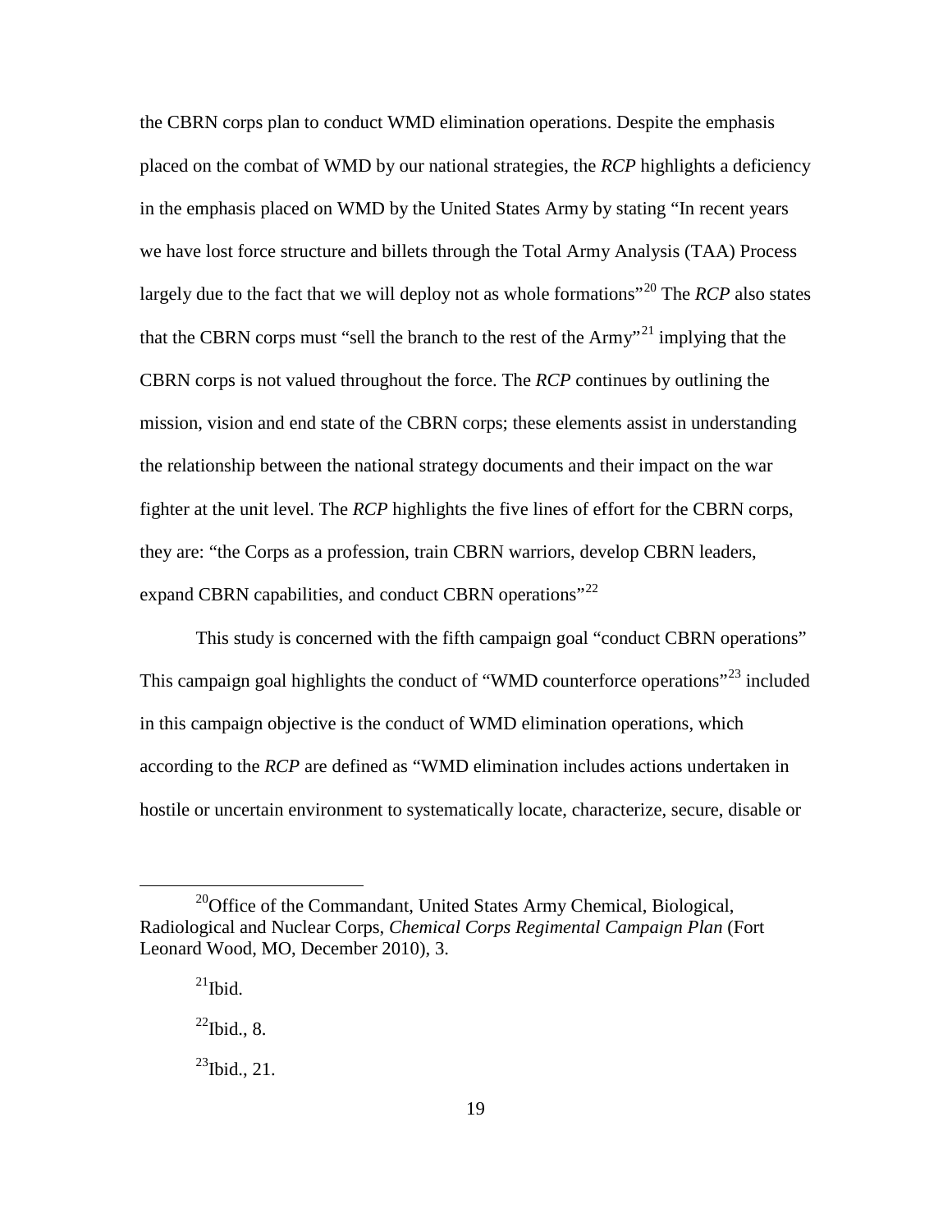the CBRN corps plan to conduct WMD elimination operations. Despite the emphasis placed on the combat of WMD by our national strategies, the *RCP* highlights a deficiency in the emphasis placed on WMD by the United States Army by stating "In recent years we have lost force structure and billets through the Total Army Analysis (TAA) Process largely due to the fact that we will deploy not as whole formations"[20] The *RCP* also states that the CBRN corps must "sell the branch to the rest of the Army"[21] implying that the CBRN corps is not valued throughout the force. The *RCP* continues by outlining the mission, vision and end state of the CBRN corps; these elements assist in understanding the relationship between the national strategy documents and their impact on the war fighter at the unit level. The *RCP* highlights the five lines of effort for the CBRN corps, they are: "the Corps as a profession, train CBRN warriors, develop CBRN leaders, expand CBRN capabilities, and conduct CBRN operations"[22]

This study is concerned with the fifth campaign goal "conduct CBRN operations" This campaign goal highlights the conduct of "WMD counterforce operations"[23] included in this campaign objective is the conduct of WMD elimination operations, which according to the *RCP* are defined as "WMD elimination includes actions undertaken in hostile or uncertain environment to systematically locate, characterize, secure, disable or

---

[20]Office of the Commandant, United States Army Chemical, Biological, Radiological and Nuclear Corps, *Chemical Corps Regimental Campaign Plan* (Fort Leonard Wood, MO, December 2010), 3.

[21]Ibid.

[22]Ibid., 8.

[23]Ibid., 21.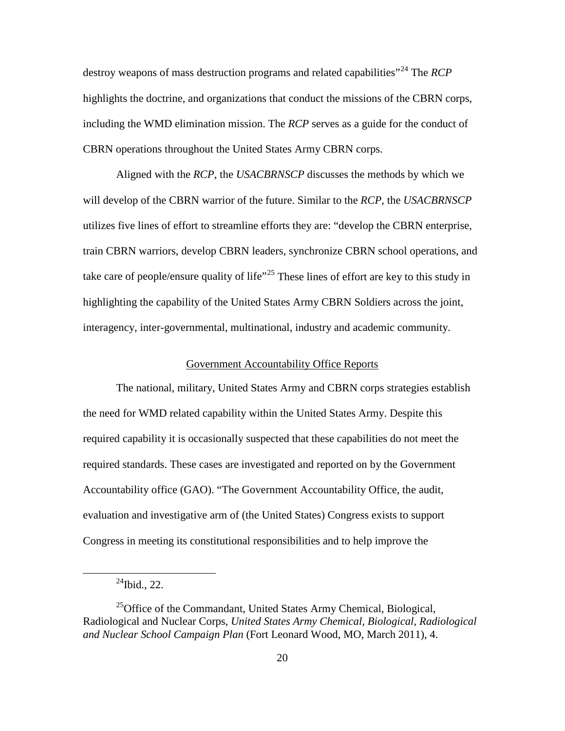destroy weapons of mass destruction programs and related capabilities"[24] The *RCP* highlights the doctrine, and organizations that conduct the missions of the CBRN corps, including the WMD elimination mission. The *RCP* serves as a guide for the conduct of CBRN operations throughout the United States Army CBRN corps.

Aligned with the *RCP*, the *USACBRNSCP* discusses the methods by which we will develop of the CBRN warrior of the future. Similar to the *RCP*, the *USACBRNSCP* utilizes five lines of effort to streamline efforts they are: "develop the CBRN enterprise, train CBRN warriors, develop CBRN leaders, synchronize CBRN school operations, and take care of people/ensure quality of life"[25] These lines of effort are key to this study in highlighting the capability of the United States Army CBRN Soldiers across the joint, interagency, inter-governmental, multinational, industry and academic community.

## Government Accountability Office Reports

The national, military, United States Army and CBRN corps strategies establish the need for WMD related capability within the United States Army. Despite this required capability it is occasionally suspected that these capabilities do not meet the required standards. These cases are investigated and reported on by the Government Accountability office (GAO). "The Government Accountability Office, the audit, evaluation and investigative arm of (the United States) Congress exists to support Congress in meeting its constitutional responsibilities and to help improve the

---

[24] Ibid., 22.

[25] Office of the Commandant, United States Army Chemical, Biological, Radiological and Nuclear Corps, *United States Army Chemical, Biological, Radiological and Nuclear School Campaign Plan* (Fort Leonard Wood, MO, March 2011), 4.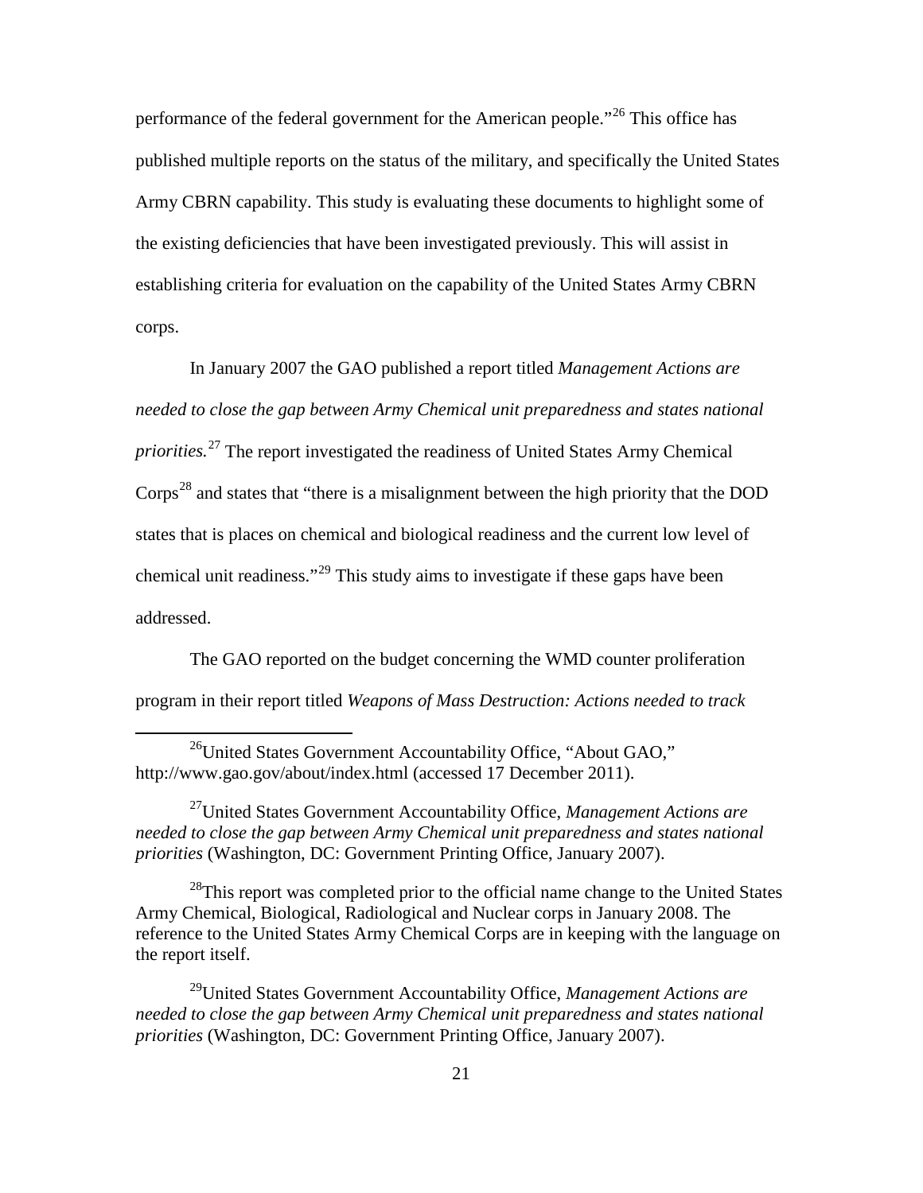performance of the federal government for the American people."[26] This office has published multiple reports on the status of the military, and specifically the United States Army CBRN capability. This study is evaluating these documents to highlight some of the existing deficiencies that have been investigated previously. This will assist in establishing criteria for evaluation on the capability of the United States Army CBRN corps.

In January 2007 the GAO published a report titled *Management Actions are needed to close the gap between Army Chemical unit preparedness and states national priorities.*[27] The report investigated the readiness of United States Army Chemical Corps[28] and states that "there is a misalignment between the high priority that the DOD states that is places on chemical and biological readiness and the current low level of chemical unit readiness."[29] This study aims to investigate if these gaps have been addressed.

The GAO reported on the budget concerning the WMD counter proliferation program in their report titled *Weapons of Mass Destruction: Actions needed to track*

---

[26]United States Government Accountability Office, "About GAO," http://www.gao.gov/about/index.html (accessed 17 December 2011).

[27]United States Government Accountability Office, *Management Actions are needed to close the gap between Army Chemical unit preparedness and states national priorities* (Washington, DC: Government Printing Office, January 2007).

[28]This report was completed prior to the official name change to the United States Army Chemical, Biological, Radiological and Nuclear corps in January 2008. The reference to the United States Army Chemical Corps are in keeping with the language on the report itself.

[29]United States Government Accountability Office, *Management Actions are needed to close the gap between Army Chemical unit preparedness and states national priorities* (Washington, DC: Government Printing Office, January 2007).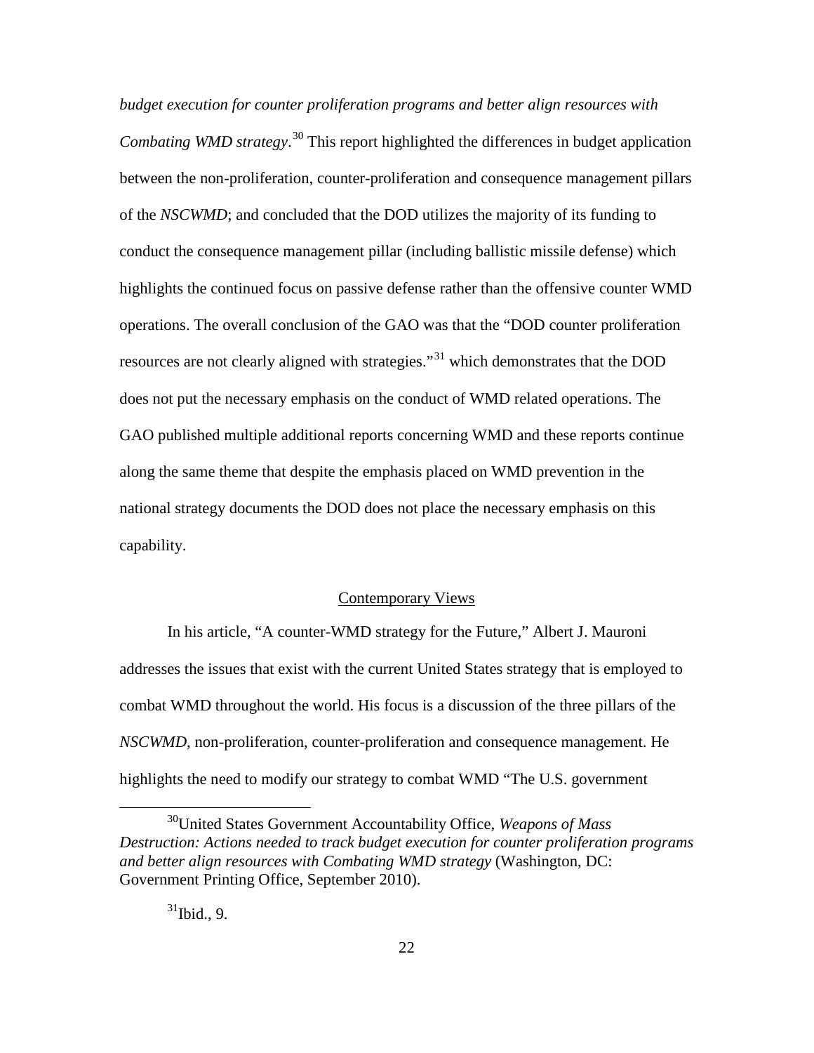*budget execution for counter proliferation programs and better align resources with Combating WMD strategy*.[30] This report highlighted the differences in budget application between the non-proliferation, counter-proliferation and consequence management pillars of the *NSCWMD*; and concluded that the DOD utilizes the majority of its funding to conduct the consequence management pillar (including ballistic missile defense) which highlights the continued focus on passive defense rather than the offensive counter WMD operations. The overall conclusion of the GAO was that the "DOD counter proliferation resources are not clearly aligned with strategies."[31] which demonstrates that the DOD does not put the necessary emphasis on the conduct of WMD related operations. The GAO published multiple additional reports concerning WMD and these reports continue along the same theme that despite the emphasis placed on WMD prevention in the national strategy documents the DOD does not place the necessary emphasis on this capability.

## Contemporary Views

In his article, "A counter-WMD strategy for the Future," Albert J. Mauroni addresses the issues that exist with the current United States strategy that is employed to combat WMD throughout the world. His focus is a discussion of the three pillars of the *NSCWMD*, non-proliferation, counter-proliferation and consequence management. He highlights the need to modify our strategy to combat WMD "The U.S. government

---

[30] United States Government Accountability Office, *Weapons of Mass Destruction: Actions needed to track budget execution for counter proliferation programs and better align resources with Combating WMD strategy* (Washington, DC: Government Printing Office, September 2010).

[31] Ibid., 9.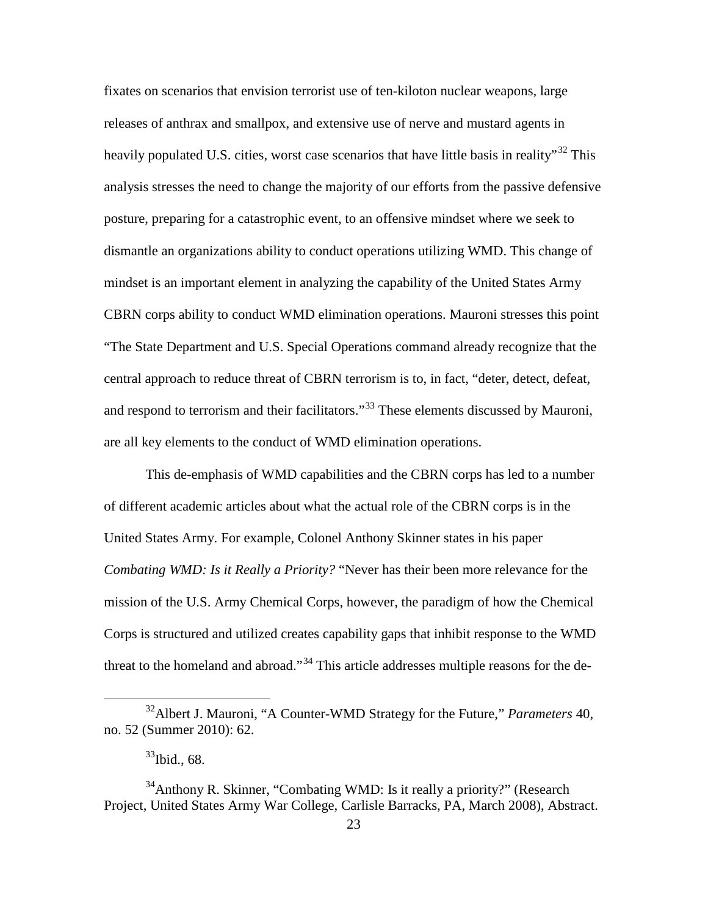fixates on scenarios that envision terrorist use of ten-kiloton nuclear weapons, large releases of anthrax and smallpox, and extensive use of nerve and mustard agents in heavily populated U.S. cities, worst case scenarios that have little basis in reality"[32] This analysis stresses the need to change the majority of our efforts from the passive defensive posture, preparing for a catastrophic event, to an offensive mindset where we seek to dismantle an organizations ability to conduct operations utilizing WMD. This change of mindset is an important element in analyzing the capability of the United States Army CBRN corps ability to conduct WMD elimination operations. Mauroni stresses this point "The State Department and U.S. Special Operations command already recognize that the central approach to reduce threat of CBRN terrorism is to, in fact, "deter, detect, defeat, and respond to terrorism and their facilitators."[33] These elements discussed by Mauroni, are all key elements to the conduct of WMD elimination operations.

This de-emphasis of WMD capabilities and the CBRN corps has led to a number of different academic articles about what the actual role of the CBRN corps is in the United States Army. For example, Colonel Anthony Skinner states in his paper *Combating WMD: Is it Really a Priority?* "Never has their been more relevance for the mission of the U.S. Army Chemical Corps, however, the paradigm of how the Chemical Corps is structured and utilized creates capability gaps that inhibit response to the WMD threat to the homeland and abroad."[34] This article addresses multiple reasons for the de-

---

[32] Albert J. Mauroni, "A Counter-WMD Strategy for the Future," *Parameters* 40, no. 52 (Summer 2010): 62.

[33] Ibid., 68.

[34] Anthony R. Skinner, "Combating WMD: Is it really a priority?" (Research Project, United States Army War College, Carlisle Barracks, PA, March 2008), Abstract.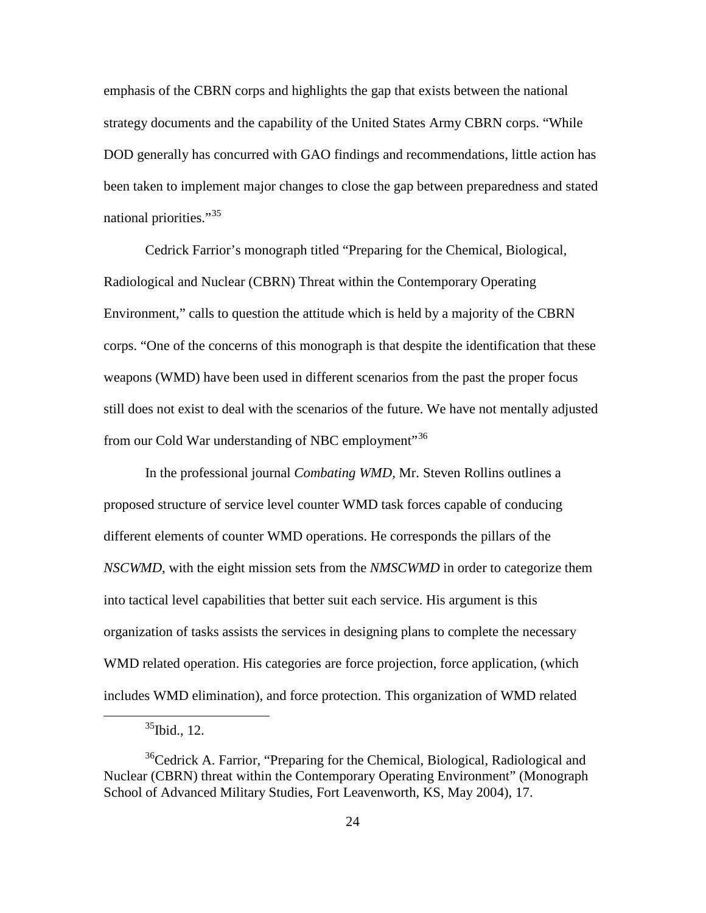emphasis of the CBRN corps and highlights the gap that exists between the national strategy documents and the capability of the United States Army CBRN corps. "While DOD generally has concurred with GAO findings and recommendations, little action has been taken to implement major changes to close the gap between preparedness and stated national priorities."[35]

Cedrick Farrior's monograph titled "Preparing for the Chemical, Biological, Radiological and Nuclear (CBRN) Threat within the Contemporary Operating Environment," calls to question the attitude which is held by a majority of the CBRN corps. "One of the concerns of this monograph is that despite the identification that these weapons (WMD) have been used in different scenarios from the past the proper focus still does not exist to deal with the scenarios of the future. We have not mentally adjusted from our Cold War understanding of NBC employment"[36]

In the professional journal *Combating WMD*, Mr. Steven Rollins outlines a proposed structure of service level counter WMD task forces capable of conducing different elements of counter WMD operations. He corresponds the pillars of the *NSCWMD*, with the eight mission sets from the *NMSCWMD* in order to categorize them into tactical level capabilities that better suit each service. His argument is this organization of tasks assists the services in designing plans to complete the necessary WMD related operation. His categories are force projection, force application, (which includes WMD elimination), and force protection. This organization of WMD related

[35] Ibid., 12.

[36] Cedrick A. Farrior, "Preparing for the Chemical, Biological, Radiological and Nuclear (CBRN) threat within the Contemporary Operating Environment" (Monograph School of Advanced Military Studies, Fort Leavenworth, KS, May 2004), 17.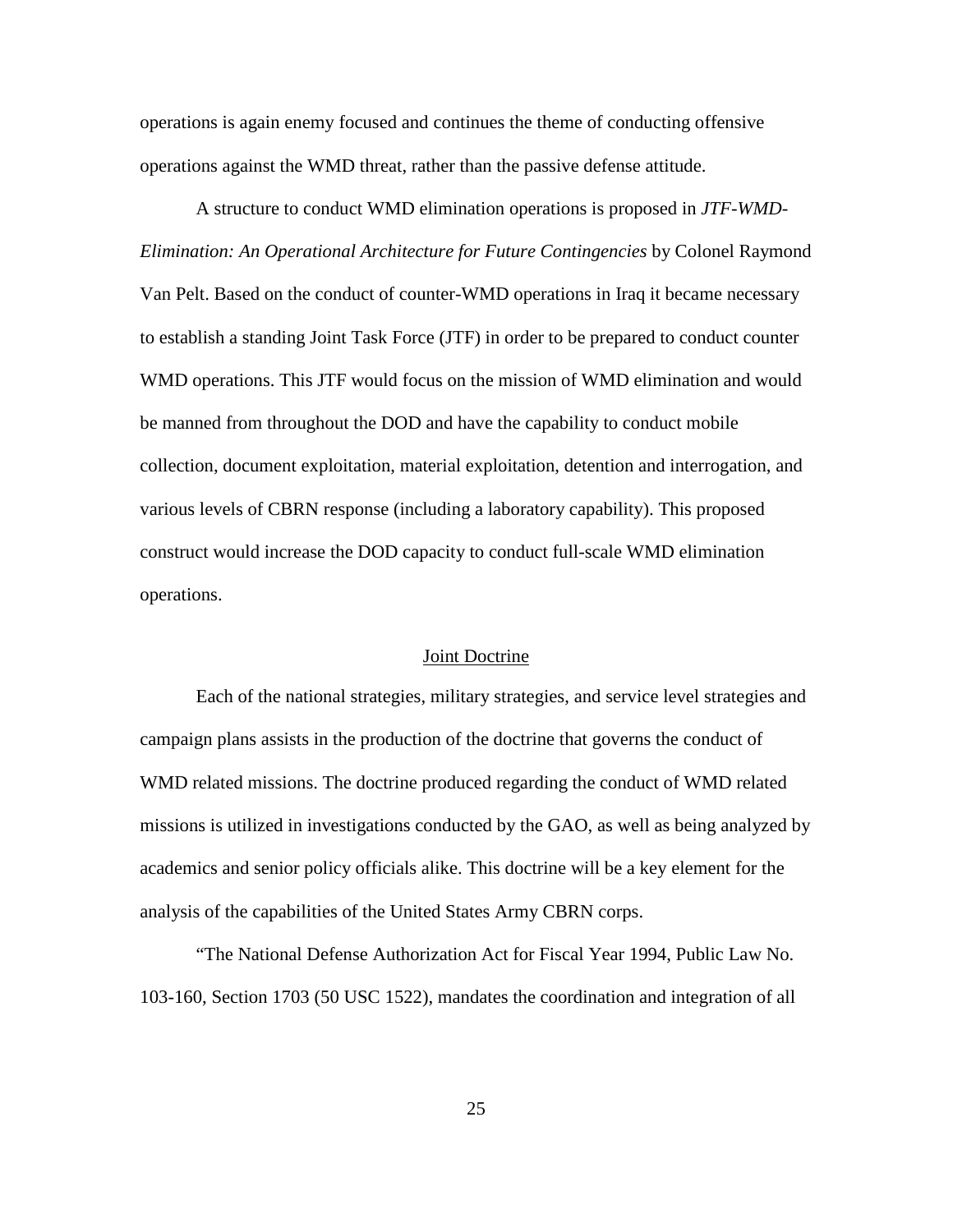operations is again enemy focused and continues the theme of conducting offensive operations against the WMD threat, rather than the passive defense attitude.

A structure to conduct WMD elimination operations is proposed in *JTF-WMD-Elimination: An Operational Architecture for Future Contingencies* by Colonel Raymond Van Pelt. Based on the conduct of counter-WMD operations in Iraq it became necessary to establish a standing Joint Task Force (JTF) in order to be prepared to conduct counter WMD operations. This JTF would focus on the mission of WMD elimination and would be manned from throughout the DOD and have the capability to conduct mobile collection, document exploitation, material exploitation, detention and interrogation, and various levels of CBRN response (including a laboratory capability). This proposed construct would increase the DOD capacity to conduct full-scale WMD elimination operations.

## Joint Doctrine

Each of the national strategies, military strategies, and service level strategies and campaign plans assists in the production of the doctrine that governs the conduct of WMD related missions. The doctrine produced regarding the conduct of WMD related missions is utilized in investigations conducted by the GAO, as well as being analyzed by academics and senior policy officials alike. This doctrine will be a key element for the analysis of the capabilities of the United States Army CBRN corps.

"The National Defense Authorization Act for Fiscal Year 1994, Public Law No. 103-160, Section 1703 (50 USC 1522), mandates the coordination and integration of all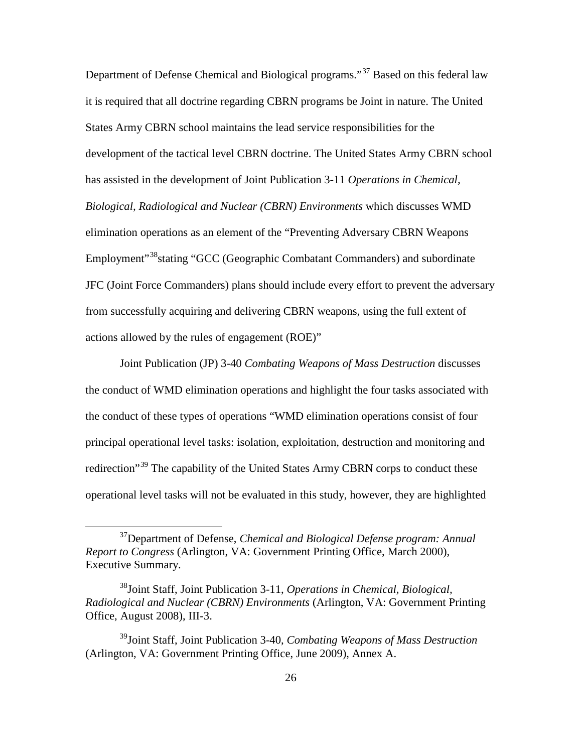Department of Defense Chemical and Biological programs."[37] Based on this federal law it is required that all doctrine regarding CBRN programs be Joint in nature. The United States Army CBRN school maintains the lead service responsibilities for the development of the tactical level CBRN doctrine. The United States Army CBRN school has assisted in the development of Joint Publication 3-11 *Operations in Chemical, Biological, Radiological and Nuclear (CBRN) Environments* which discusses WMD elimination operations as an element of the "Preventing Adversary CBRN Weapons Employment"[38]stating "GCC (Geographic Combatant Commanders) and subordinate JFC (Joint Force Commanders) plans should include every effort to prevent the adversary from successfully acquiring and delivering CBRN weapons, using the full extent of actions allowed by the rules of engagement (ROE)"

Joint Publication (JP) 3-40 *Combating Weapons of Mass Destruction* discusses the conduct of WMD elimination operations and highlight the four tasks associated with the conduct of these types of operations "WMD elimination operations consist of four principal operational level tasks: isolation, exploitation, destruction and monitoring and redirection"[39] The capability of the United States Army CBRN corps to conduct these operational level tasks will not be evaluated in this study, however, they are highlighted

---

[37]Department of Defense, *Chemical and Biological Defense program: Annual Report to Congress* (Arlington, VA: Government Printing Office, March 2000), Executive Summary.

[38]Joint Staff, Joint Publication 3-11, *Operations in Chemical, Biological, Radiological and Nuclear (CBRN) Environments* (Arlington, VA: Government Printing Office, August 2008), III-3.

[39]Joint Staff, Joint Publication 3-40, *Combating Weapons of Mass Destruction* (Arlington, VA: Government Printing Office, June 2009), Annex A.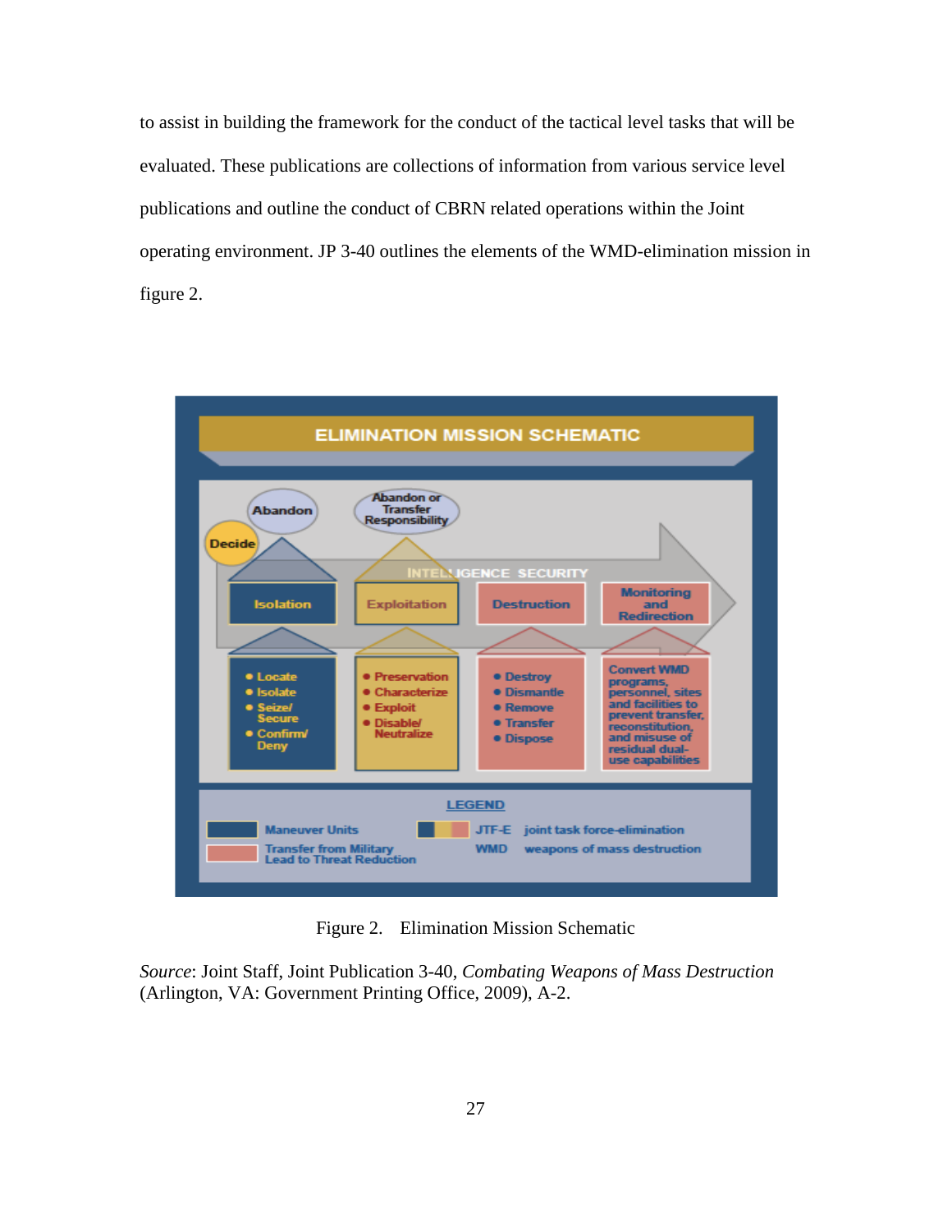to assist in building the framework for the conduct of the tactical level tasks that will be evaluated. These publications are collections of information from various service level publications and outline the conduct of CBRN related operations within the Joint operating environment. JP 3-40 outlines the elements of the WMD-elimination mission in figure 2.

Figure 2. Elimination Mission Schematic

*Source*: Joint Staff, Joint Publication 3-40, *Combating Weapons of Mass Destruction* (Arlington, VA: Government Printing Office, 2009), A-2.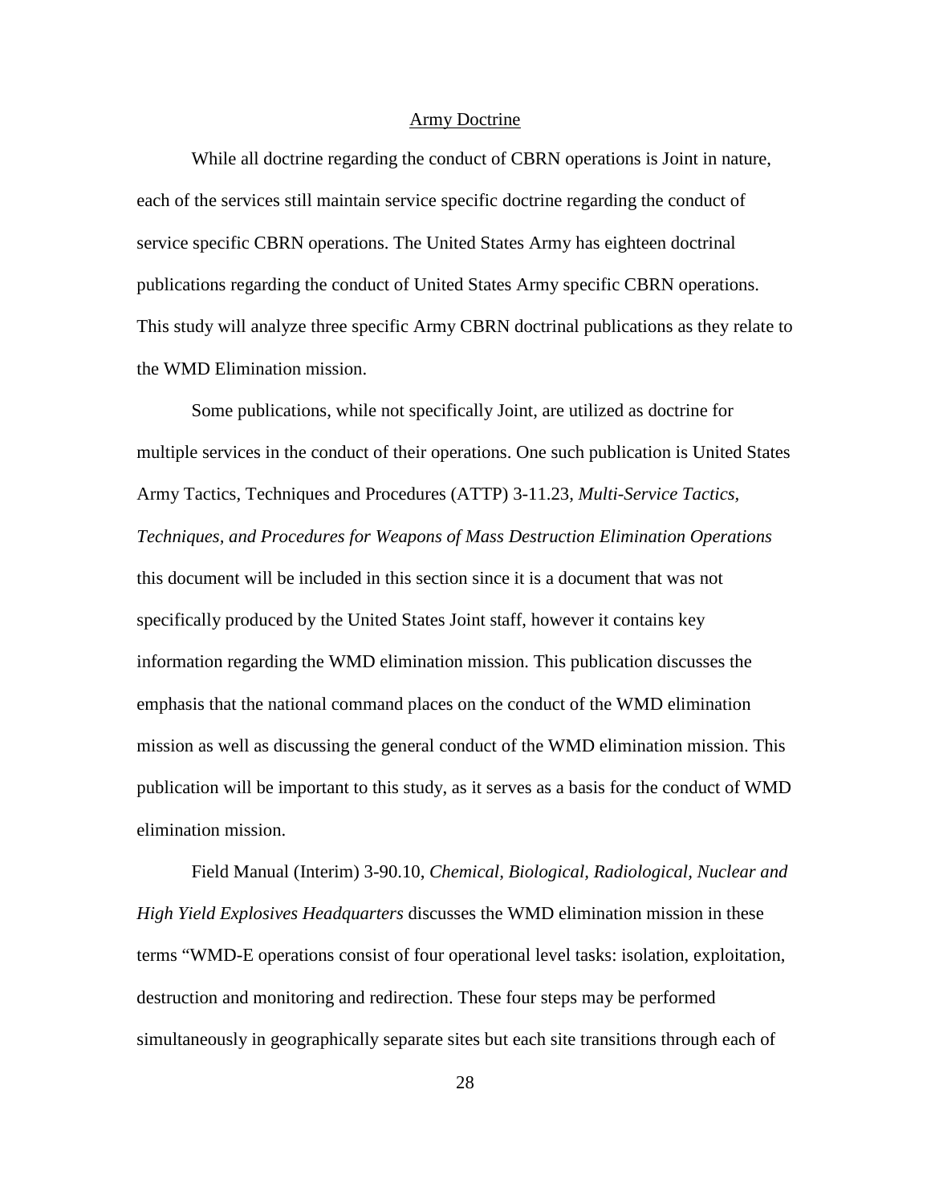## Army Doctrine

While all doctrine regarding the conduct of CBRN operations is Joint in nature, each of the services still maintain service specific doctrine regarding the conduct of service specific CBRN operations. The United States Army has eighteen doctrinal publications regarding the conduct of United States Army specific CBRN operations. This study will analyze three specific Army CBRN doctrinal publications as they relate to the WMD Elimination mission.

Some publications, while not specifically Joint, are utilized as doctrine for multiple services in the conduct of their operations. One such publication is United States Army Tactics, Techniques and Procedures (ATTP) 3-11.23, *Multi-Service Tactics, Techniques, and Procedures for Weapons of Mass Destruction Elimination Operations* this document will be included in this section since it is a document that was not specifically produced by the United States Joint staff, however it contains key information regarding the WMD elimination mission. This publication discusses the emphasis that the national command places on the conduct of the WMD elimination mission as well as discussing the general conduct of the WMD elimination mission. This publication will be important to this study, as it serves as a basis for the conduct of WMD elimination mission.

Field Manual (Interim) 3-90.10, *Chemical, Biological, Radiological, Nuclear and High Yield Explosives Headquarters* discusses the WMD elimination mission in these terms "WMD-E operations consist of four operational level tasks: isolation, exploitation, destruction and monitoring and redirection. These four steps may be performed simultaneously in geographically separate sites but each site transitions through each of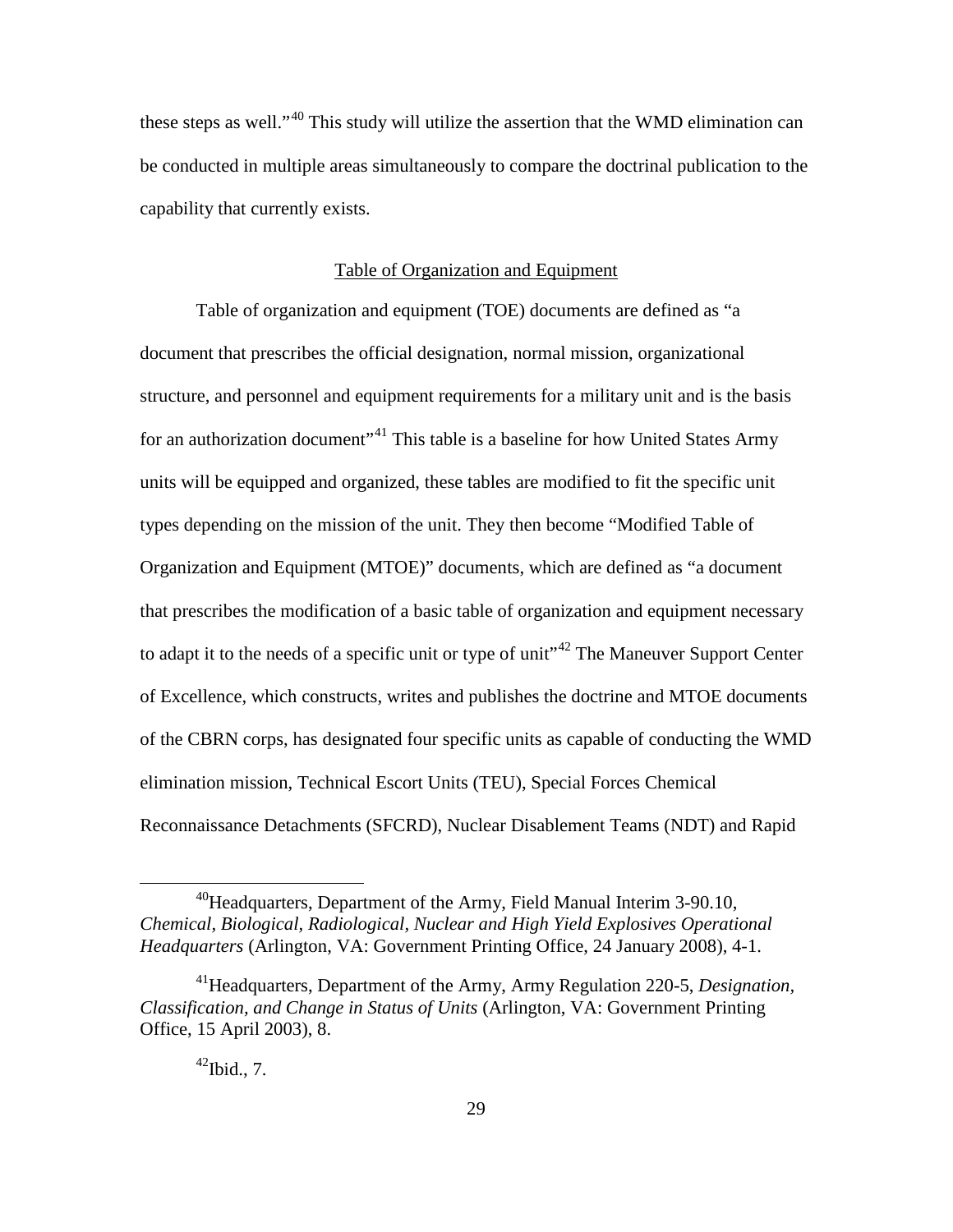these steps as well."[40] This study will utilize the assertion that the WMD elimination can be conducted in multiple areas simultaneously to compare the doctrinal publication to the capability that currently exists.

## Table of Organization and Equipment

Table of organization and equipment (TOE) documents are defined as "a document that prescribes the official designation, normal mission, organizational structure, and personnel and equipment requirements for a military unit and is the basis for an authorization document"[41] This table is a baseline for how United States Army units will be equipped and organized, these tables are modified to fit the specific unit types depending on the mission of the unit. They then become "Modified Table of Organization and Equipment (MTOE)" documents, which are defined as "a document that prescribes the modification of a basic table of organization and equipment necessary to adapt it to the needs of a specific unit or type of unit"[42] The Maneuver Support Center of Excellence, which constructs, writes and publishes the doctrine and MTOE documents of the CBRN corps, has designated four specific units as capable of conducting the WMD elimination mission, Technical Escort Units (TEU), Special Forces Chemical Reconnaissance Detachments (SFCRD), Nuclear Disablement Teams (NDT) and Rapid

---

[40]Headquarters, Department of the Army, Field Manual Interim 3-90.10, *Chemical, Biological, Radiological, Nuclear and High Yield Explosives Operational Headquarters* (Arlington, VA: Government Printing Office, 24 January 2008), 4-1.

[41]Headquarters, Department of the Army, Army Regulation 220-5, *Designation, Classification, and Change in Status of Units* (Arlington, VA: Government Printing Office, 15 April 2003), 8.

[42]Ibid., 7.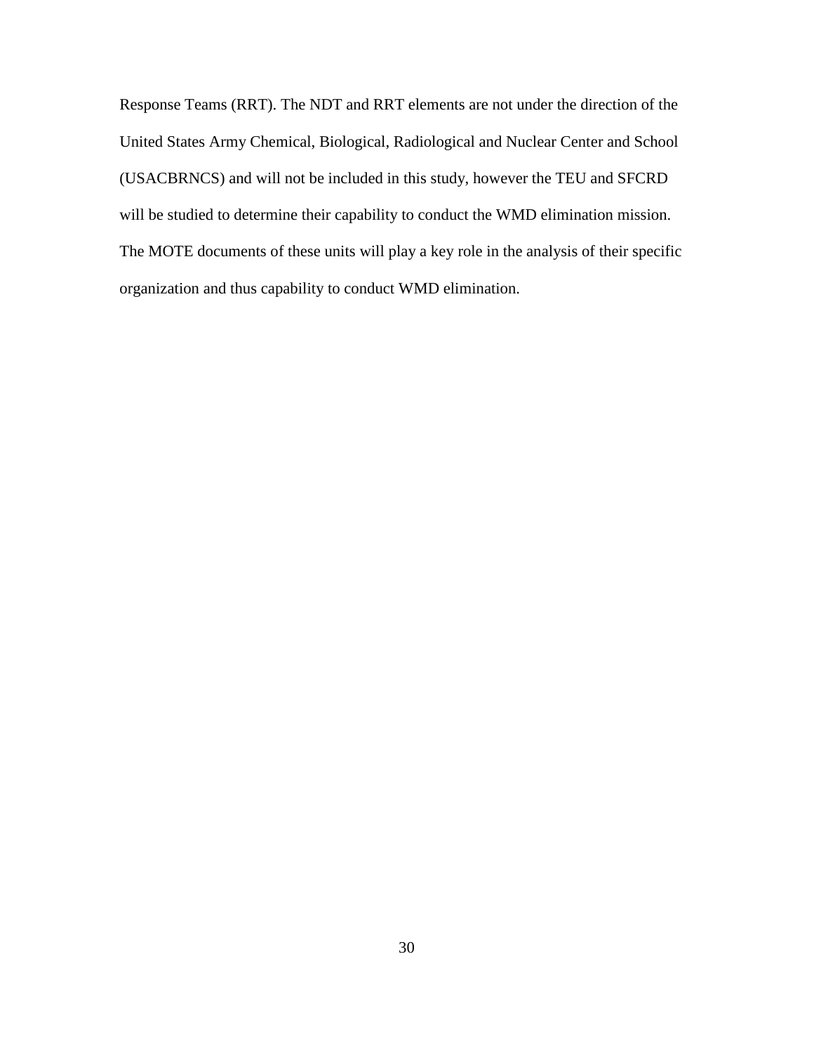Response Teams (RRT). The NDT and RRT elements are not under the direction of the United States Army Chemical, Biological, Radiological and Nuclear Center and School (USACBRNCS) and will not be included in this study, however the TEU and SFCRD will be studied to determine their capability to conduct the WMD elimination mission. The MOTE documents of these units will play a key role in the analysis of their specific organization and thus capability to conduct WMD elimination.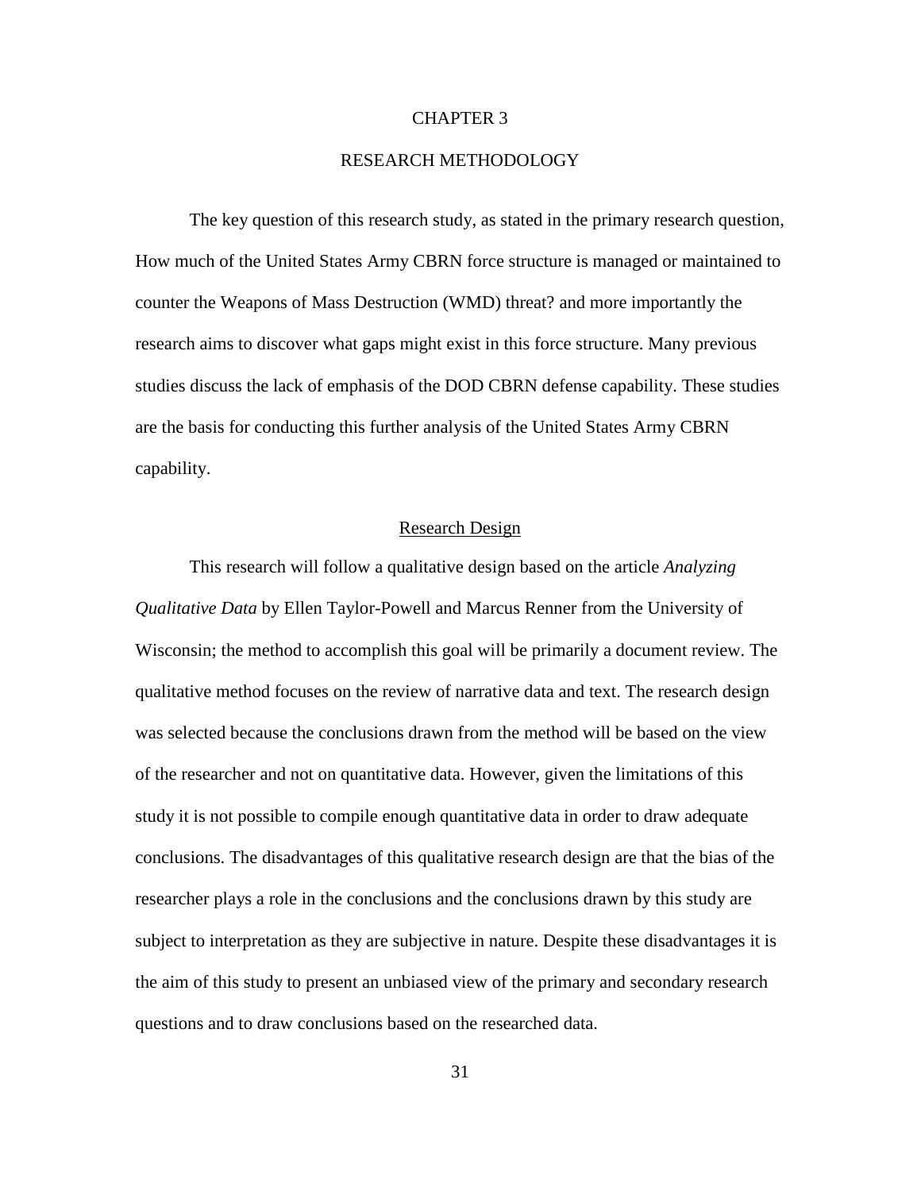# CHAPTER 3

# RESEARCH METHODOLOGY

The key question of this research study, as stated in the primary research question, How much of the United States Army CBRN force structure is managed or maintained to counter the Weapons of Mass Destruction (WMD) threat? and more importantly the research aims to discover what gaps might exist in this force structure. Many previous studies discuss the lack of emphasis of the DOD CBRN defense capability. These studies are the basis for conducting this further analysis of the United States Army CBRN capability.

## Research Design

This research will follow a qualitative design based on the article *Analyzing Qualitative Data* by Ellen Taylor-Powell and Marcus Renner from the University of Wisconsin; the method to accomplish this goal will be primarily a document review. The qualitative method focuses on the review of narrative data and text. The research design was selected because the conclusions drawn from the method will be based on the view of the researcher and not on quantitative data. However, given the limitations of this study it is not possible to compile enough quantitative data in order to draw adequate conclusions. The disadvantages of this qualitative research design are that the bias of the researcher plays a role in the conclusions and the conclusions drawn by this study are subject to interpretation as they are subjective in nature. Despite these disadvantages it is the aim of this study to present an unbiased view of the primary and secondary research questions and to draw conclusions based on the researched data.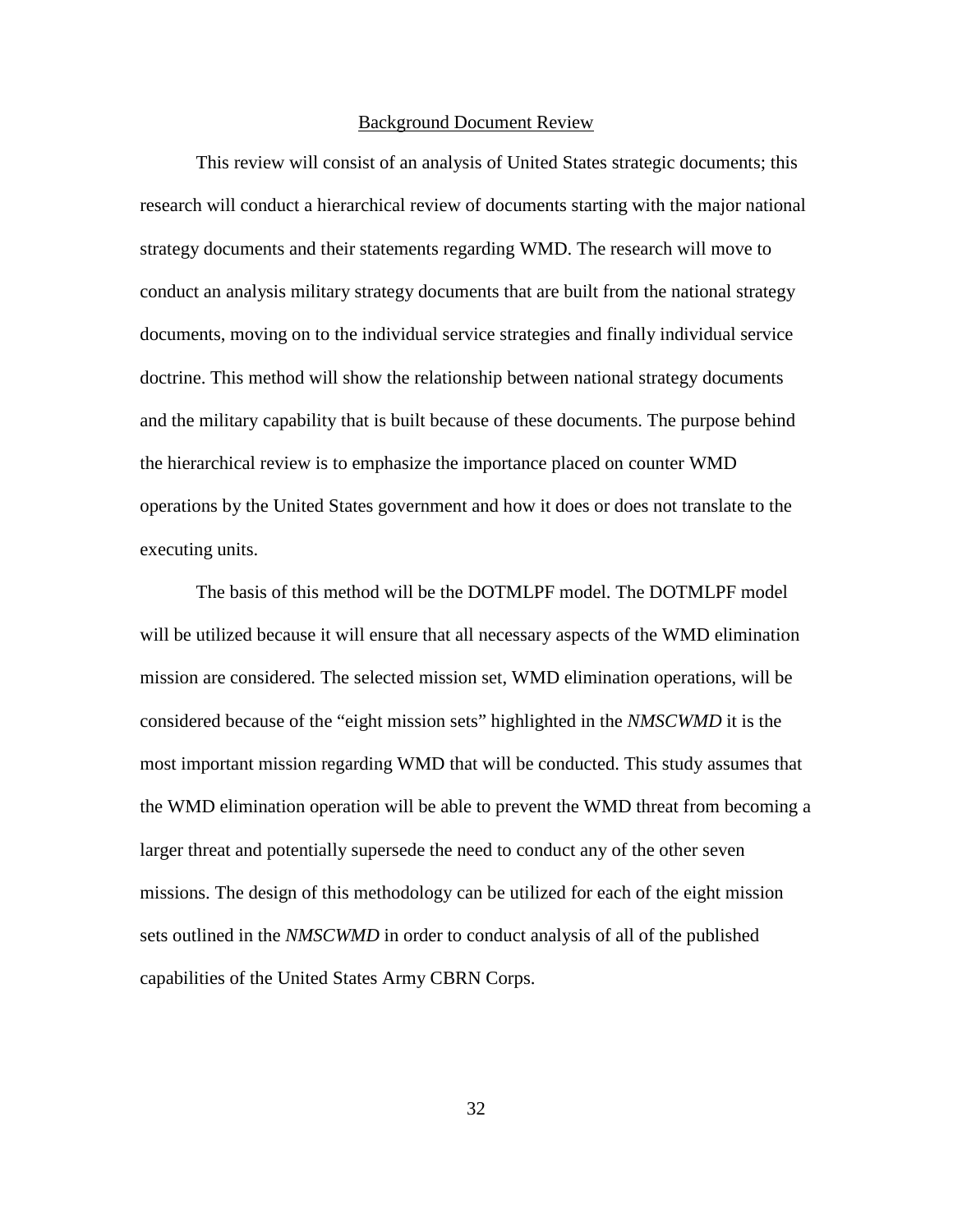## Background Document Review

This review will consist of an analysis of United States strategic documents; this research will conduct a hierarchical review of documents starting with the major national strategy documents and their statements regarding WMD. The research will move to conduct an analysis military strategy documents that are built from the national strategy documents, moving on to the individual service strategies and finally individual service doctrine. This method will show the relationship between national strategy documents and the military capability that is built because of these documents. The purpose behind the hierarchical review is to emphasize the importance placed on counter WMD operations by the United States government and how it does or does not translate to the executing units.

The basis of this method will be the DOTMLPF model. The DOTMLPF model will be utilized because it will ensure that all necessary aspects of the WMD elimination mission are considered. The selected mission set, WMD elimination operations, will be considered because of the "eight mission sets" highlighted in the *NMSCWMD* it is the most important mission regarding WMD that will be conducted. This study assumes that the WMD elimination operation will be able to prevent the WMD threat from becoming a larger threat and potentially supersede the need to conduct any of the other seven missions. The design of this methodology can be utilized for each of the eight mission sets outlined in the *NMSCWMD* in order to conduct analysis of all of the published capabilities of the United States Army CBRN Corps.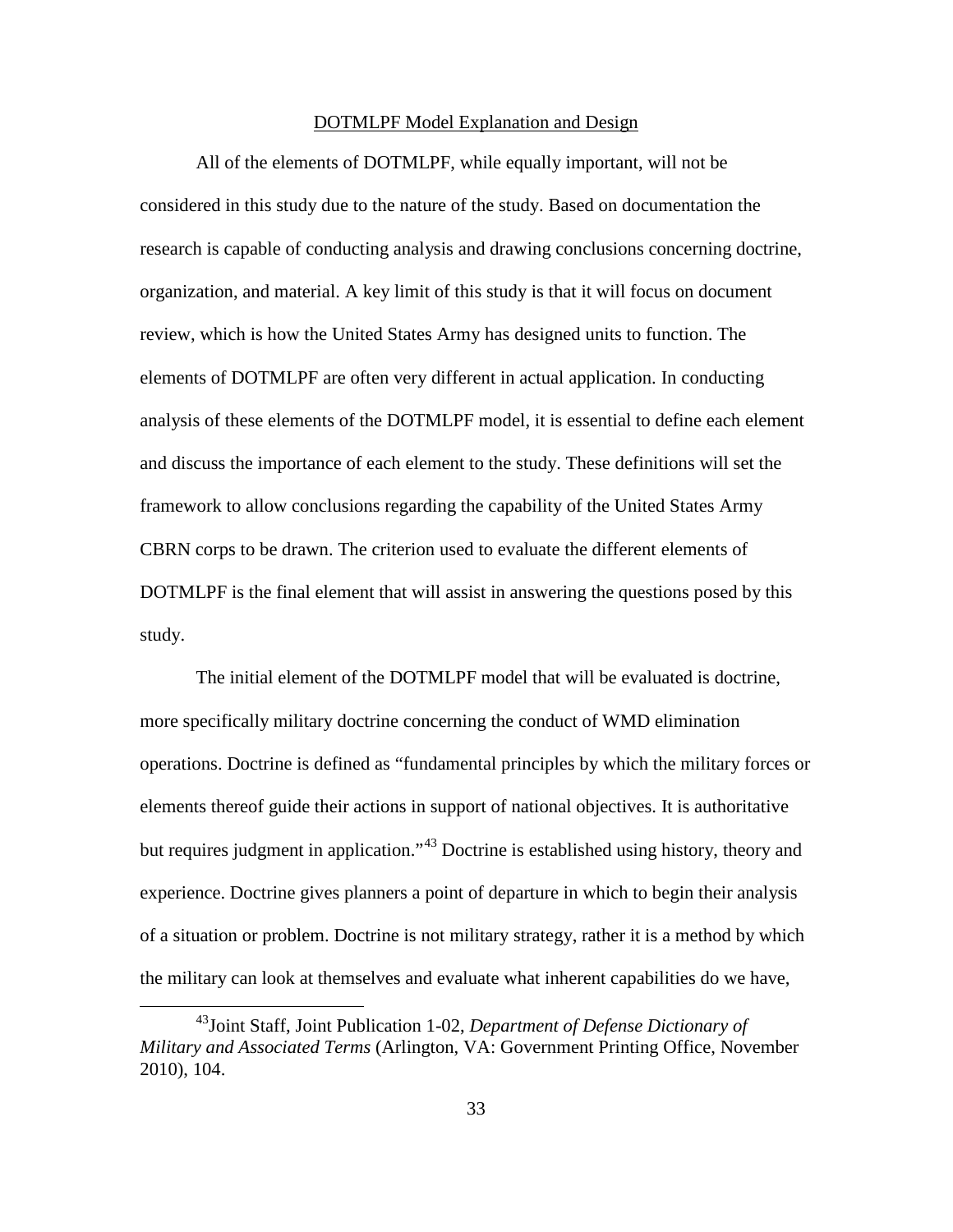DOTMLPF Model Explanation and Design

All of the elements of DOTMLPF, while equally important, will not be considered in this study due to the nature of the study. Based on documentation the research is capable of conducting analysis and drawing conclusions concerning doctrine, organization, and material. A key limit of this study is that it will focus on document review, which is how the United States Army has designed units to function. The elements of DOTMLPF are often very different in actual application. In conducting analysis of these elements of the DOTMLPF model, it is essential to define each element and discuss the importance of each element to the study. These definitions will set the framework to allow conclusions regarding the capability of the United States Army CBRN corps to be drawn. The criterion used to evaluate the different elements of DOTMLPF is the final element that will assist in answering the questions posed by this study.

The initial element of the DOTMLPF model that will be evaluated is doctrine, more specifically military doctrine concerning the conduct of WMD elimination operations. Doctrine is defined as "fundamental principles by which the military forces or elements thereof guide their actions in support of national objectives. It is authoritative but requires judgment in application."[43] Doctrine is established using history, theory and experience. Doctrine gives planners a point of departure in which to begin their analysis of a situation or problem. Doctrine is not military strategy, rather it is a method by which the military can look at themselves and evaluate what inherent capabilities do we have,

---

[43]Joint Staff, Joint Publication 1-02, *Department of Defense Dictionary of Military and Associated Terms* (Arlington, VA: Government Printing Office, November 2010), 104.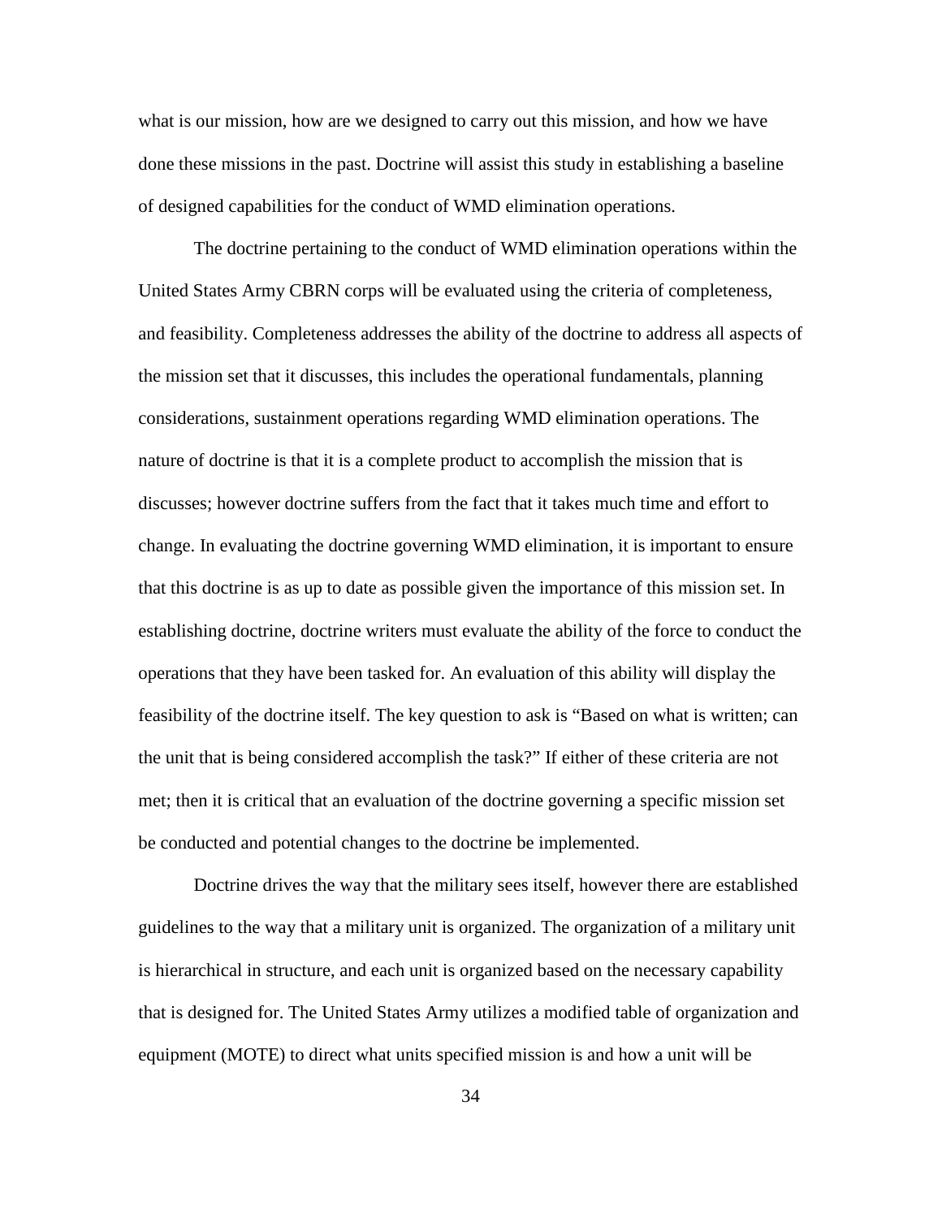what is our mission, how are we designed to carry out this mission, and how we have done these missions in the past. Doctrine will assist this study in establishing a baseline of designed capabilities for the conduct of WMD elimination operations.

The doctrine pertaining to the conduct of WMD elimination operations within the United States Army CBRN corps will be evaluated using the criteria of completeness, and feasibility. Completeness addresses the ability of the doctrine to address all aspects of the mission set that it discusses, this includes the operational fundamentals, planning considerations, sustainment operations regarding WMD elimination operations. The nature of doctrine is that it is a complete product to accomplish the mission that is discusses; however doctrine suffers from the fact that it takes much time and effort to change. In evaluating the doctrine governing WMD elimination, it is important to ensure that this doctrine is as up to date as possible given the importance of this mission set. In establishing doctrine, doctrine writers must evaluate the ability of the force to conduct the operations that they have been tasked for. An evaluation of this ability will display the feasibility of the doctrine itself. The key question to ask is "Based on what is written; can the unit that is being considered accomplish the task?" If either of these criteria are not met; then it is critical that an evaluation of the doctrine governing a specific mission set be conducted and potential changes to the doctrine be implemented.

Doctrine drives the way that the military sees itself, however there are established guidelines to the way that a military unit is organized. The organization of a military unit is hierarchical in structure, and each unit is organized based on the necessary capability that is designed for. The United States Army utilizes a modified table of organization and equipment (MOTE) to direct what units specified mission is and how a unit will be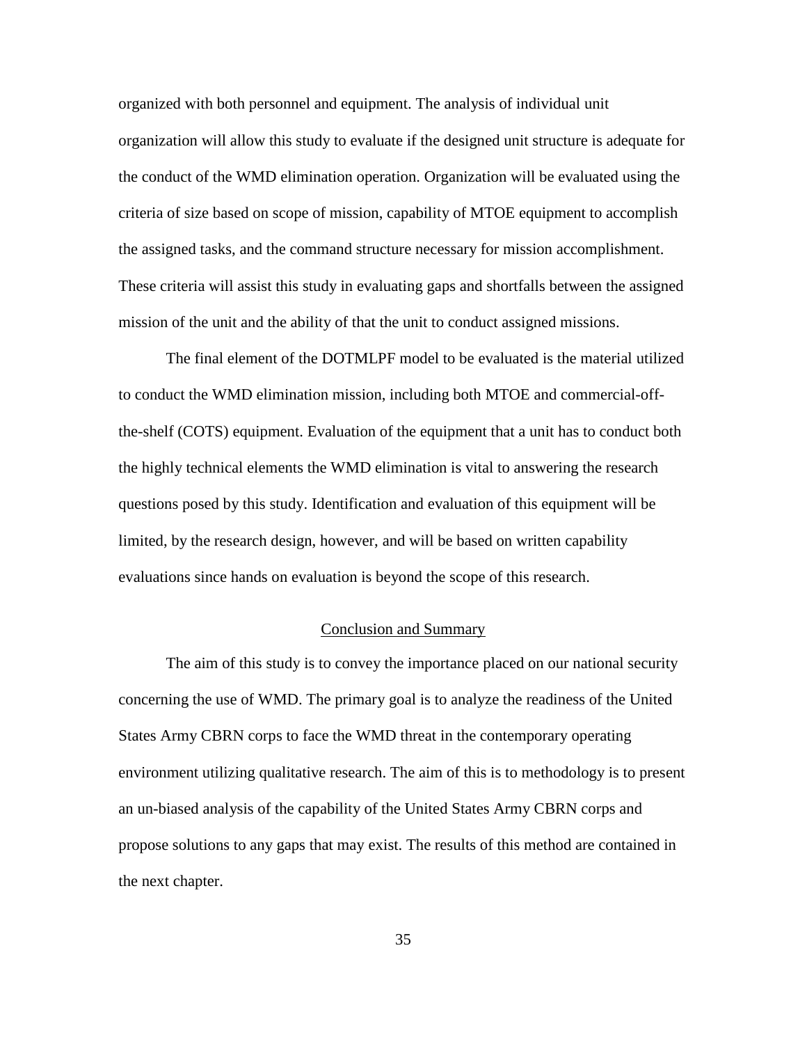organized with both personnel and equipment. The analysis of individual unit organization will allow this study to evaluate if the designed unit structure is adequate for the conduct of the WMD elimination operation. Organization will be evaluated using the criteria of size based on scope of mission, capability of MTOE equipment to accomplish the assigned tasks, and the command structure necessary for mission accomplishment. These criteria will assist this study in evaluating gaps and shortfalls between the assigned mission of the unit and the ability of that the unit to conduct assigned missions.

The final element of the DOTMLPF model to be evaluated is the material utilized to conduct the WMD elimination mission, including both MTOE and commercial-off-the-shelf (COTS) equipment. Evaluation of the equipment that a unit has to conduct both the highly technical elements the WMD elimination is vital to answering the research questions posed by this study. Identification and evaluation of this equipment will be limited, by the research design, however, and will be based on written capability evaluations since hands on evaluation is beyond the scope of this research.

## Conclusion and Summary

The aim of this study is to convey the importance placed on our national security concerning the use of WMD. The primary goal is to analyze the readiness of the United States Army CBRN corps to face the WMD threat in the contemporary operating environment utilizing qualitative research. The aim of this is to methodology is to present an un-biased analysis of the capability of the United States Army CBRN corps and propose solutions to any gaps that may exist. The results of this method are contained in the next chapter.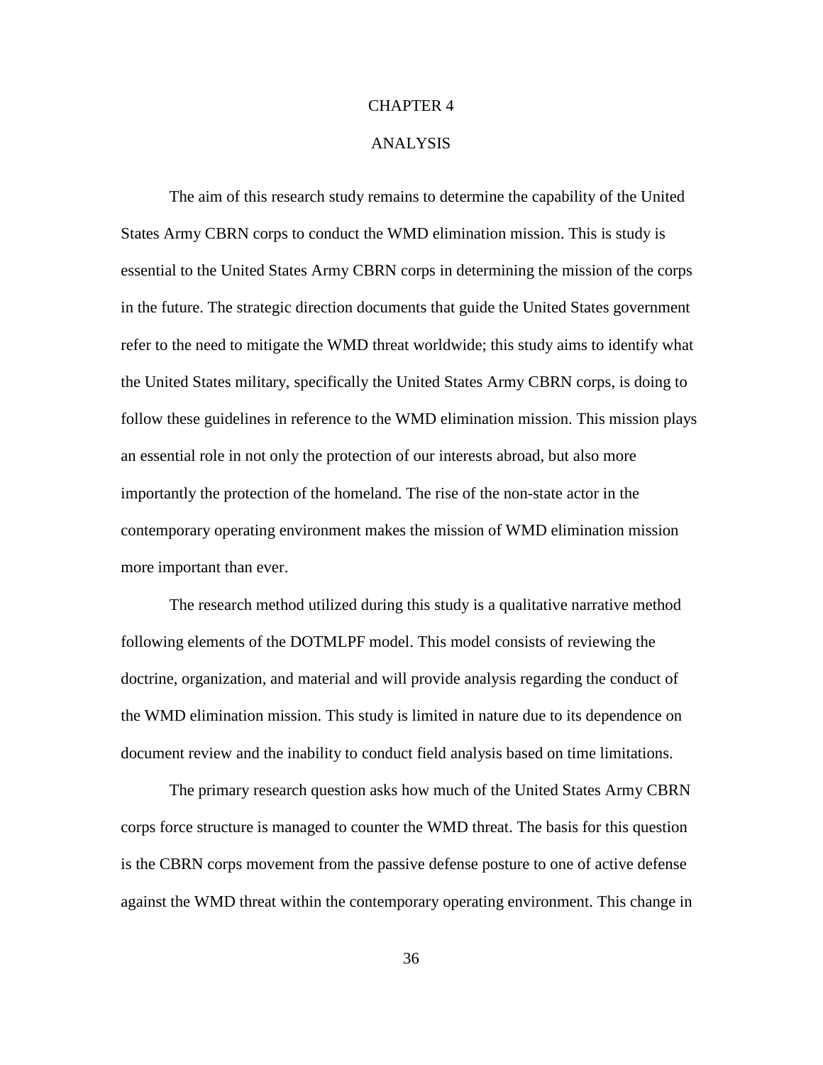# CHAPTER 4

# ANALYSIS

The aim of this research study remains to determine the capability of the United States Army CBRN corps to conduct the WMD elimination mission. This is study is essential to the United States Army CBRN corps in determining the mission of the corps in the future. The strategic direction documents that guide the United States government refer to the need to mitigate the WMD threat worldwide; this study aims to identify what the United States military, specifically the United States Army CBRN corps, is doing to follow these guidelines in reference to the WMD elimination mission. This mission plays an essential role in not only the protection of our interests abroad, but also more importantly the protection of the homeland. The rise of the non-state actor in the contemporary operating environment makes the mission of WMD elimination mission more important than ever.

The research method utilized during this study is a qualitative narrative method following elements of the DOTMLPF model. This model consists of reviewing the doctrine, organization, and material and will provide analysis regarding the conduct of the WMD elimination mission. This study is limited in nature due to its dependence on document review and the inability to conduct field analysis based on time limitations.

The primary research question asks how much of the United States Army CBRN corps force structure is managed to counter the WMD threat. The basis for this question is the CBRN corps movement from the passive defense posture to one of active defense against the WMD threat within the contemporary operating environment. This change in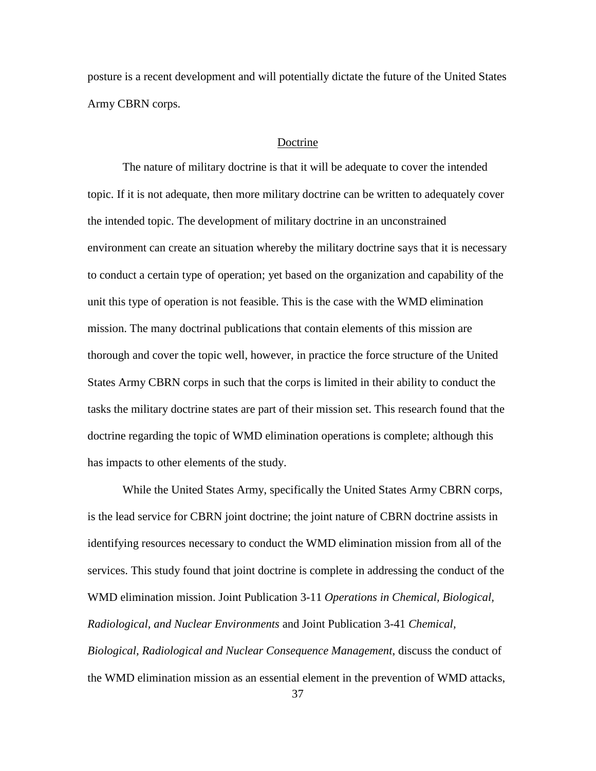posture is a recent development and will potentially dictate the future of the United States Army CBRN corps.

## Doctrine

The nature of military doctrine is that it will be adequate to cover the intended topic. If it is not adequate, then more military doctrine can be written to adequately cover the intended topic. The development of military doctrine in an unconstrained environment can create an situation whereby the military doctrine says that it is necessary to conduct a certain type of operation; yet based on the organization and capability of the unit this type of operation is not feasible. This is the case with the WMD elimination mission. The many doctrinal publications that contain elements of this mission are thorough and cover the topic well, however, in practice the force structure of the United States Army CBRN corps in such that the corps is limited in their ability to conduct the tasks the military doctrine states are part of their mission set. This research found that the doctrine regarding the topic of WMD elimination operations is complete; although this has impacts to other elements of the study.

While the United States Army, specifically the United States Army CBRN corps, is the lead service for CBRN joint doctrine; the joint nature of CBRN doctrine assists in identifying resources necessary to conduct the WMD elimination mission from all of the services. This study found that joint doctrine is complete in addressing the conduct of the WMD elimination mission. Joint Publication 3-11 *Operations in Chemical, Biological, Radiological, and Nuclear Environments* and Joint Publication 3-41 *Chemical, Biological, Radiological and Nuclear Consequence Management*, discuss the conduct of the WMD elimination mission as an essential element in the prevention of WMD attacks,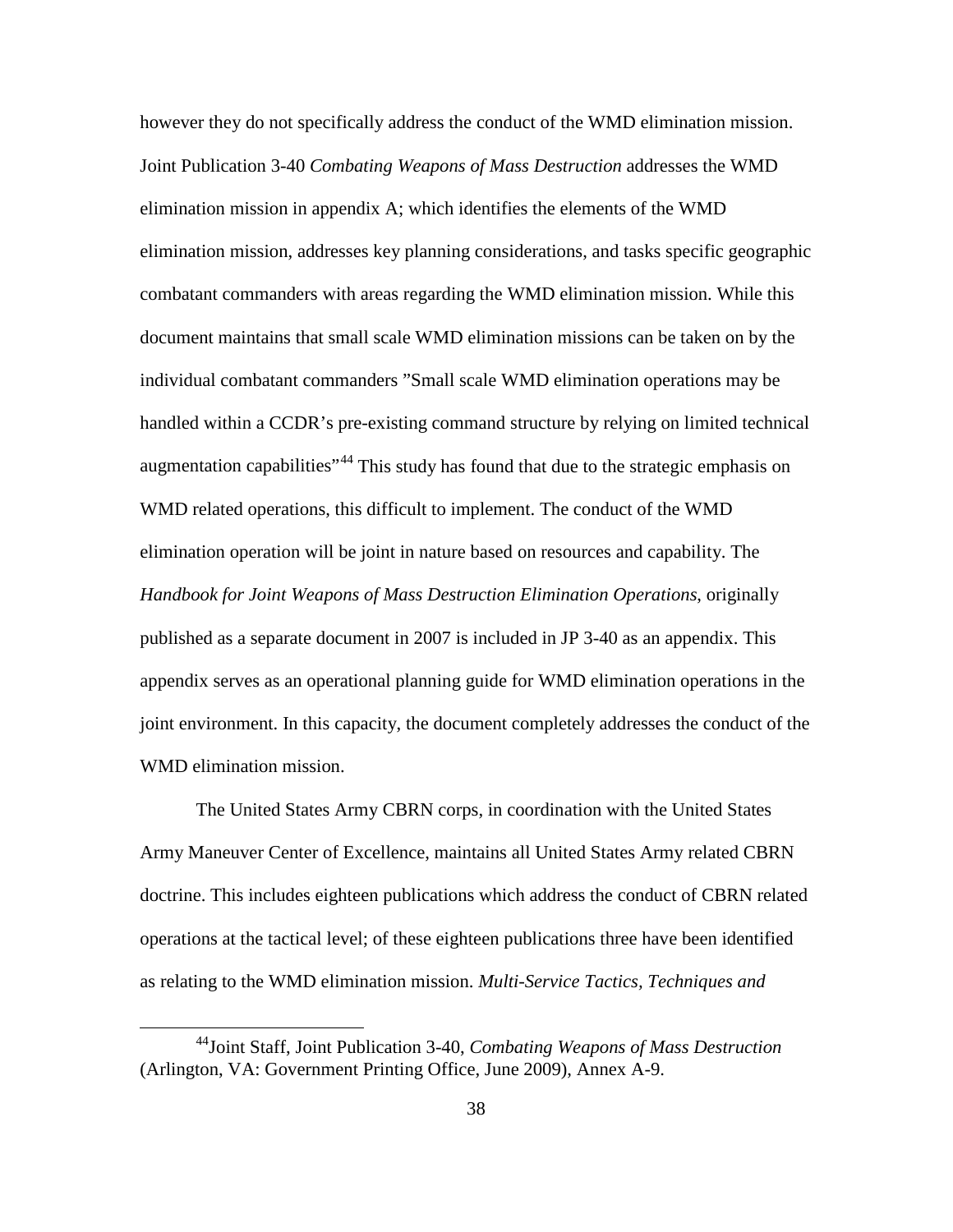however they do not specifically address the conduct of the WMD elimination mission. Joint Publication 3-40 *Combating Weapons of Mass Destruction* addresses the WMD elimination mission in appendix A; which identifies the elements of the WMD elimination mission, addresses key planning considerations, and tasks specific geographic combatant commanders with areas regarding the WMD elimination mission. While this document maintains that small scale WMD elimination missions can be taken on by the individual combatant commanders "Small scale WMD elimination operations may be handled within a CCDR's pre-existing command structure by relying on limited technical augmentation capabilities"[44] This study has found that due to the strategic emphasis on WMD related operations, this difficult to implement. The conduct of the WMD elimination operation will be joint in nature based on resources and capability. The *Handbook for Joint Weapons of Mass Destruction Elimination Operations*, originally published as a separate document in 2007 is included in JP 3-40 as an appendix. This appendix serves as an operational planning guide for WMD elimination operations in the joint environment. In this capacity, the document completely addresses the conduct of the WMD elimination mission.

The United States Army CBRN corps, in coordination with the United States Army Maneuver Center of Excellence, maintains all United States Army related CBRN doctrine. This includes eighteen publications which address the conduct of CBRN related operations at the tactical level; of these eighteen publications three have been identified as relating to the WMD elimination mission. *Multi-Service Tactics, Techniques and*

---

[44] Joint Staff, Joint Publication 3-40, *Combating Weapons of Mass Destruction* (Arlington, VA: Government Printing Office, June 2009), Annex A-9.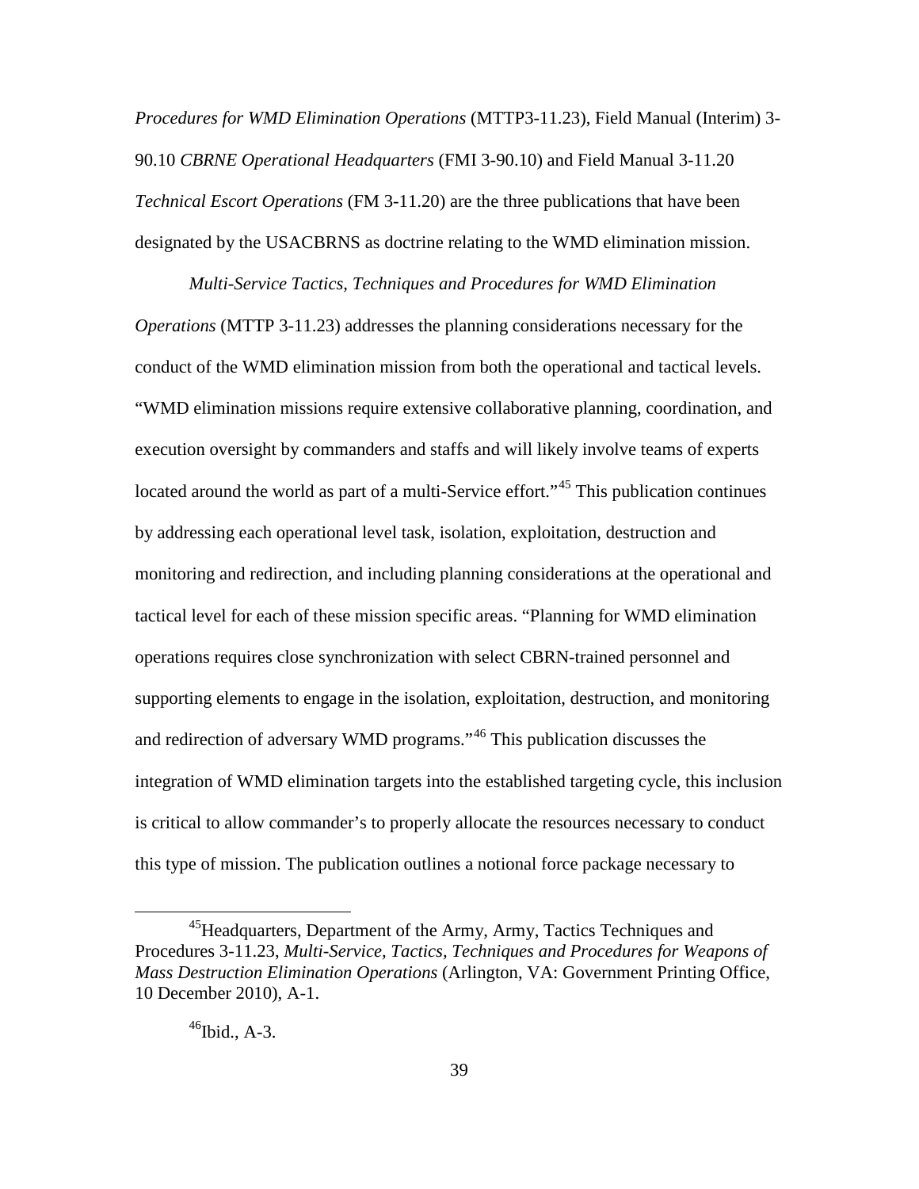*Procedures for WMD Elimination Operations* (MTTP3-11.23), Field Manual (Interim) 3-90.10 *CBRNE Operational Headquarters* (FMI 3-90.10) and Field Manual 3-11.20 *Technical Escort Operations* (FM 3-11.20) are the three publications that have been designated by the USACBRNS as doctrine relating to the WMD elimination mission.

*Multi-Service Tactics, Techniques and Procedures for WMD Elimination Operations* (MTTP 3-11.23) addresses the planning considerations necessary for the conduct of the WMD elimination mission from both the operational and tactical levels. "WMD elimination missions require extensive collaborative planning, coordination, and execution oversight by commanders and staffs and will likely involve teams of experts located around the world as part of a multi-Service effort."[45] This publication continues by addressing each operational level task, isolation, exploitation, destruction and monitoring and redirection, and including planning considerations at the operational and tactical level for each of these mission specific areas. "Planning for WMD elimination operations requires close synchronization with select CBRN-trained personnel and supporting elements to engage in the isolation, exploitation, destruction, and monitoring and redirection of adversary WMD programs."[46] This publication discusses the integration of WMD elimination targets into the established targeting cycle, this inclusion is critical to allow commander's to properly allocate the resources necessary to conduct this type of mission. The publication outlines a notional force package necessary to

---

[45] Headquarters, Department of the Army, Army, Tactics Techniques and Procedures 3-11.23, *Multi-Service, Tactics, Techniques and Procedures for Weapons of Mass Destruction Elimination Operations* (Arlington, VA: Government Printing Office, 10 December 2010), A-1.

[46] Ibid., A-3.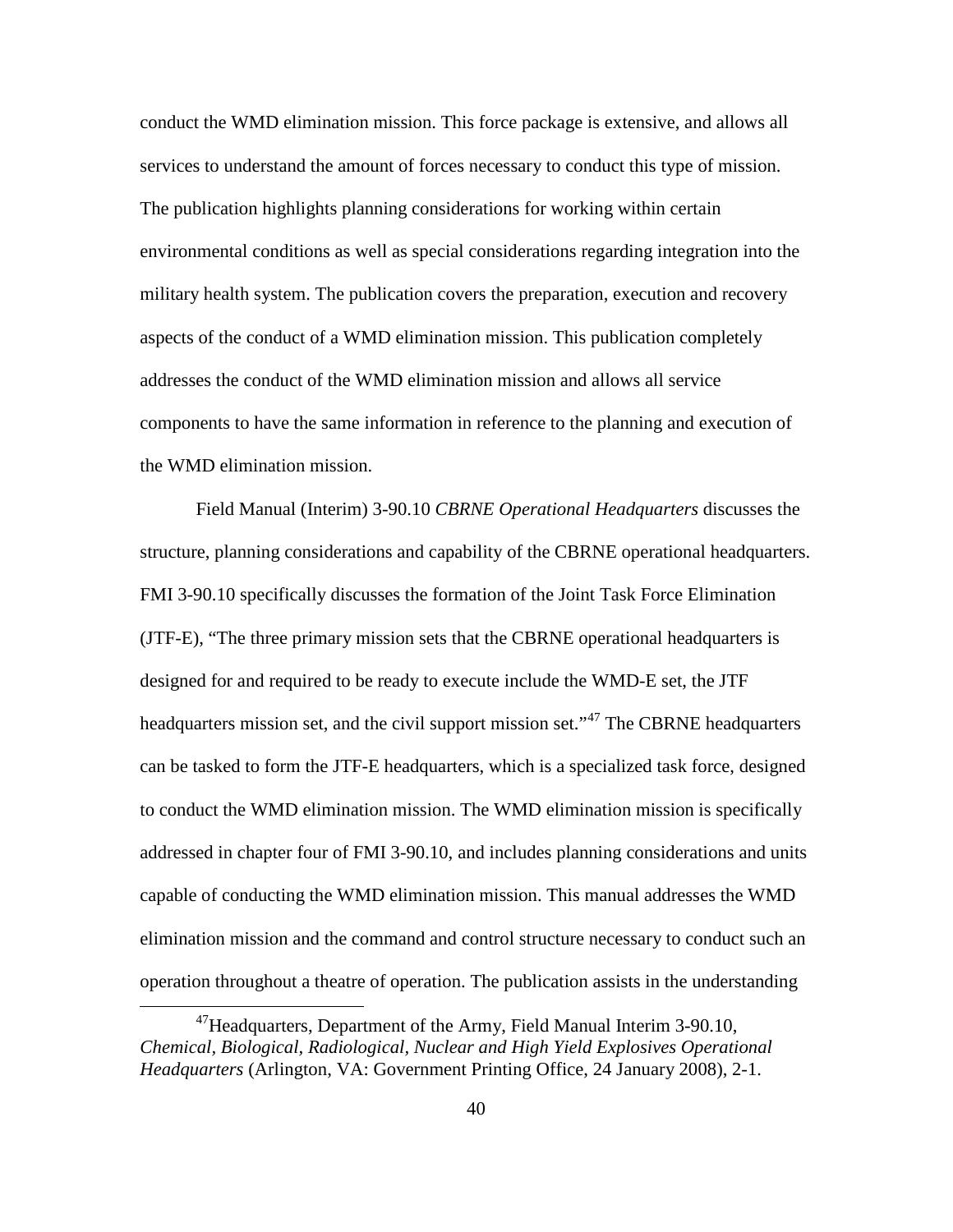conduct the WMD elimination mission. This force package is extensive, and allows all services to understand the amount of forces necessary to conduct this type of mission. The publication highlights planning considerations for working within certain environmental conditions as well as special considerations regarding integration into the military health system. The publication covers the preparation, execution and recovery aspects of the conduct of a WMD elimination mission. This publication completely addresses the conduct of the WMD elimination mission and allows all service components to have the same information in reference to the planning and execution of the WMD elimination mission.

Field Manual (Interim) 3-90.10 *CBRNE Operational Headquarters* discusses the structure, planning considerations and capability of the CBRNE operational headquarters. FMI 3-90.10 specifically discusses the formation of the Joint Task Force Elimination (JTF-E), "The three primary mission sets that the CBRNE operational headquarters is designed for and required to be ready to execute include the WMD-E set, the JTF headquarters mission set, and the civil support mission set."[47] The CBRNE headquarters can be tasked to form the JTF-E headquarters, which is a specialized task force, designed to conduct the WMD elimination mission. The WMD elimination mission is specifically addressed in chapter four of FMI 3-90.10, and includes planning considerations and units capable of conducting the WMD elimination mission. This manual addresses the WMD elimination mission and the command and control structure necessary to conduct such an operation throughout a theatre of operation. The publication assists in the understanding

[47] Headquarters, Department of the Army, Field Manual Interim 3-90.10, *Chemical, Biological, Radiological, Nuclear and High Yield Explosives Operational Headquarters* (Arlington, VA: Government Printing Office, 24 January 2008), 2-1.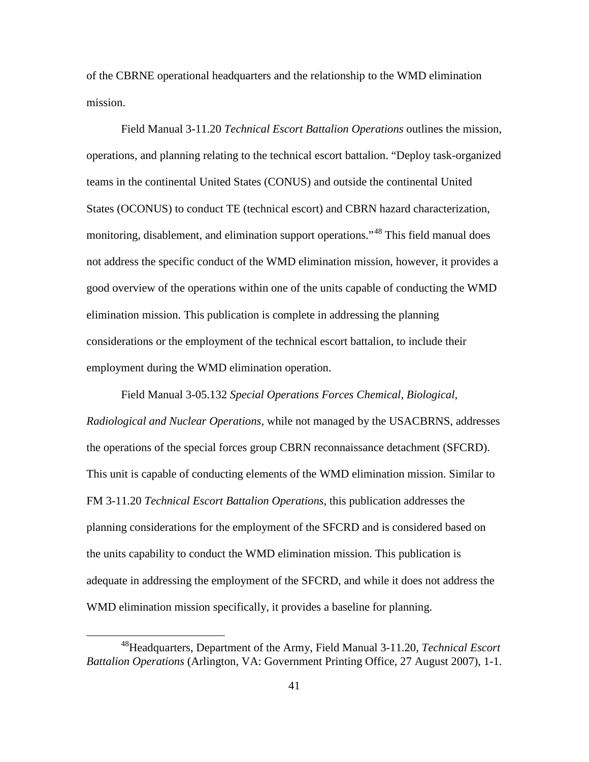of the CBRNE operational headquarters and the relationship to the WMD elimination mission.

Field Manual 3-11.20 *Technical Escort Battalion Operations* outlines the mission, operations, and planning relating to the technical escort battalion. "Deploy task-organized teams in the continental United States (CONUS) and outside the continental United States (OCONUS) to conduct TE (technical escort) and CBRN hazard characterization, monitoring, disablement, and elimination support operations."[48] This field manual does not address the specific conduct of the WMD elimination mission, however, it provides a good overview of the operations within one of the units capable of conducting the WMD elimination mission. This publication is complete in addressing the planning considerations or the employment of the technical escort battalion, to include their employment during the WMD elimination operation.

Field Manual 3-05.132 *Special Operations Forces Chemical, Biological, Radiological and Nuclear Operations*, while not managed by the USACBRNS, addresses the operations of the special forces group CBRN reconnaissance detachment (SFCRD). This unit is capable of conducting elements of the WMD elimination mission. Similar to FM 3-11.20 *Technical Escort Battalion Operations*, this publication addresses the planning considerations for the employment of the SFCRD and is considered based on the units capability to conduct the WMD elimination mission. This publication is adequate in addressing the employment of the SFCRD, and while it does not address the WMD elimination mission specifically, it provides a baseline for planning.

---

[48]Headquarters, Department of the Army, Field Manual 3-11.20, *Technical Escort Battalion Operations* (Arlington, VA: Government Printing Office, 27 August 2007), 1-1.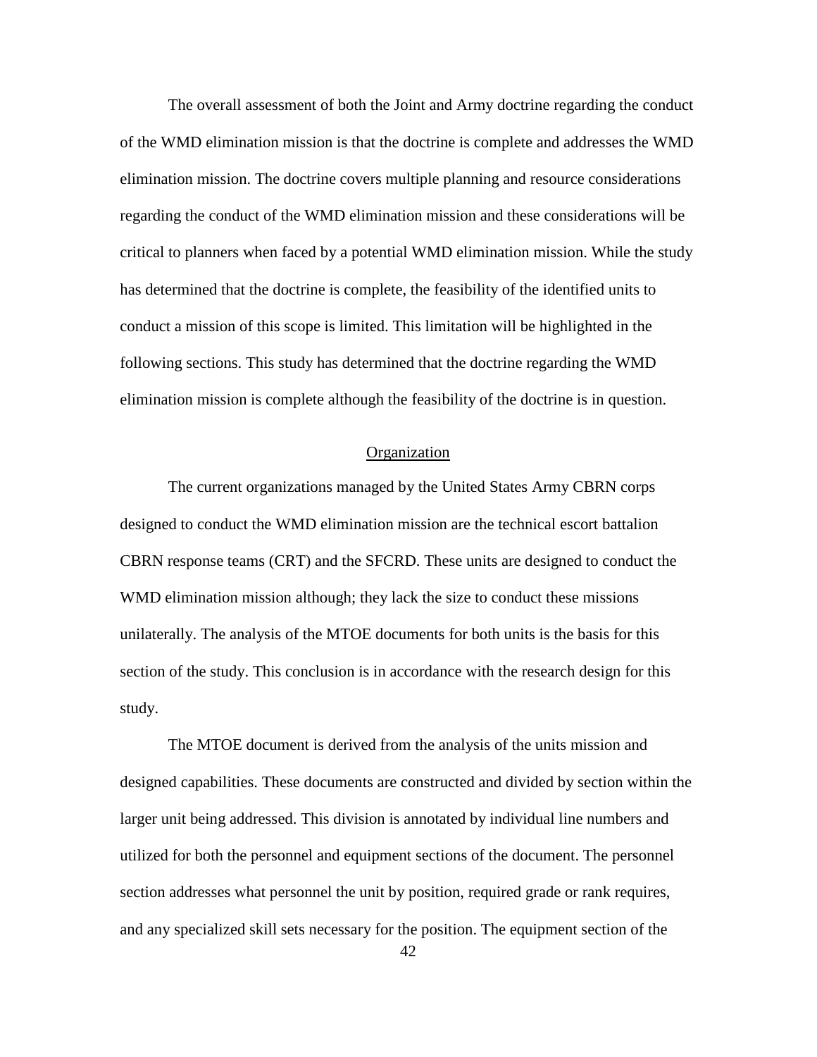The overall assessment of both the Joint and Army doctrine regarding the conduct of the WMD elimination mission is that the doctrine is complete and addresses the WMD elimination mission. The doctrine covers multiple planning and resource considerations regarding the conduct of the WMD elimination mission and these considerations will be critical to planners when faced by a potential WMD elimination mission. While the study has determined that the doctrine is complete, the feasibility of the identified units to conduct a mission of this scope is limited. This limitation will be highlighted in the following sections. This study has determined that the doctrine regarding the WMD elimination mission is complete although the feasibility of the doctrine is in question.

## Organization

The current organizations managed by the United States Army CBRN corps designed to conduct the WMD elimination mission are the technical escort battalion CBRN response teams (CRT) and the SFCRD. These units are designed to conduct the WMD elimination mission although; they lack the size to conduct these missions unilaterally. The analysis of the MTOE documents for both units is the basis for this section of the study. This conclusion is in accordance with the research design for this study.

The MTOE document is derived from the analysis of the units mission and designed capabilities. These documents are constructed and divided by section within the larger unit being addressed. This division is annotated by individual line numbers and utilized for both the personnel and equipment sections of the document. The personnel section addresses what personnel the unit by position, required grade or rank requires, and any specialized skill sets necessary for the position. The equipment section of the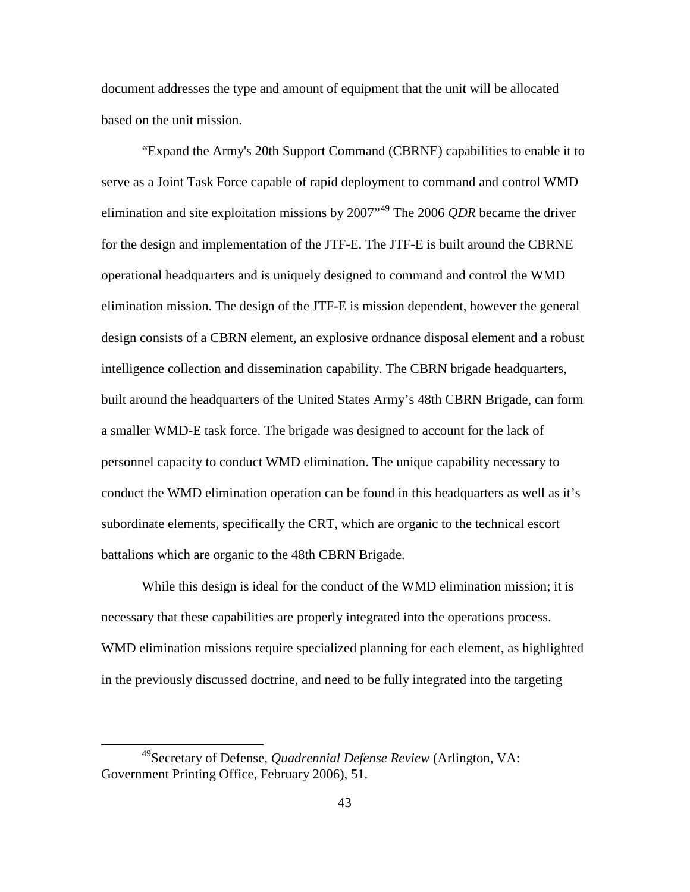document addresses the type and amount of equipment that the unit will be allocated based on the unit mission.

"Expand the Army's 20th Support Command (CBRNE) capabilities to enable it to serve as a Joint Task Force capable of rapid deployment to command and control WMD elimination and site exploitation missions by 2007"[49] The 2006 *QDR* became the driver for the design and implementation of the JTF-E. The JTF-E is built around the CBRNE operational headquarters and is uniquely designed to command and control the WMD elimination mission. The design of the JTF-E is mission dependent, however the general design consists of a CBRN element, an explosive ordnance disposal element and a robust intelligence collection and dissemination capability. The CBRN brigade headquarters, built around the headquarters of the United States Army's 48th CBRN Brigade, can form a smaller WMD-E task force. The brigade was designed to account for the lack of personnel capacity to conduct WMD elimination. The unique capability necessary to conduct the WMD elimination operation can be found in this headquarters as well as it's subordinate elements, specifically the CRT, which are organic to the technical escort battalions which are organic to the 48th CBRN Brigade.

While this design is ideal for the conduct of the WMD elimination mission; it is necessary that these capabilities are properly integrated into the operations process. WMD elimination missions require specialized planning for each element, as highlighted in the previously discussed doctrine, and need to be fully integrated into the targeting

---

[49] Secretary of Defense, *Quadrennial Defense Review* (Arlington, VA: Government Printing Office, February 2006), 51.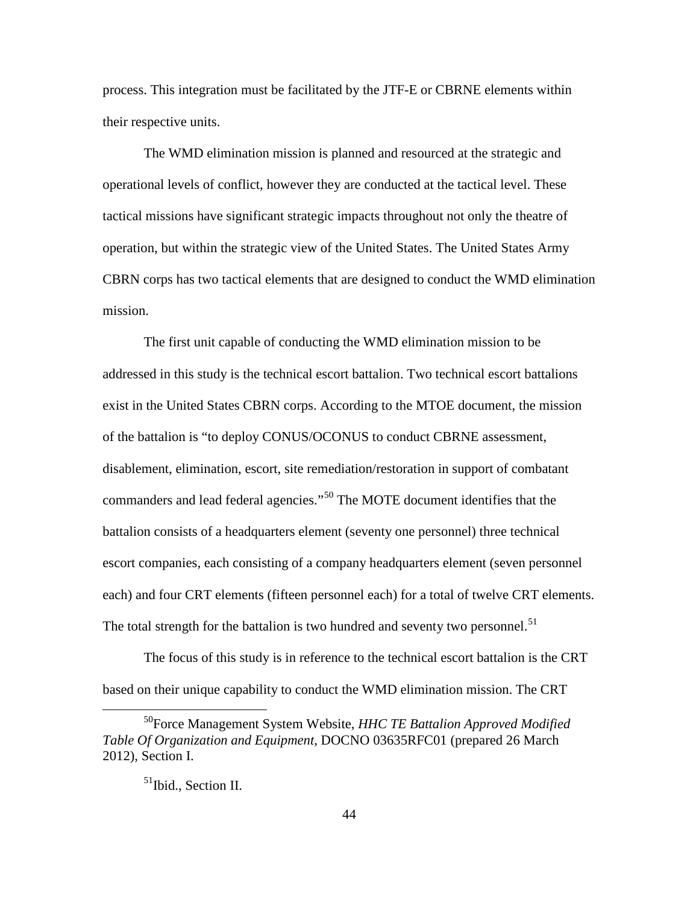process. This integration must be facilitated by the JTF-E or CBRNE elements within their respective units.

The WMD elimination mission is planned and resourced at the strategic and operational levels of conflict, however they are conducted at the tactical level. These tactical missions have significant strategic impacts throughout not only the theatre of operation, but within the strategic view of the United States. The United States Army CBRN corps has two tactical elements that are designed to conduct the WMD elimination mission.

The first unit capable of conducting the WMD elimination mission to be addressed in this study is the technical escort battalion. Two technical escort battalions exist in the United States CBRN corps. According to the MTOE document, the mission of the battalion is "to deploy CONUS/OCONUS to conduct CBRNE assessment, disablement, elimination, escort, site remediation/restoration in support of combatant commanders and lead federal agencies."[50] The MOTE document identifies that the battalion consists of a headquarters element (seventy one personnel) three technical escort companies, each consisting of a company headquarters element (seven personnel each) and four CRT elements (fifteen personnel each) for a total of twelve CRT elements. The total strength for the battalion is two hundred and seventy two personnel.[51]

The focus of this study is in reference to the technical escort battalion is the CRT based on their unique capability to conduct the WMD elimination mission. The CRT

---

[50]Force Management System Website, *HHC TE Battalion Approved Modified Table Of Organization and Equipment*, DOCNO 03635RFC01 (prepared 26 March 2012), Section I.

[51]Ibid., Section II.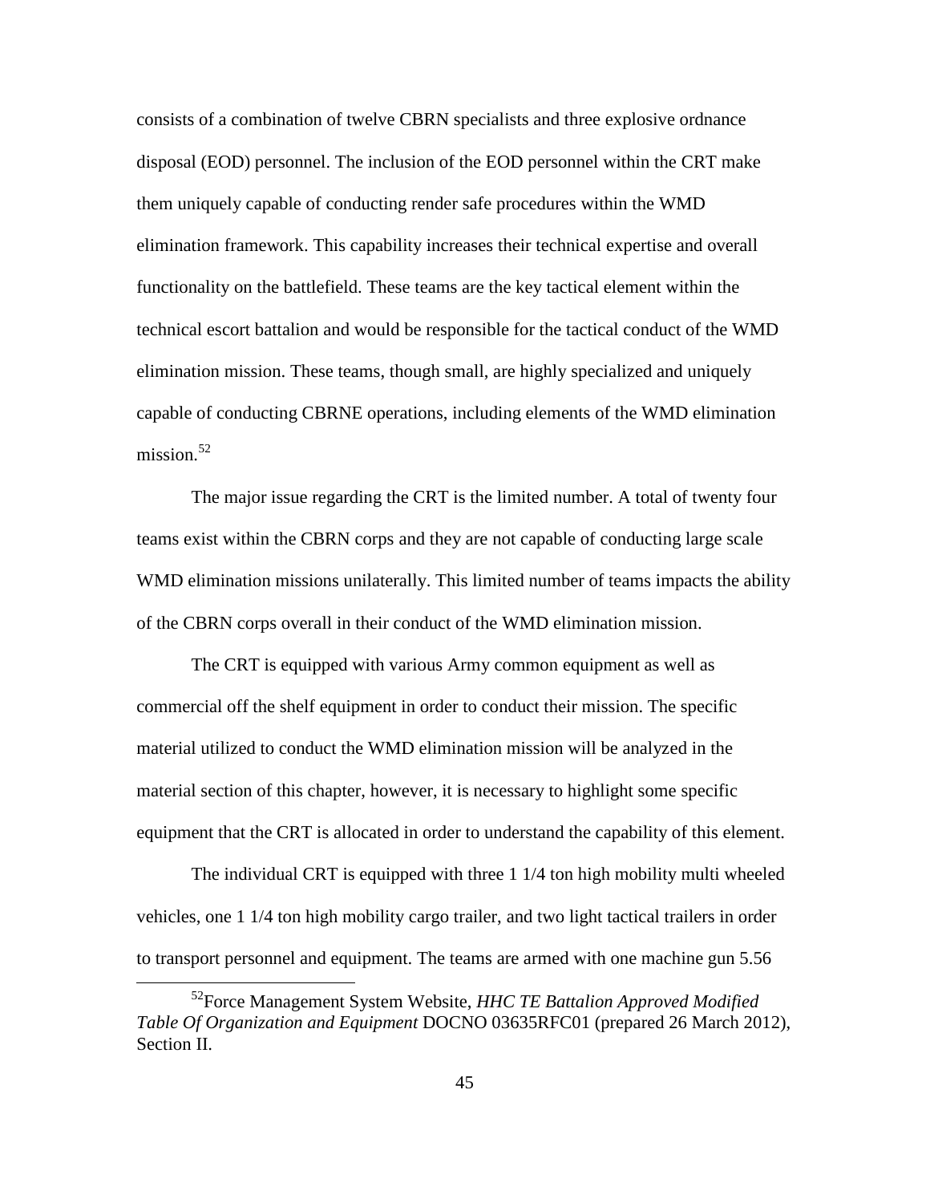consists of a combination of twelve CBRN specialists and three explosive ordnance disposal (EOD) personnel. The inclusion of the EOD personnel within the CRT make them uniquely capable of conducting render safe procedures within the WMD elimination framework. This capability increases their technical expertise and overall functionality on the battlefield. These teams are the key tactical element within the technical escort battalion and would be responsible for the tactical conduct of the WMD elimination mission. These teams, though small, are highly specialized and uniquely capable of conducting CBRNE operations, including elements of the WMD elimination mission.[52]

The major issue regarding the CRT is the limited number. A total of twenty four teams exist within the CBRN corps and they are not capable of conducting large scale WMD elimination missions unilaterally. This limited number of teams impacts the ability of the CBRN corps overall in their conduct of the WMD elimination mission.

The CRT is equipped with various Army common equipment as well as commercial off the shelf equipment in order to conduct their mission. The specific material utilized to conduct the WMD elimination mission will be analyzed in the material section of this chapter, however, it is necessary to highlight some specific equipment that the CRT is allocated in order to understand the capability of this element.

The individual CRT is equipped with three 1 1/4 ton high mobility multi wheeled vehicles, one 1 1/4 ton high mobility cargo trailer, and two light tactical trailers in order to transport personnel and equipment. The teams are armed with one machine gun 5.56

---

[52]Force Management System Website, *HHC TE Battalion Approved Modified Table Of Organization and Equipment* DOCNO 03635RFC01 (prepared 26 March 2012), Section II.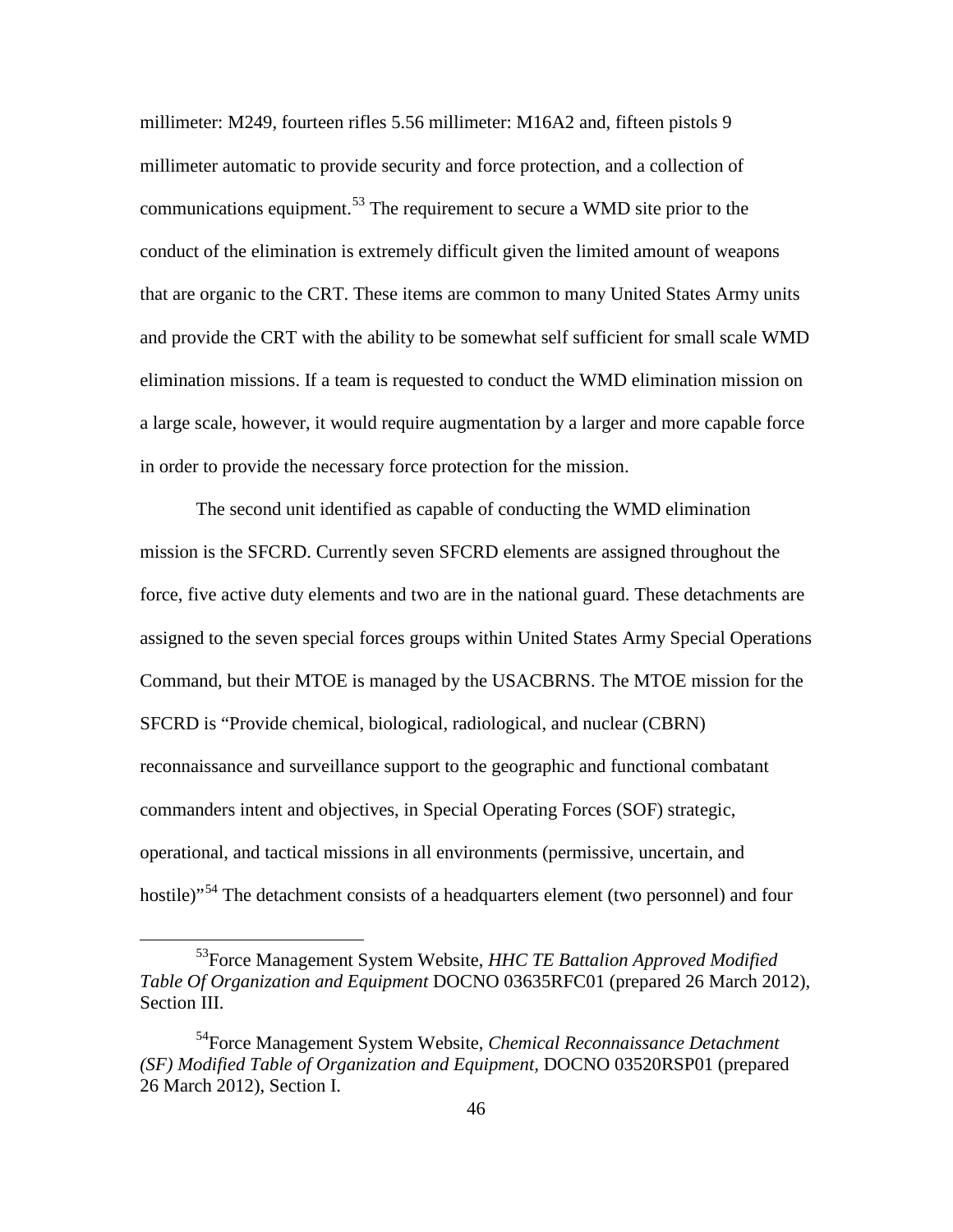millimeter: M249, fourteen rifles 5.56 millimeter: M16A2 and, fifteen pistols 9 millimeter automatic to provide security and force protection, and a collection of communications equipment.[53] The requirement to secure a WMD site prior to the conduct of the elimination is extremely difficult given the limited amount of weapons that are organic to the CRT. These items are common to many United States Army units and provide the CRT with the ability to be somewhat self sufficient for small scale WMD elimination missions. If a team is requested to conduct the WMD elimination mission on a large scale, however, it would require augmentation by a larger and more capable force in order to provide the necessary force protection for the mission.

The second unit identified as capable of conducting the WMD elimination mission is the SFCRD. Currently seven SFCRD elements are assigned throughout the force, five active duty elements and two are in the national guard. These detachments are assigned to the seven special forces groups within United States Army Special Operations Command, but their MTOE is managed by the USACBRNS. The MTOE mission for the SFCRD is "Provide chemical, biological, radiological, and nuclear (CBRN) reconnaissance and surveillance support to the geographic and functional combatant commanders intent and objectives, in Special Operating Forces (SOF) strategic, operational, and tactical missions in all environments (permissive, uncertain, and hostile)"[54] The detachment consists of a headquarters element (two personnel) and four

---

[53] Force Management System Website, *HHC TE Battalion Approved Modified Table Of Organization and Equipment* DOCNO 03635RFC01 (prepared 26 March 2012), Section III.

[54] Force Management System Website, *Chemical Reconnaissance Detachment (SF) Modified Table of Organization and Equipment,* DOCNO 03520RSP01 (prepared 26 March 2012), Section I.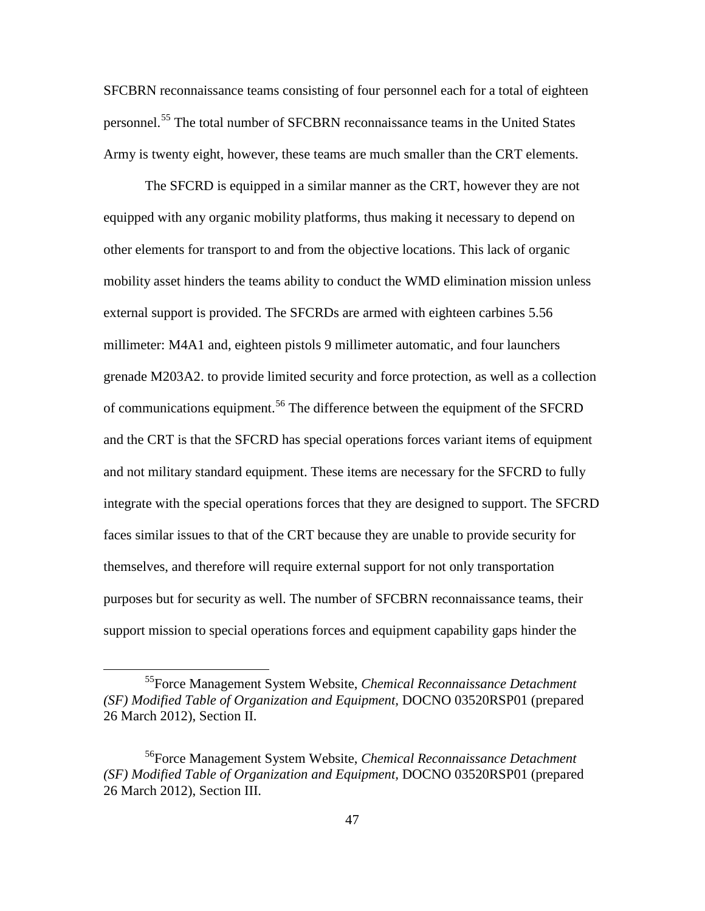SFCBRN reconnaissance teams consisting of four personnel each for a total of eighteen personnel.[55] The total number of SFCBRN reconnaissance teams in the United States Army is twenty eight, however, these teams are much smaller than the CRT elements.

The SFCRD is equipped in a similar manner as the CRT, however they are not equipped with any organic mobility platforms, thus making it necessary to depend on other elements for transport to and from the objective locations. This lack of organic mobility asset hinders the teams ability to conduct the WMD elimination mission unless external support is provided. The SFCRDs are armed with eighteen carbines 5.56 millimeter: M4A1 and, eighteen pistols 9 millimeter automatic, and four launchers grenade M203A2. to provide limited security and force protection, as well as a collection of communications equipment.[56] The difference between the equipment of the SFCRD and the CRT is that the SFCRD has special operations forces variant items of equipment and not military standard equipment. These items are necessary for the SFCRD to fully integrate with the special operations forces that they are designed to support. The SFCRD faces similar issues to that of the CRT because they are unable to provide security for themselves, and therefore will require external support for not only transportation purposes but for security as well. The number of SFCBRN reconnaissance teams, their support mission to special operations forces and equipment capability gaps hinder the

---

[55] Force Management System Website, *Chemical Reconnaissance Detachment (SF) Modified Table of Organization and Equipment,* DOCNO 03520RSP01 (prepared 26 March 2012), Section II.

[56] Force Management System Website, *Chemical Reconnaissance Detachment (SF) Modified Table of Organization and Equipment,* DOCNO 03520RSP01 (prepared 26 March 2012), Section III.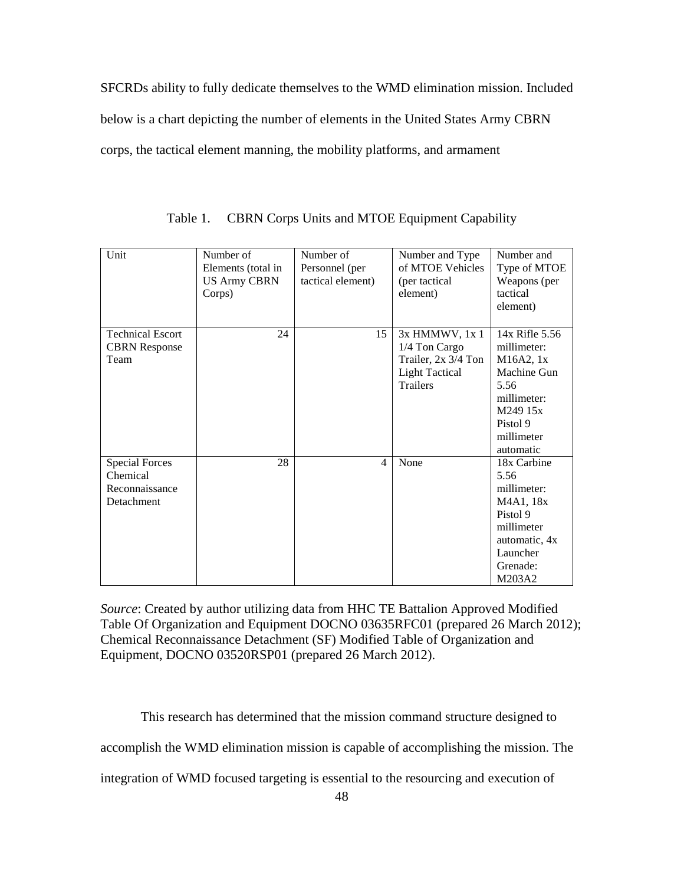SFCRDs ability to fully dedicate themselves to the WMD elimination mission. Included below is a chart depicting the number of elements in the United States Army CBRN corps, the tactical element manning, the mobility platforms, and armament

Table 1. CBRN Corps Units and MTOE Equipment Capability

| Unit | Number of Elements (total in US Army CBRN Corps) | Number of Personnel (per tactical element) | Number and Type of MTOE Vehicles (per tactical element) | Number and Type of MTOE Weapons (per tactical element) |
|---|---|---|---|---|
| Technical Escort CBRN Response Team | 24 | 15 | 3x HMMWV, 1x 1 1/4 Ton Cargo Trailer, 2x 3/4 Ton Light Tactical Trailers | 14x Rifle 5.56 millimeter: M16A2, 1x Machine Gun 5.56 millimeter: M249 15x Pistol 9 millimeter automatic |
| Special Forces Chemical Reconnaissance Detachment | 28 | 4 | None | 18x Carbine 5.56 millimeter: M4A1, 18x Pistol 9 millimeter automatic, 4x Launcher Grenade: M203A2 |

*Source*: Created by author utilizing data from HHC TE Battalion Approved Modified Table Of Organization and Equipment DOCNO 03635RFC01 (prepared 26 March 2012); Chemical Reconnaissance Detachment (SF) Modified Table of Organization and Equipment, DOCNO 03520RSP01 (prepared 26 March 2012).

This research has determined that the mission command structure designed to accomplish the WMD elimination mission is capable of accomplishing the mission. The integration of WMD focused targeting is essential to the resourcing and execution of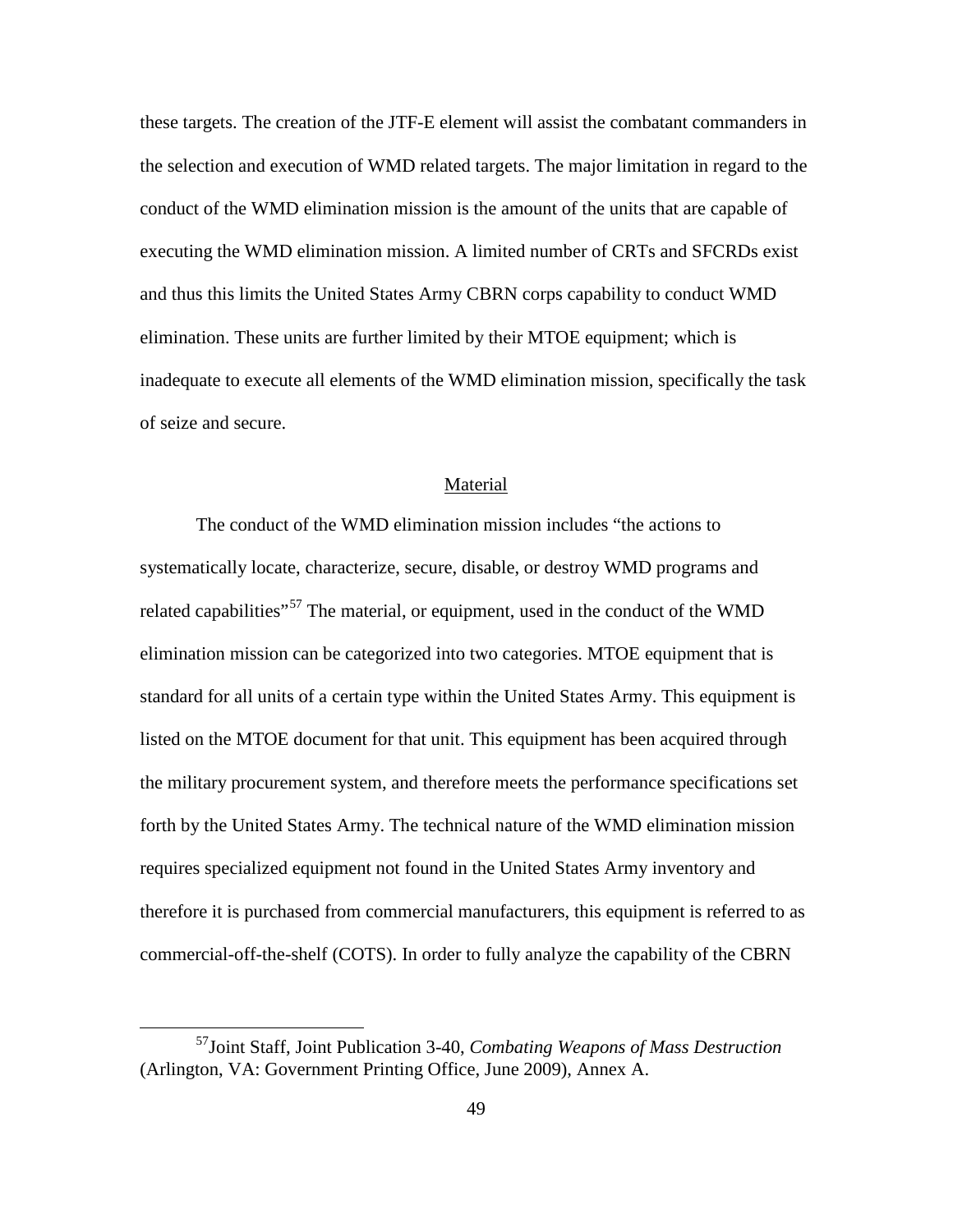these targets. The creation of the JTF-E element will assist the combatant commanders in the selection and execution of WMD related targets. The major limitation in regard to the conduct of the WMD elimination mission is the amount of the units that are capable of executing the WMD elimination mission. A limited number of CRTs and SFCRDs exist and thus this limits the United States Army CBRN corps capability to conduct WMD elimination. These units are further limited by their MTOE equipment; which is inadequate to execute all elements of the WMD elimination mission, specifically the task of seize and secure.

## Material

The conduct of the WMD elimination mission includes "the actions to systematically locate, characterize, secure, disable, or destroy WMD programs and related capabilities"[57] The material, or equipment, used in the conduct of the WMD elimination mission can be categorized into two categories. MTOE equipment that is standard for all units of a certain type within the United States Army. This equipment is listed on the MTOE document for that unit. This equipment has been acquired through the military procurement system, and therefore meets the performance specifications set forth by the United States Army. The technical nature of the WMD elimination mission requires specialized equipment not found in the United States Army inventory and therefore it is purchased from commercial manufacturers, this equipment is referred to as commercial-off-the-shelf (COTS). In order to fully analyze the capability of the CBRN

---

[57] Joint Staff, Joint Publication 3-40, *Combating Weapons of Mass Destruction* (Arlington, VA: Government Printing Office, June 2009), Annex A.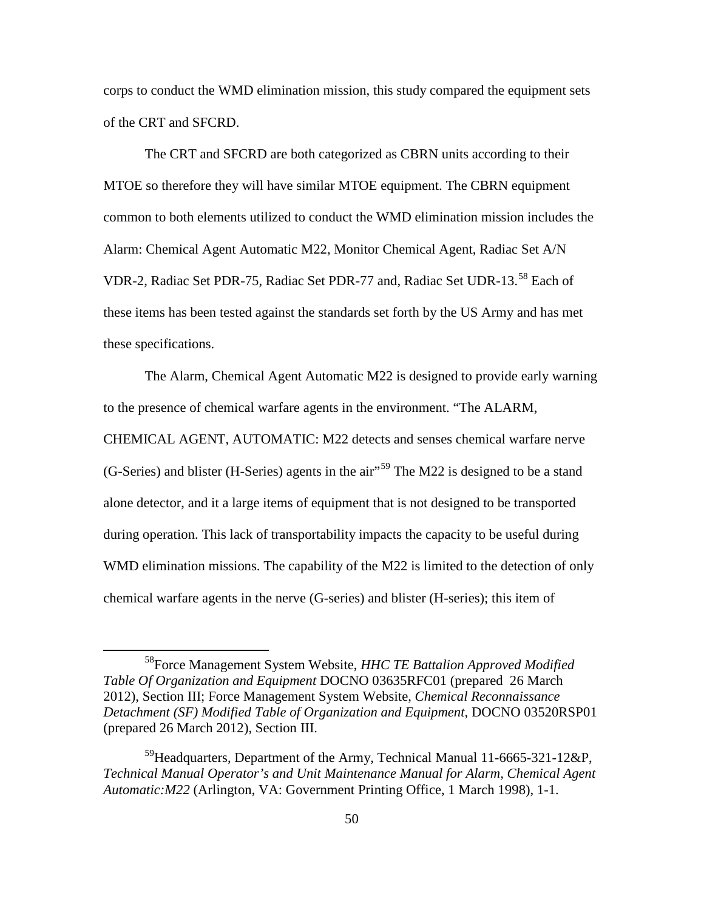corps to conduct the WMD elimination mission, this study compared the equipment sets of the CRT and SFCRD.

The CRT and SFCRD are both categorized as CBRN units according to their MTOE so therefore they will have similar MTOE equipment. The CBRN equipment common to both elements utilized to conduct the WMD elimination mission includes the Alarm: Chemical Agent Automatic M22, Monitor Chemical Agent, Radiac Set A/N VDR-2, Radiac Set PDR-75, Radiac Set PDR-77 and, Radiac Set UDR-13.[58] Each of these items has been tested against the standards set forth by the US Army and has met these specifications.

The Alarm, Chemical Agent Automatic M22 is designed to provide early warning to the presence of chemical warfare agents in the environment. "The ALARM, CHEMICAL AGENT, AUTOMATIC: M22 detects and senses chemical warfare nerve (G-Series) and blister (H-Series) agents in the air"[59] The M22 is designed to be a stand alone detector, and it a large items of equipment that is not designed to be transported during operation. This lack of transportability impacts the capacity to be useful during WMD elimination missions. The capability of the M22 is limited to the detection of only chemical warfare agents in the nerve (G-series) and blister (H-series); this item of

---

[58] Force Management System Website, *HHC TE Battalion Approved Modified Table Of Organization and Equipment* DOCNO 03635RFC01 (prepared 26 March 2012), Section III; Force Management System Website, *Chemical Reconnaissance Detachment (SF) Modified Table of Organization and Equipment*, DOCNO 03520RSP01 (prepared 26 March 2012), Section III.

[59] Headquarters, Department of the Army, Technical Manual 11-6665-321-12&P, *Technical Manual Operator's and Unit Maintenance Manual for Alarm, Chemical Agent Automatic:M22* (Arlington, VA: Government Printing Office, 1 March 1998), 1-1.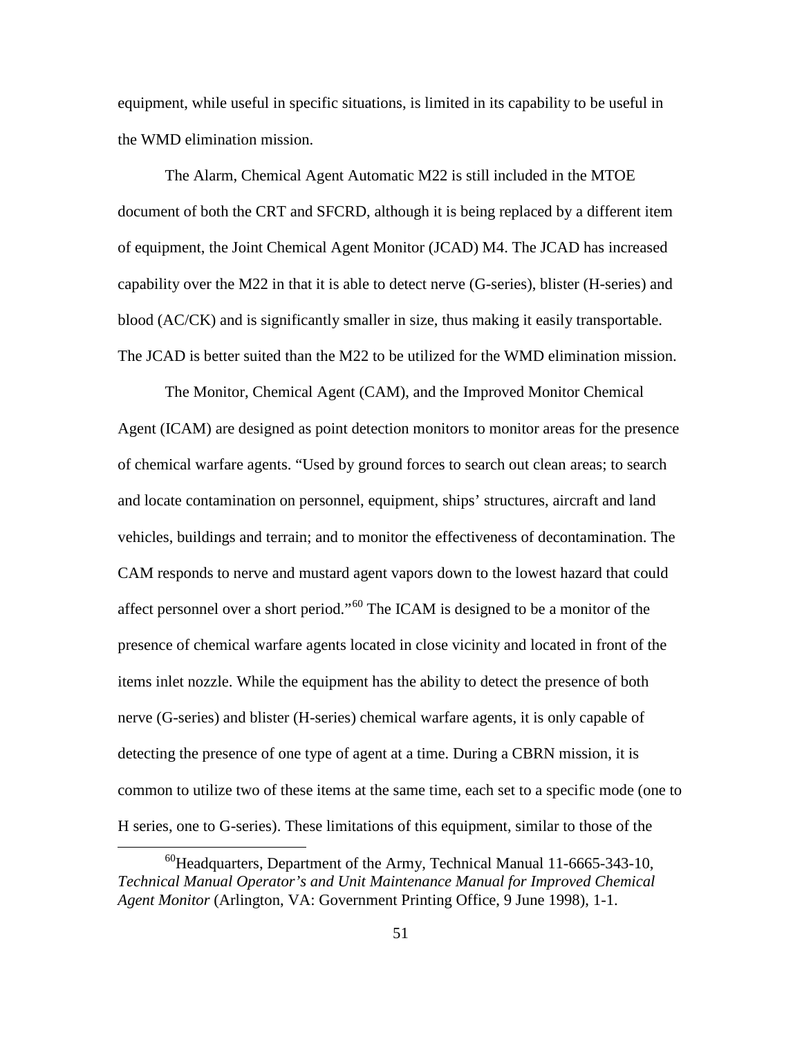equipment, while useful in specific situations, is limited in its capability to be useful in the WMD elimination mission.

The Alarm, Chemical Agent Automatic M22 is still included in the MTOE document of both the CRT and SFCRD, although it is being replaced by a different item of equipment, the Joint Chemical Agent Monitor (JCAD) M4. The JCAD has increased capability over the M22 in that it is able to detect nerve (G-series), blister (H-series) and blood (AC/CK) and is significantly smaller in size, thus making it easily transportable. The JCAD is better suited than the M22 to be utilized for the WMD elimination mission.

The Monitor, Chemical Agent (CAM), and the Improved Monitor Chemical Agent (ICAM) are designed as point detection monitors to monitor areas for the presence of chemical warfare agents. "Used by ground forces to search out clean areas; to search and locate contamination on personnel, equipment, ships' structures, aircraft and land vehicles, buildings and terrain; and to monitor the effectiveness of decontamination. The CAM responds to nerve and mustard agent vapors down to the lowest hazard that could affect personnel over a short period."[60] The ICAM is designed to be a monitor of the presence of chemical warfare agents located in close vicinity and located in front of the items inlet nozzle. While the equipment has the ability to detect the presence of both nerve (G-series) and blister (H-series) chemical warfare agents, it is only capable of detecting the presence of one type of agent at a time. During a CBRN mission, it is common to utilize two of these items at the same time, each set to a specific mode (one to H series, one to G-series). These limitations of this equipment, similar to those of the

---

[60] Headquarters, Department of the Army, Technical Manual 11-6665-343-10, *Technical Manual Operator's and Unit Maintenance Manual for Improved Chemical Agent Monitor* (Arlington, VA: Government Printing Office, 9 June 1998), 1-1.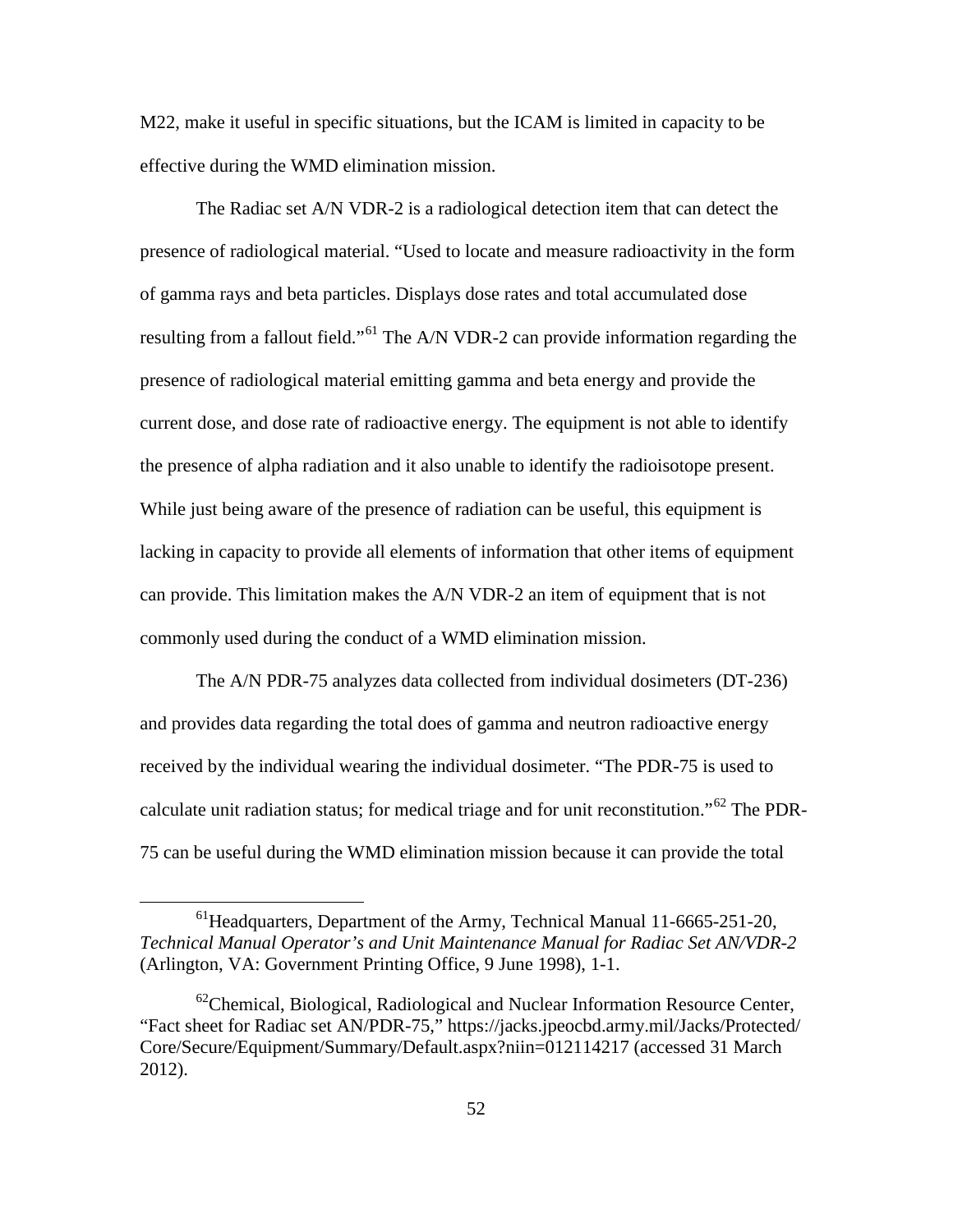M22, make it useful in specific situations, but the ICAM is limited in capacity to be effective during the WMD elimination mission.

The Radiac set A/N VDR-2 is a radiological detection item that can detect the presence of radiological material. "Used to locate and measure radioactivity in the form of gamma rays and beta particles. Displays dose rates and total accumulated dose resulting from a fallout field."[61] The A/N VDR-2 can provide information regarding the presence of radiological material emitting gamma and beta energy and provide the current dose, and dose rate of radioactive energy. The equipment is not able to identify the presence of alpha radiation and it also unable to identify the radioisotope present. While just being aware of the presence of radiation can be useful, this equipment is lacking in capacity to provide all elements of information that other items of equipment can provide. This limitation makes the A/N VDR-2 an item of equipment that is not commonly used during the conduct of a WMD elimination mission.

The A/N PDR-75 analyzes data collected from individual dosimeters (DT-236) and provides data regarding the total does of gamma and neutron radioactive energy received by the individual wearing the individual dosimeter. "The PDR-75 is used to calculate unit radiation status; for medical triage and for unit reconstitution."[62] The PDR-75 can be useful during the WMD elimination mission because it can provide the total

---

[61] Headquarters, Department of the Army, Technical Manual 11-6665-251-20, *Technical Manual Operator's and Unit Maintenance Manual for Radiac Set AN/VDR-2* (Arlington, VA: Government Printing Office, 9 June 1998), 1-1.

[62] Chemical, Biological, Radiological and Nuclear Information Resource Center, "Fact sheet for Radiac set AN/PDR-75," https://jacks.jpeocbd.army.mil/Jacks/Protected/Core/Secure/Equipment/Summary/Default.aspx?niin=012114217 (accessed 31 March 2012).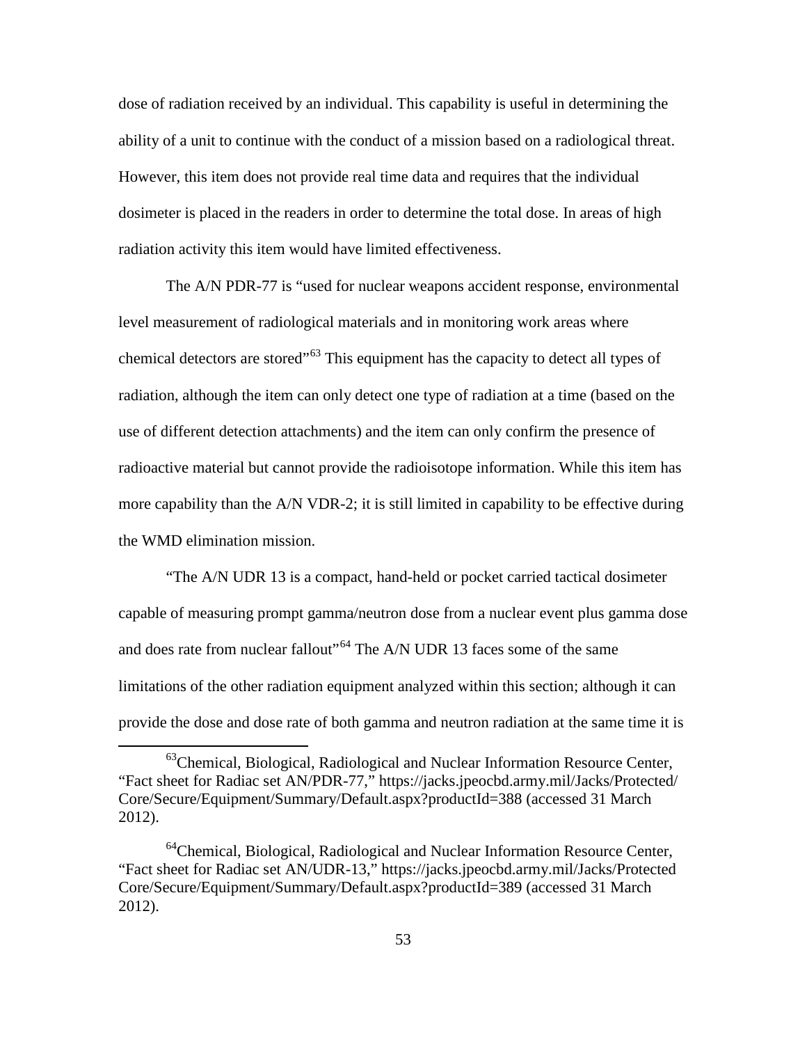dose of radiation received by an individual. This capability is useful in determining the ability of a unit to continue with the conduct of a mission based on a radiological threat. However, this item does not provide real time data and requires that the individual dosimeter is placed in the readers in order to determine the total dose. In areas of high radiation activity this item would have limited effectiveness.

The A/N PDR-77 is "used for nuclear weapons accident response, environmental level measurement of radiological materials and in monitoring work areas where chemical detectors are stored"[63] This equipment has the capacity to detect all types of radiation, although the item can only detect one type of radiation at a time (based on the use of different detection attachments) and the item can only confirm the presence of radioactive material but cannot provide the radioisotope information. While this item has more capability than the A/N VDR-2; it is still limited in capability to be effective during the WMD elimination mission.

"The A/N UDR 13 is a compact, hand-held or pocket carried tactical dosimeter capable of measuring prompt gamma/neutron dose from a nuclear event plus gamma dose and does rate from nuclear fallout"[64] The A/N UDR 13 faces some of the same limitations of the other radiation equipment analyzed within this section; although it can provide the dose and dose rate of both gamma and neutron radiation at the same time it is

---

[63] Chemical, Biological, Radiological and Nuclear Information Resource Center, "Fact sheet for Radiac set AN/PDR-77," https://jacks.jpeocbd.army.mil/Jacks/Protected/Core/Secure/Equipment/Summary/Default.aspx?productId=388 (accessed 31 March 2012).

[64] Chemical, Biological, Radiological and Nuclear Information Resource Center, "Fact sheet for Radiac set AN/UDR-13," https://jacks.jpeocbd.army.mil/Jacks/Protected Core/Secure/Equipment/Summary/Default.aspx?productId=389 (accessed 31 March 2012).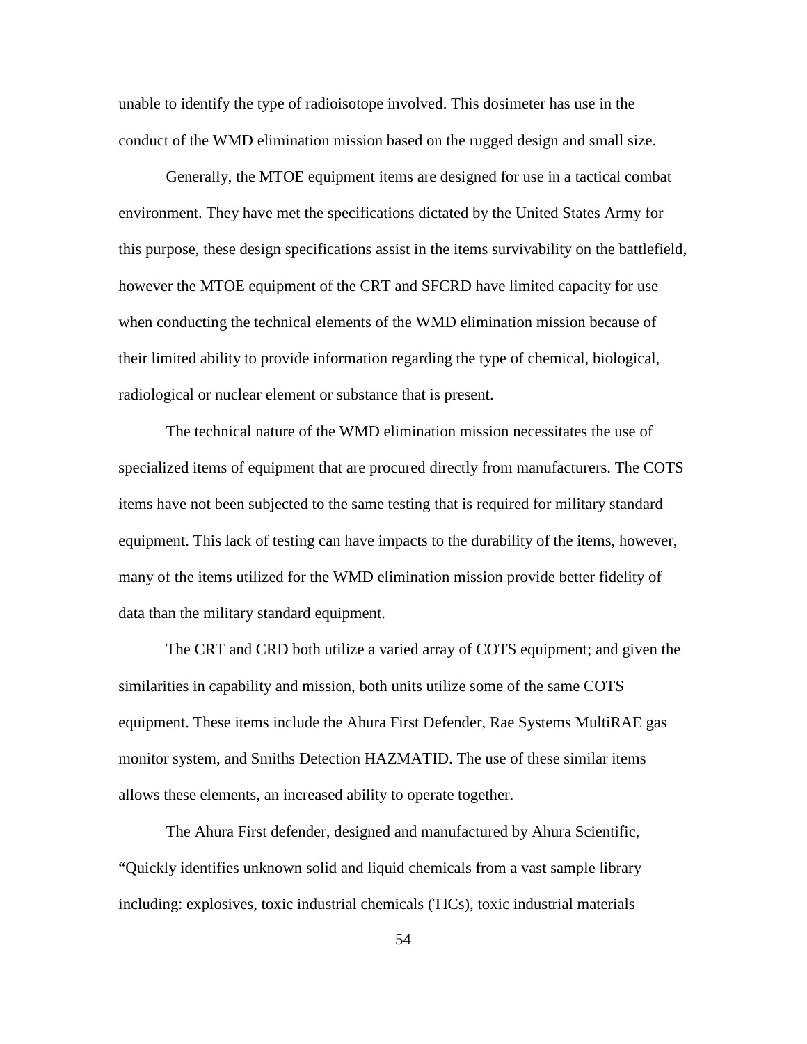unable to identify the type of radioisotope involved. This dosimeter has use in the conduct of the WMD elimination mission based on the rugged design and small size.

Generally, the MTOE equipment items are designed for use in a tactical combat environment. They have met the specifications dictated by the United States Army for this purpose, these design specifications assist in the items survivability on the battlefield, however the MTOE equipment of the CRT and SFCRD have limited capacity for use when conducting the technical elements of the WMD elimination mission because of their limited ability to provide information regarding the type of chemical, biological, radiological or nuclear element or substance that is present.

The technical nature of the WMD elimination mission necessitates the use of specialized items of equipment that are procured directly from manufacturers. The COTS items have not been subjected to the same testing that is required for military standard equipment. This lack of testing can have impacts to the durability of the items, however, many of the items utilized for the WMD elimination mission provide better fidelity of data than the military standard equipment.

The CRT and CRD both utilize a varied array of COTS equipment; and given the similarities in capability and mission, both units utilize some of the same COTS equipment. These items include the Ahura First Defender, Rae Systems MultiRAE gas monitor system, and Smiths Detection HAZMATID. The use of these similar items allows these elements, an increased ability to operate together.

The Ahura First defender, designed and manufactured by Ahura Scientific, "Quickly identifies unknown solid and liquid chemicals from a vast sample library including: explosives, toxic industrial chemicals (TICs), toxic industrial materials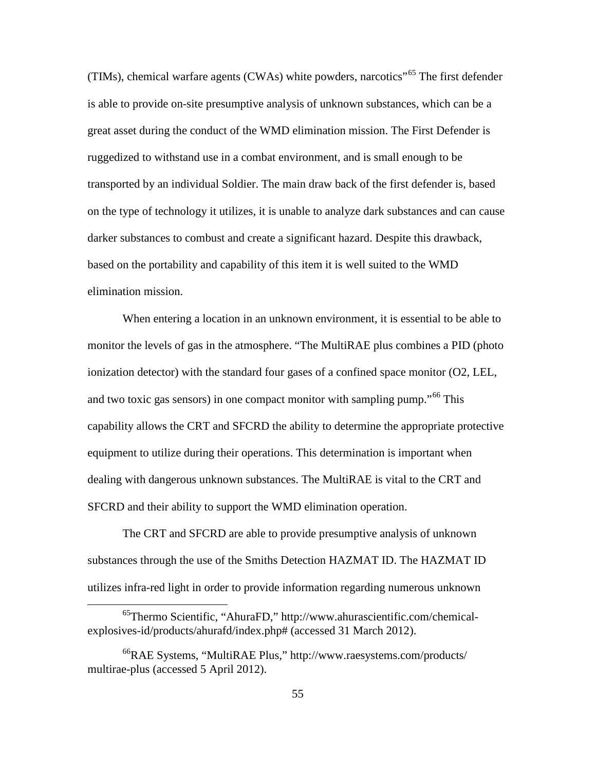(TIMs), chemical warfare agents (CWAs) white powders, narcotics"[65] The first defender is able to provide on-site presumptive analysis of unknown substances, which can be a great asset during the conduct of the WMD elimination mission. The First Defender is ruggedized to withstand use in a combat environment, and is small enough to be transported by an individual Soldier. The main draw back of the first defender is, based on the type of technology it utilizes, it is unable to analyze dark substances and can cause darker substances to combust and create a significant hazard. Despite this drawback, based on the portability and capability of this item it is well suited to the WMD elimination mission.

When entering a location in an unknown environment, it is essential to be able to monitor the levels of gas in the atmosphere. "The MultiRAE plus combines a PID (photo ionization detector) with the standard four gases of a confined space monitor (O2, LEL, and two toxic gas sensors) in one compact monitor with sampling pump."[66] This capability allows the CRT and SFCRD the ability to determine the appropriate protective equipment to utilize during their operations. This determination is important when dealing with dangerous unknown substances. The MultiRAE is vital to the CRT and SFCRD and their ability to support the WMD elimination operation.

The CRT and SFCRD are able to provide presumptive analysis of unknown substances through the use of the Smiths Detection HAZMAT ID. The HAZMAT ID utilizes infra-red light in order to provide information regarding numerous unknown

---

[65] Thermo Scientific, "AhuraFD," http://www.ahurascientific.com/chemical-explosives-id/products/ahurafd/index.php# (accessed 31 March 2012).

[66] RAE Systems, "MultiRAE Plus," http://www.raesystems.com/products/multirae-plus (accessed 5 April 2012).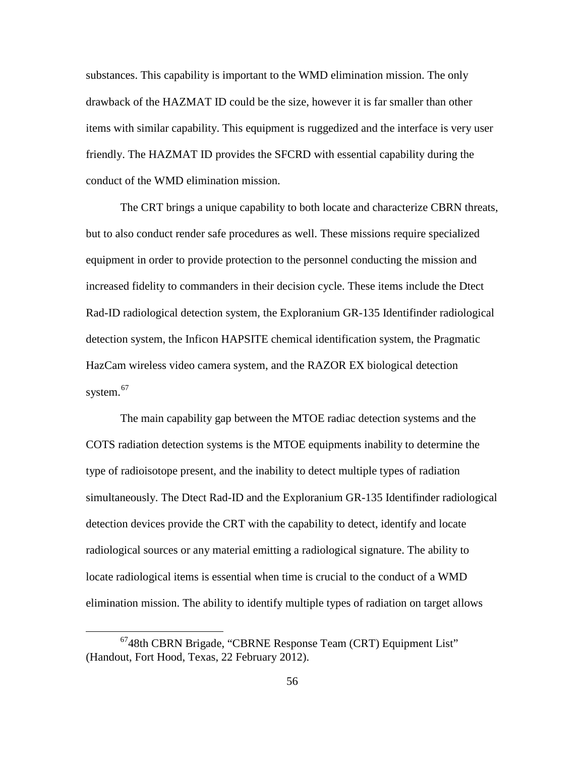substances. This capability is important to the WMD elimination mission. The only drawback of the HAZMAT ID could be the size, however it is far smaller than other items with similar capability. This equipment is ruggedized and the interface is very user friendly. The HAZMAT ID provides the SFCRD with essential capability during the conduct of the WMD elimination mission.

The CRT brings a unique capability to both locate and characterize CBRN threats, but to also conduct render safe procedures as well. These missions require specialized equipment in order to provide protection to the personnel conducting the mission and increased fidelity to commanders in their decision cycle. These items include the Dtect Rad-ID radiological detection system, the Exploranium GR-135 Identifinder radiological detection system, the Inficon HAPSITE chemical identification system, the Pragmatic HazCam wireless video camera system, and the RAZOR EX biological detection system.[67]

The main capability gap between the MTOE radiac detection systems and the COTS radiation detection systems is the MTOE equipments inability to determine the type of radioisotope present, and the inability to detect multiple types of radiation simultaneously. The Dtect Rad-ID and the Exploranium GR-135 Identifinder radiological detection devices provide the CRT with the capability to detect, identify and locate radiological sources or any material emitting a radiological signature. The ability to locate radiological items is essential when time is crucial to the conduct of a WMD elimination mission. The ability to identify multiple types of radiation on target allows

[67]48th CBRN Brigade, "CBRNE Response Team (CRT) Equipment List" (Handout, Fort Hood, Texas, 22 February 2012).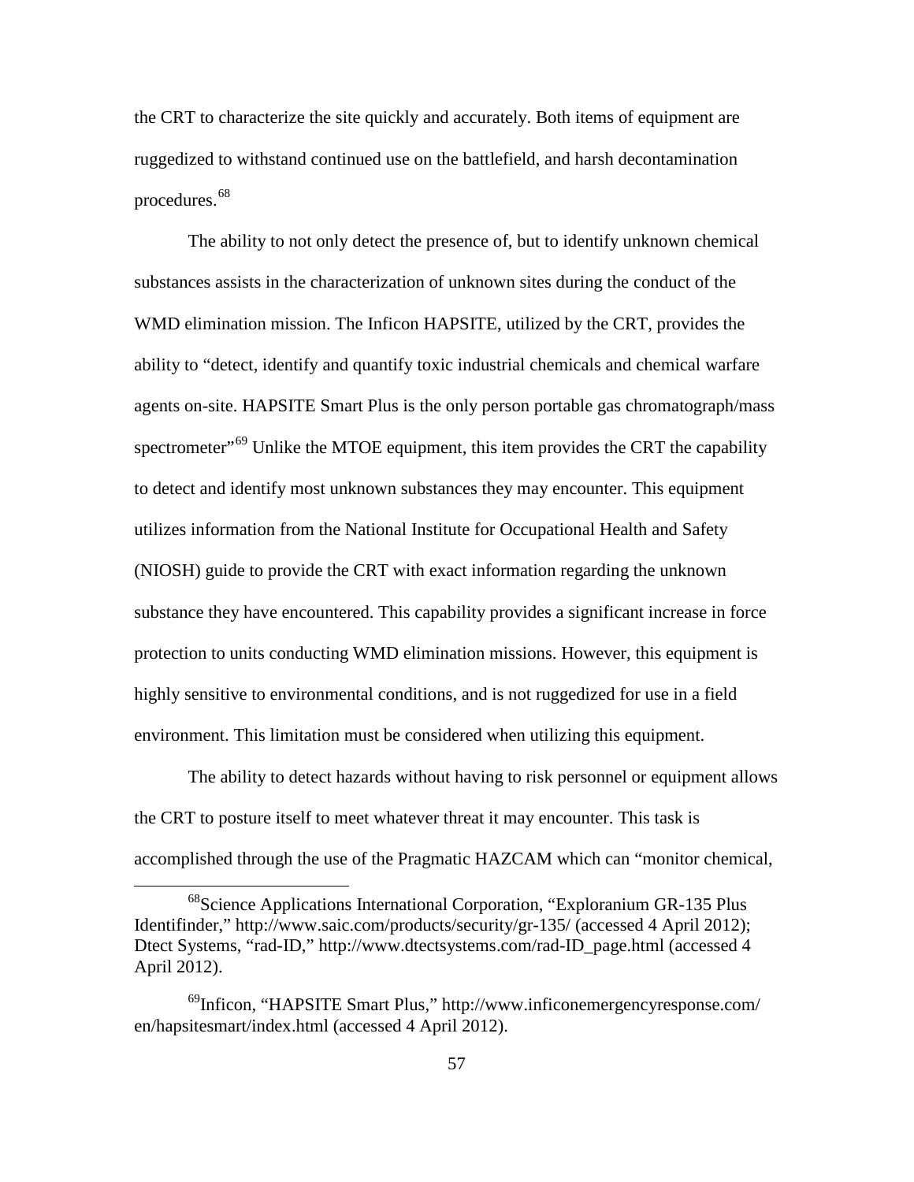the CRT to characterize the site quickly and accurately. Both items of equipment are ruggedized to withstand continued use on the battlefield, and harsh decontamination procedures.[68]

The ability to not only detect the presence of, but to identify unknown chemical substances assists in the characterization of unknown sites during the conduct of the WMD elimination mission. The Inficon HAPSITE, utilized by the CRT, provides the ability to "detect, identify and quantify toxic industrial chemicals and chemical warfare agents on-site. HAPSITE Smart Plus is the only person portable gas chromatograph/mass spectrometer"[69] Unlike the MTOE equipment, this item provides the CRT the capability to detect and identify most unknown substances they may encounter. This equipment utilizes information from the National Institute for Occupational Health and Safety (NIOSH) guide to provide the CRT with exact information regarding the unknown substance they have encountered. This capability provides a significant increase in force protection to units conducting WMD elimination missions. However, this equipment is highly sensitive to environmental conditions, and is not ruggedized for use in a field environment. This limitation must be considered when utilizing this equipment.

The ability to detect hazards without having to risk personnel or equipment allows the CRT to posture itself to meet whatever threat it may encounter. This task is accomplished through the use of the Pragmatic HAZCAM which can "monitor chemical,

---

[68] Science Applications International Corporation, "Exploranium GR-135 Plus Identifinder," http://www.saic.com/products/security/gr-135/ (accessed 4 April 2012); Dtect Systems, "rad-ID," http://www.dtectsystems.com/rad-ID_page.html (accessed 4 April 2012).

[69] Inficon, "HAPSITE Smart Plus," http://www.inficonemergencyresponse.com/en/hapsitesmart/index.html (accessed 4 April 2012).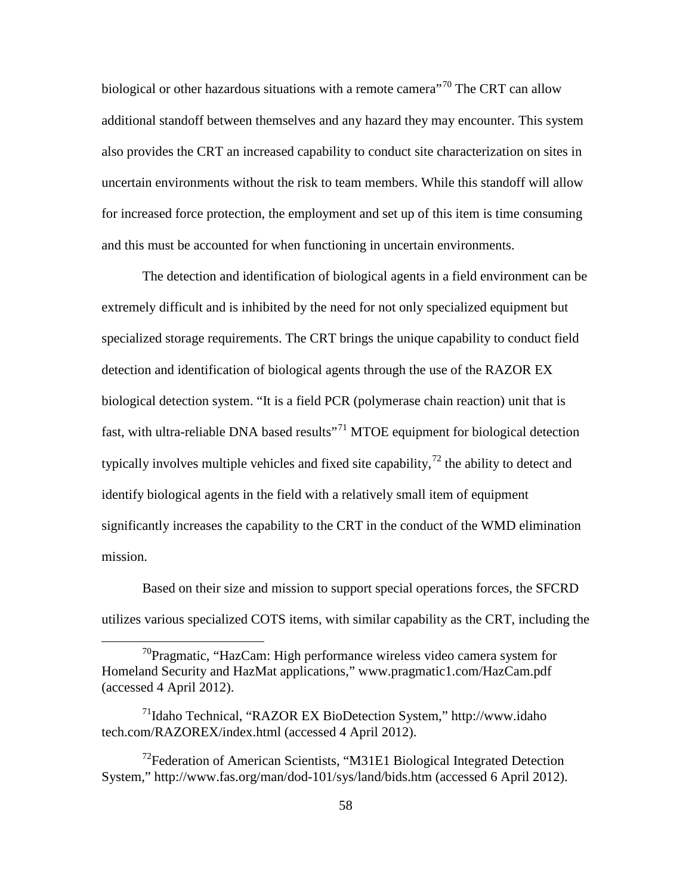biological or other hazardous situations with a remote camera"[70] The CRT can allow additional standoff between themselves and any hazard they may encounter. This system also provides the CRT an increased capability to conduct site characterization on sites in uncertain environments without the risk to team members. While this standoff will allow for increased force protection, the employment and set up of this item is time consuming and this must be accounted for when functioning in uncertain environments.

The detection and identification of biological agents in a field environment can be extremely difficult and is inhibited by the need for not only specialized equipment but specialized storage requirements. The CRT brings the unique capability to conduct field detection and identification of biological agents through the use of the RAZOR EX biological detection system. "It is a field PCR (polymerase chain reaction) unit that is fast, with ultra-reliable DNA based results"[71] MTOE equipment for biological detection typically involves multiple vehicles and fixed site capability,[72] the ability to detect and identify biological agents in the field with a relatively small item of equipment significantly increases the capability to the CRT in the conduct of the WMD elimination mission.

Based on their size and mission to support special operations forces, the SFCRD utilizes various specialized COTS items, with similar capability as the CRT, including the

---

[70] Pragmatic, "HazCam: High performance wireless video camera system for Homeland Security and HazMat applications," www.pragmatic1.com/HazCam.pdf (accessed 4 April 2012).

[71] Idaho Technical, "RAZOR EX BioDetection System," http://www.idaho tech.com/RAZOREX/index.html (accessed 4 April 2012).

[72] Federation of American Scientists, "M31E1 Biological Integrated Detection System," http://www.fas.org/man/dod-101/sys/land/bids.htm (accessed 6 April 2012).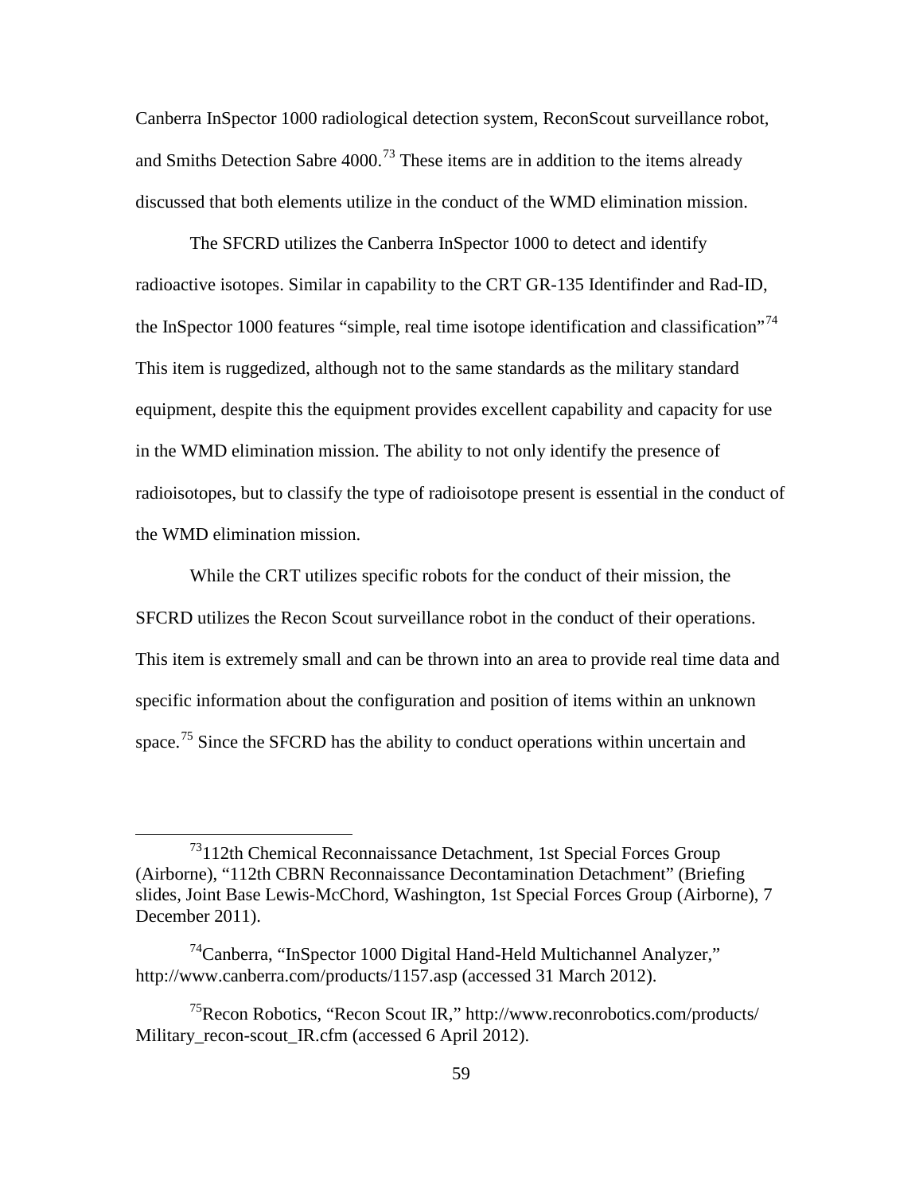Canberra InSpector 1000 radiological detection system, ReconScout surveillance robot, and Smiths Detection Sabre 4000.[73] These items are in addition to the items already discussed that both elements utilize in the conduct of the WMD elimination mission.

The SFCRD utilizes the Canberra InSpector 1000 to detect and identify radioactive isotopes. Similar in capability to the CRT GR-135 Identifinder and Rad-ID, the InSpector 1000 features "simple, real time isotope identification and classification"[74] This item is ruggedized, although not to the same standards as the military standard equipment, despite this the equipment provides excellent capability and capacity for use in the WMD elimination mission. The ability to not only identify the presence of radioisotopes, but to classify the type of radioisotope present is essential in the conduct of the WMD elimination mission.

While the CRT utilizes specific robots for the conduct of their mission, the SFCRD utilizes the Recon Scout surveillance robot in the conduct of their operations. This item is extremely small and can be thrown into an area to provide real time data and specific information about the configuration and position of items within an unknown space.[75] Since the SFCRD has the ability to conduct operations within uncertain and

---

[73]112th Chemical Reconnaissance Detachment, 1st Special Forces Group (Airborne), "112th CBRN Reconnaissance Decontamination Detachment" (Briefing slides, Joint Base Lewis-McChord, Washington, 1st Special Forces Group (Airborne), 7 December 2011).

[74]Canberra, "InSpector 1000 Digital Hand-Held Multichannel Analyzer," http://www.canberra.com/products/1157.asp (accessed 31 March 2012).

[75]Recon Robotics, "Recon Scout IR," http://www.reconrobotics.com/products/Military_recon-scout_IR.cfm (accessed 6 April 2012).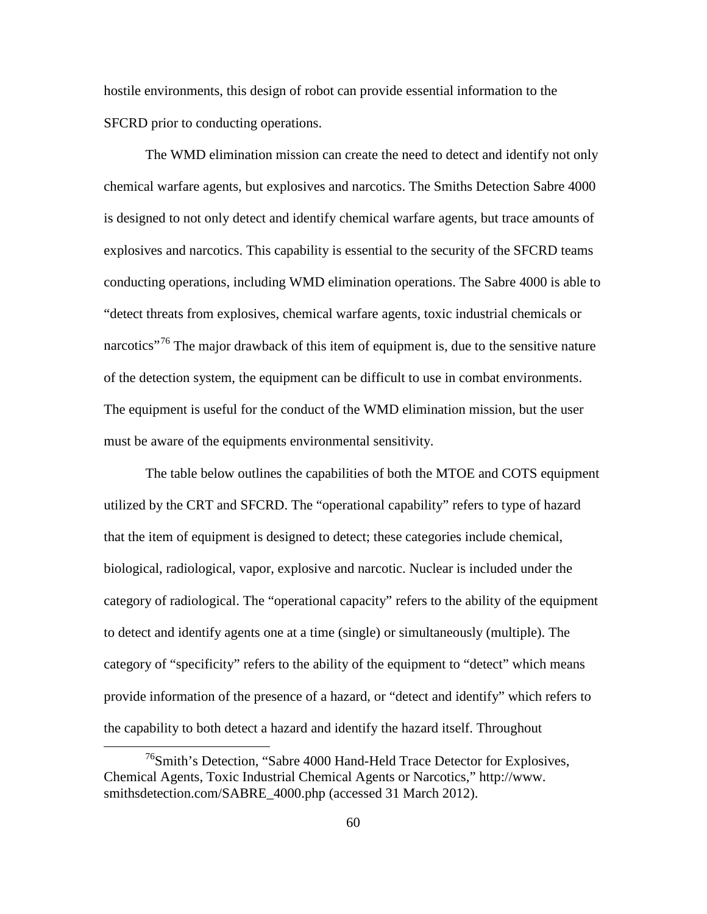hostile environments, this design of robot can provide essential information to the SFCRD prior to conducting operations.

The WMD elimination mission can create the need to detect and identify not only chemical warfare agents, but explosives and narcotics. The Smiths Detection Sabre 4000 is designed to not only detect and identify chemical warfare agents, but trace amounts of explosives and narcotics. This capability is essential to the security of the SFCRD teams conducting operations, including WMD elimination operations. The Sabre 4000 is able to "detect threats from explosives, chemical warfare agents, toxic industrial chemicals or narcotics"[76] The major drawback of this item of equipment is, due to the sensitive nature of the detection system, the equipment can be difficult to use in combat environments. The equipment is useful for the conduct of the WMD elimination mission, but the user must be aware of the equipments environmental sensitivity.

The table below outlines the capabilities of both the MTOE and COTS equipment utilized by the CRT and SFCRD. The "operational capability" refers to type of hazard that the item of equipment is designed to detect; these categories include chemical, biological, radiological, vapor, explosive and narcotic. Nuclear is included under the category of radiological. The "operational capacity" refers to the ability of the equipment to detect and identify agents one at a time (single) or simultaneously (multiple). The category of "specificity" refers to the ability of the equipment to "detect" which means provide information of the presence of a hazard, or "detect and identify" which refers to the capability to both detect a hazard and identify the hazard itself. Throughout

[76] Smith's Detection, "Sabre 4000 Hand-Held Trace Detector for Explosives, Chemical Agents, Toxic Industrial Chemical Agents or Narcotics," http://www.smithsdetection.com/SABRE_4000.php (accessed 31 March 2012).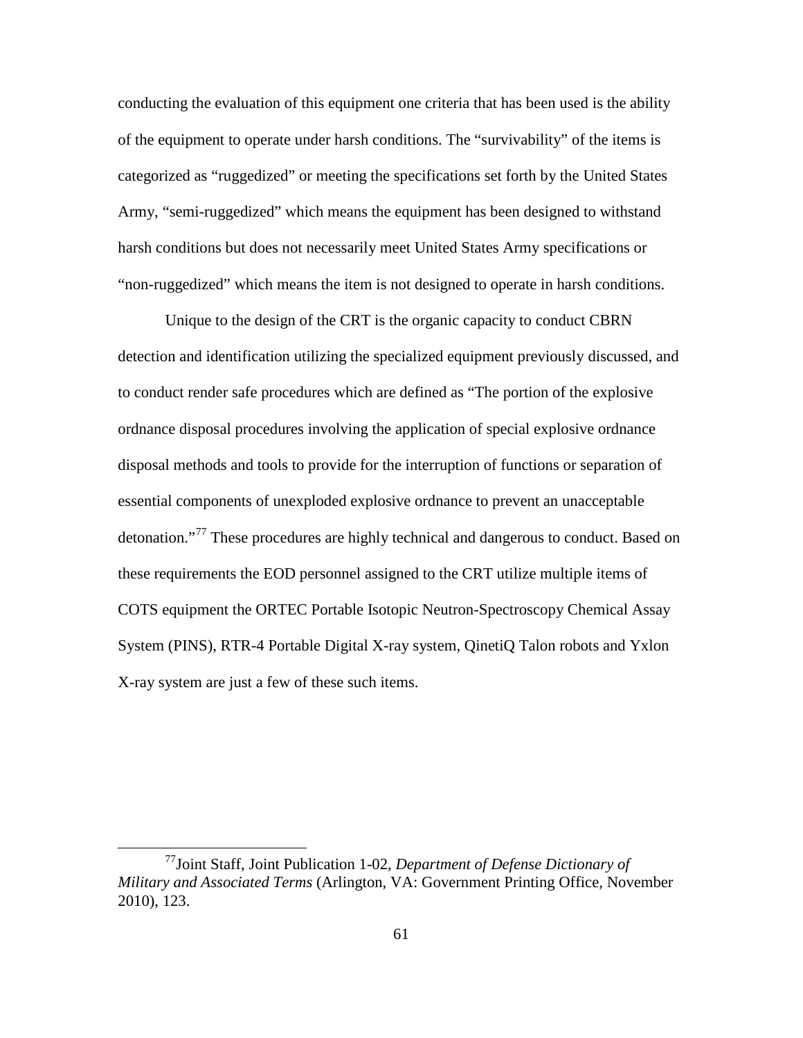conducting the evaluation of this equipment one criteria that has been used is the ability of the equipment to operate under harsh conditions. The "survivability" of the items is categorized as "ruggedized" or meeting the specifications set forth by the United States Army, "semi-ruggedized" which means the equipment has been designed to withstand harsh conditions but does not necessarily meet United States Army specifications or "non-ruggedized" which means the item is not designed to operate in harsh conditions.

Unique to the design of the CRT is the organic capacity to conduct CBRN detection and identification utilizing the specialized equipment previously discussed, and to conduct render safe procedures which are defined as "The portion of the explosive ordnance disposal procedures involving the application of special explosive ordnance disposal methods and tools to provide for the interruption of functions or separation of essential components of unexploded explosive ordnance to prevent an unacceptable detonation."[77] These procedures are highly technical and dangerous to conduct. Based on these requirements the EOD personnel assigned to the CRT utilize multiple items of COTS equipment the ORTEC Portable Isotopic Neutron-Spectroscopy Chemical Assay System (PINS), RTR-4 Portable Digital X-ray system, QinetiQ Talon robots and Yxlon X-ray system are just a few of these such items.

---

[77] Joint Staff, Joint Publication 1-02, *Department of Defense Dictionary of Military and Associated Terms* (Arlington, VA: Government Printing Office, November 2010), 123.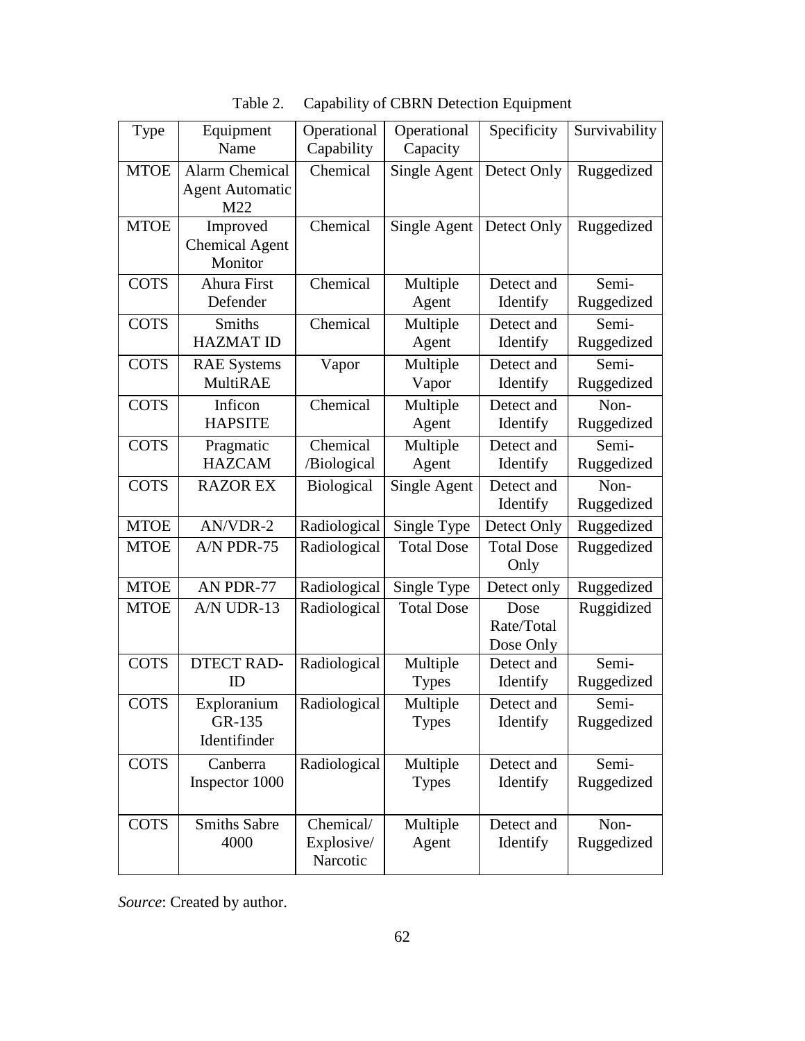Table 2. Capability of CBRN Detection Equipment

| Type | Equipment Name | Operational Capability | Operational Capacity | Specificity | Survivability |
|---|---|---|---|---|---|
| MTOE | Alarm Chemical Agent Automatic M22 | Chemical | Single Agent | Detect Only | Ruggedized |
| MTOE | Improved Chemical Agent Monitor | Chemical | Single Agent | Detect Only | Ruggedized |
| COTS | Ahura First Defender | Chemical | Multiple Agent | Detect and Identify | Semi-Ruggedized |
| COTS | Smiths HAZMAT ID | Chemical | Multiple Agent | Detect and Identify | Semi-Ruggedized |
| COTS | RAE Systems MultiRAE | Vapor | Multiple Vapor | Detect and Identify | Semi-Ruggedized |
| COTS | Inficon HAPSITE | Chemical | Multiple Agent | Detect and Identify | Non-Ruggedized |
| COTS | Pragmatic HAZCAM | Chemical /Biological | Multiple Agent | Detect and Identify | Semi-Ruggedized |
| COTS | RAZOR EX | Biological | Single Agent | Detect and Identify | Non-Ruggedized |
| MTOE | AN/VDR-2 | Radiological | Single Type | Detect Only | Ruggedized |
| MTOE | A/N PDR-75 | Radiological | Total Dose | Total Dose Only | Ruggedized |
| MTOE | AN PDR-77 | Radiological | Single Type | Detect only | Ruggedized |
| MTOE | A/N UDR-13 | Radiological | Total Dose | Dose Rate/Total Dose Only | Ruggidized |
| COTS | DTECT RAD-ID | Radiological | Multiple Types | Detect and Identify | Semi-Ruggedized |
| COTS | Exploranium GR-135 Identifinder | Radiological | Multiple Types | Detect and Identify | Semi-Ruggedized |
| COTS | Canberra Inspector 1000 | Radiological | Multiple Types | Detect and Identify | Semi-Ruggedized |
| COTS | Smiths Sabre 4000 | Chemical/ Explosive/ Narcotic | Multiple Agent | Detect and Identify | Non-Ruggedized |

*Source*: Created by author.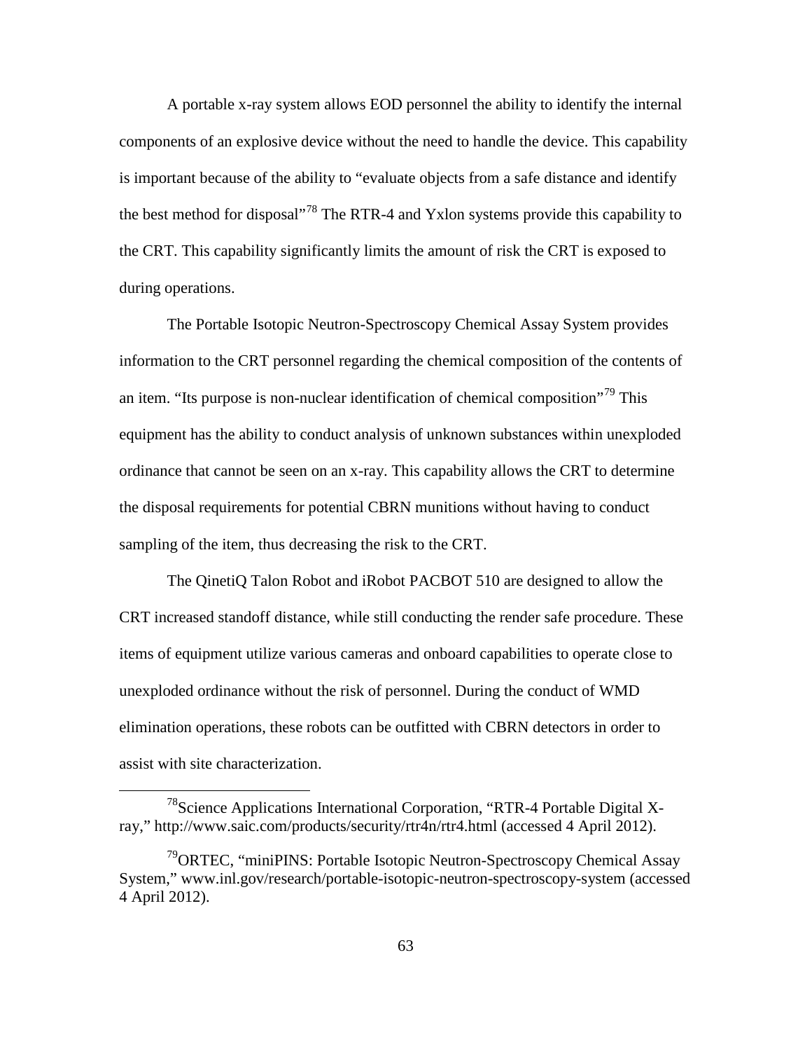A portable x-ray system allows EOD personnel the ability to identify the internal components of an explosive device without the need to handle the device. This capability is important because of the ability to "evaluate objects from a safe distance and identify the best method for disposal"[78] The RTR-4 and Yxlon systems provide this capability to the CRT. This capability significantly limits the amount of risk the CRT is exposed to during operations.

The Portable Isotopic Neutron-Spectroscopy Chemical Assay System provides information to the CRT personnel regarding the chemical composition of the contents of an item. "Its purpose is non-nuclear identification of chemical composition"[79] This equipment has the ability to conduct analysis of unknown substances within unexploded ordinance that cannot be seen on an x-ray. This capability allows the CRT to determine the disposal requirements for potential CBRN munitions without having to conduct sampling of the item, thus decreasing the risk to the CRT.

The QinetiQ Talon Robot and iRobot PACBOT 510 are designed to allow the CRT increased standoff distance, while still conducting the render safe procedure. These items of equipment utilize various cameras and onboard capabilities to operate close to unexploded ordinance without the risk of personnel. During the conduct of WMD elimination operations, these robots can be outfitted with CBRN detectors in order to assist with site characterization.

---

[78]Science Applications International Corporation, "RTR-4 Portable Digital X-ray," http://www.saic.com/products/security/rtr4n/rtr4.html (accessed 4 April 2012).

[79]ORTEC, "miniPINS: Portable Isotopic Neutron-Spectroscopy Chemical Assay System," www.inl.gov/research/portable-isotopic-neutron-spectroscopy-system (accessed 4 April 2012).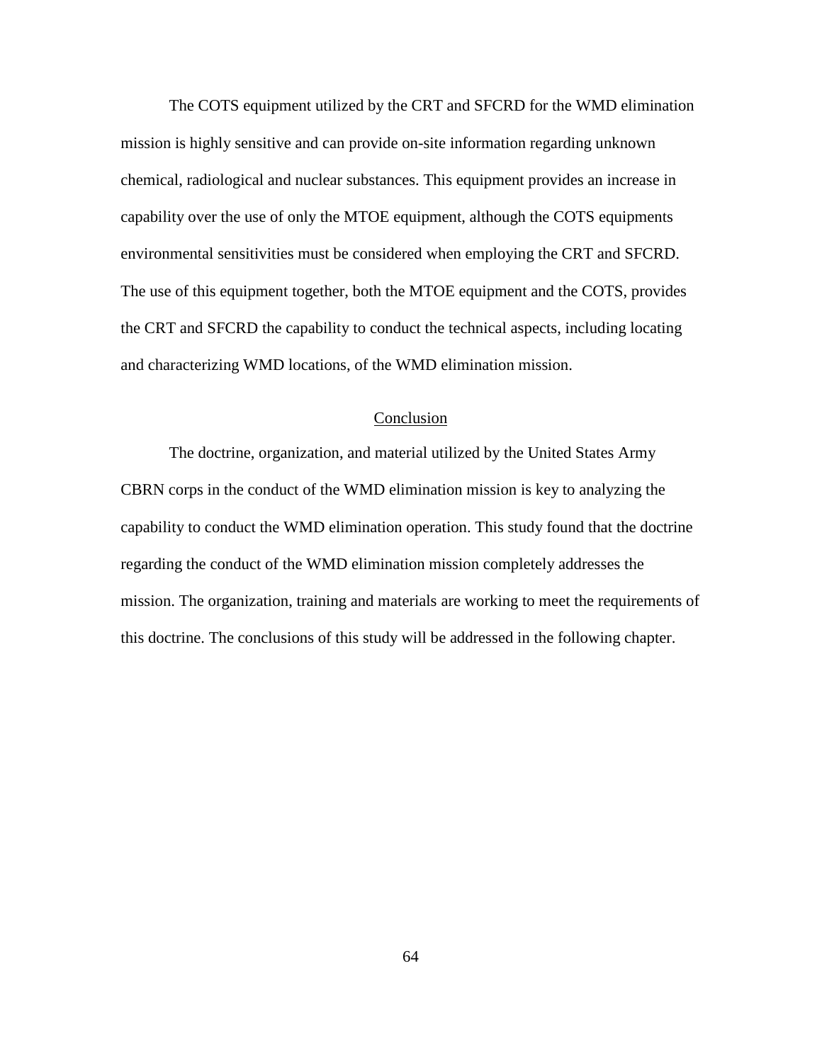The COTS equipment utilized by the CRT and SFCRD for the WMD elimination mission is highly sensitive and can provide on-site information regarding unknown chemical, radiological and nuclear substances. This equipment provides an increase in capability over the use of only the MTOE equipment, although the COTS equipments environmental sensitivities must be considered when employing the CRT and SFCRD. The use of this equipment together, both the MTOE equipment and the COTS, provides the CRT and SFCRD the capability to conduct the technical aspects, including locating and characterizing WMD locations, of the WMD elimination mission.

## Conclusion

The doctrine, organization, and material utilized by the United States Army CBRN corps in the conduct of the WMD elimination mission is key to analyzing the capability to conduct the WMD elimination operation. This study found that the doctrine regarding the conduct of the WMD elimination mission completely addresses the mission. The organization, training and materials are working to meet the requirements of this doctrine. The conclusions of this study will be addressed in the following chapter.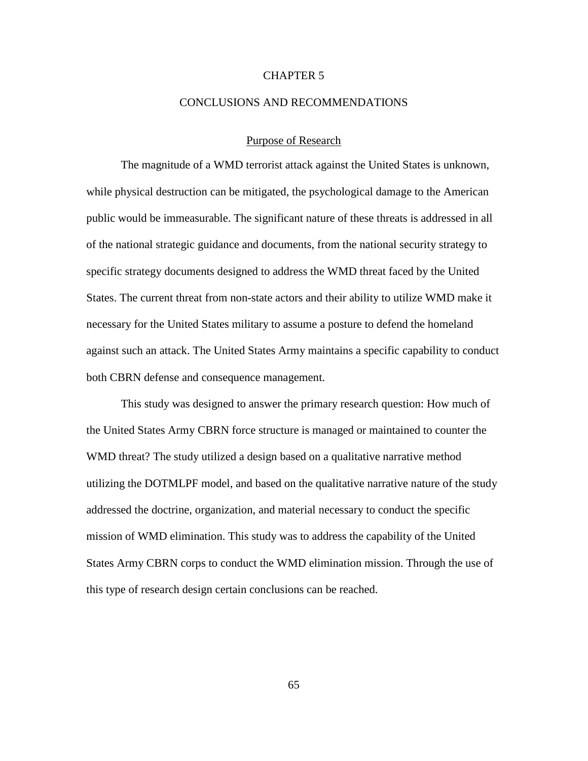# CHAPTER 5

# CONCLUSIONS AND RECOMMENDATIONS

## Purpose of Research

The magnitude of a WMD terrorist attack against the United States is unknown, while physical destruction can be mitigated, the psychological damage to the American public would be immeasurable. The significant nature of these threats is addressed in all of the national strategic guidance and documents, from the national security strategy to specific strategy documents designed to address the WMD threat faced by the United States. The current threat from non-state actors and their ability to utilize WMD make it necessary for the United States military to assume a posture to defend the homeland against such an attack. The United States Army maintains a specific capability to conduct both CBRN defense and consequence management.

This study was designed to answer the primary research question: How much of the United States Army CBRN force structure is managed or maintained to counter the WMD threat? The study utilized a design based on a qualitative narrative method utilizing the DOTMLPF model, and based on the qualitative narrative nature of the study addressed the doctrine, organization, and material necessary to conduct the specific mission of WMD elimination. This study was to address the capability of the United States Army CBRN corps to conduct the WMD elimination mission. Through the use of this type of research design certain conclusions can be reached.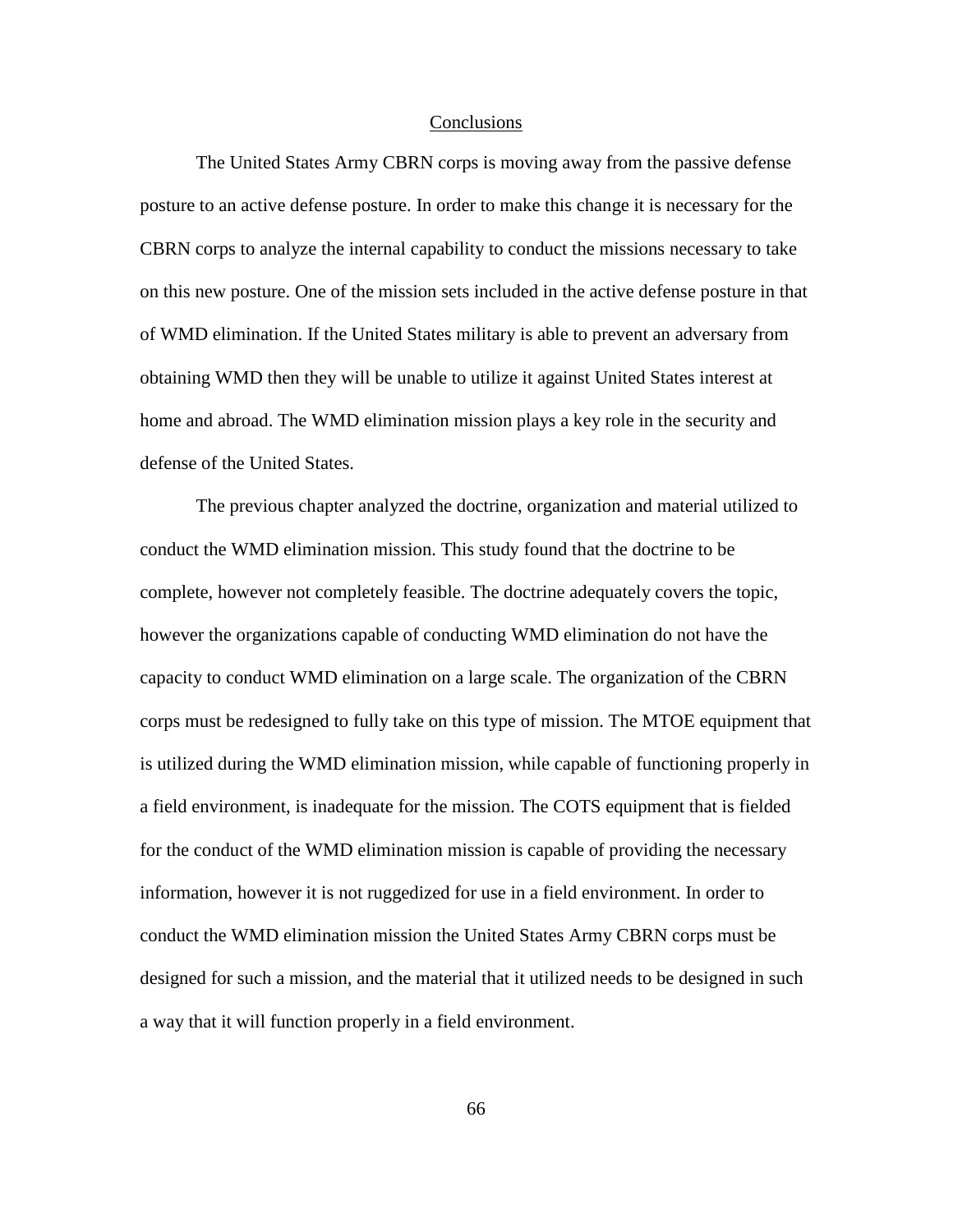## Conclusions

The United States Army CBRN corps is moving away from the passive defense posture to an active defense posture. In order to make this change it is necessary for the CBRN corps to analyze the internal capability to conduct the missions necessary to take on this new posture. One of the mission sets included in the active defense posture in that of WMD elimination. If the United States military is able to prevent an adversary from obtaining WMD then they will be unable to utilize it against United States interest at home and abroad. The WMD elimination mission plays a key role in the security and defense of the United States.

The previous chapter analyzed the doctrine, organization and material utilized to conduct the WMD elimination mission. This study found that the doctrine to be complete, however not completely feasible. The doctrine adequately covers the topic, however the organizations capable of conducting WMD elimination do not have the capacity to conduct WMD elimination on a large scale. The organization of the CBRN corps must be redesigned to fully take on this type of mission. The MTOE equipment that is utilized during the WMD elimination mission, while capable of functioning properly in a field environment, is inadequate for the mission. The COTS equipment that is fielded for the conduct of the WMD elimination mission is capable of providing the necessary information, however it is not ruggedized for use in a field environment. In order to conduct the WMD elimination mission the United States Army CBRN corps must be designed for such a mission, and the material that it utilized needs to be designed in such a way that it will function properly in a field environment.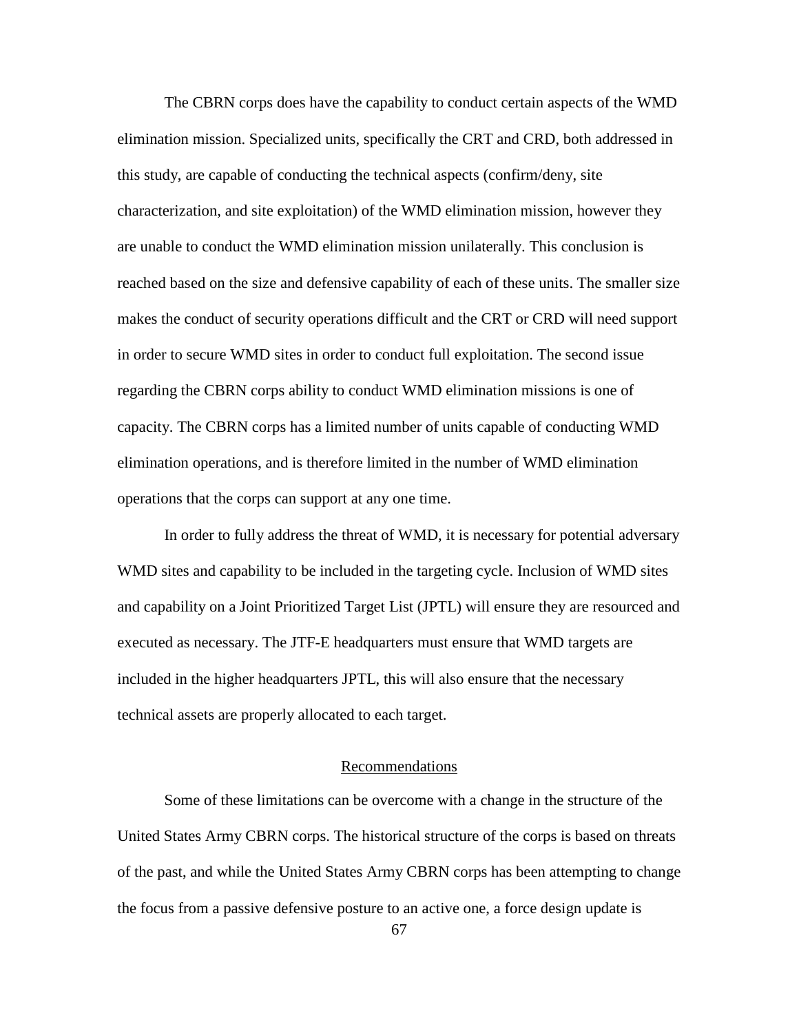The CBRN corps does have the capability to conduct certain aspects of the WMD elimination mission. Specialized units, specifically the CRT and CRD, both addressed in this study, are capable of conducting the technical aspects (confirm/deny, site characterization, and site exploitation) of the WMD elimination mission, however they are unable to conduct the WMD elimination mission unilaterally. This conclusion is reached based on the size and defensive capability of each of these units. The smaller size makes the conduct of security operations difficult and the CRT or CRD will need support in order to secure WMD sites in order to conduct full exploitation. The second issue regarding the CBRN corps ability to conduct WMD elimination missions is one of capacity. The CBRN corps has a limited number of units capable of conducting WMD elimination operations, and is therefore limited in the number of WMD elimination operations that the corps can support at any one time.

In order to fully address the threat of WMD, it is necessary for potential adversary WMD sites and capability to be included in the targeting cycle. Inclusion of WMD sites and capability on a Joint Prioritized Target List (JPTL) will ensure they are resourced and executed as necessary. The JTF-E headquarters must ensure that WMD targets are included in the higher headquarters JPTL, this will also ensure that the necessary technical assets are properly allocated to each target.

## Recommendations

Some of these limitations can be overcome with a change in the structure of the United States Army CBRN corps. The historical structure of the corps is based on threats of the past, and while the United States Army CBRN corps has been attempting to change the focus from a passive defensive posture to an active one, a force design update is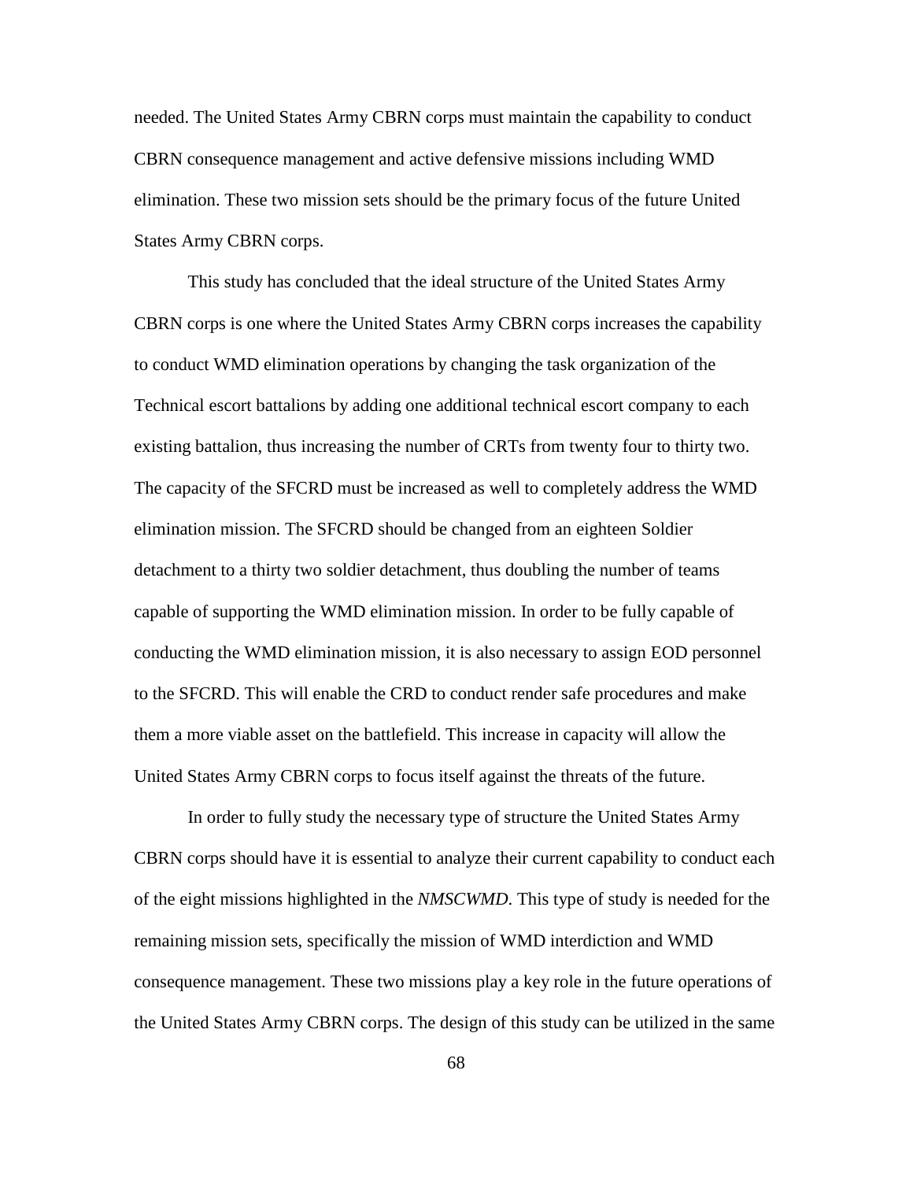needed. The United States Army CBRN corps must maintain the capability to conduct CBRN consequence management and active defensive missions including WMD elimination. These two mission sets should be the primary focus of the future United States Army CBRN corps.

This study has concluded that the ideal structure of the United States Army CBRN corps is one where the United States Army CBRN corps increases the capability to conduct WMD elimination operations by changing the task organization of the Technical escort battalions by adding one additional technical escort company to each existing battalion, thus increasing the number of CRTs from twenty four to thirty two. The capacity of the SFCRD must be increased as well to completely address the WMD elimination mission. The SFCRD should be changed from an eighteen Soldier detachment to a thirty two soldier detachment, thus doubling the number of teams capable of supporting the WMD elimination mission. In order to be fully capable of conducting the WMD elimination mission, it is also necessary to assign EOD personnel to the SFCRD. This will enable the CRD to conduct render safe procedures and make them a more viable asset on the battlefield. This increase in capacity will allow the United States Army CBRN corps to focus itself against the threats of the future.

In order to fully study the necessary type of structure the United States Army CBRN corps should have it is essential to analyze their current capability to conduct each of the eight missions highlighted in the *NMSCWMD*. This type of study is needed for the remaining mission sets, specifically the mission of WMD interdiction and WMD consequence management. These two missions play a key role in the future operations of the United States Army CBRN corps. The design of this study can be utilized in the same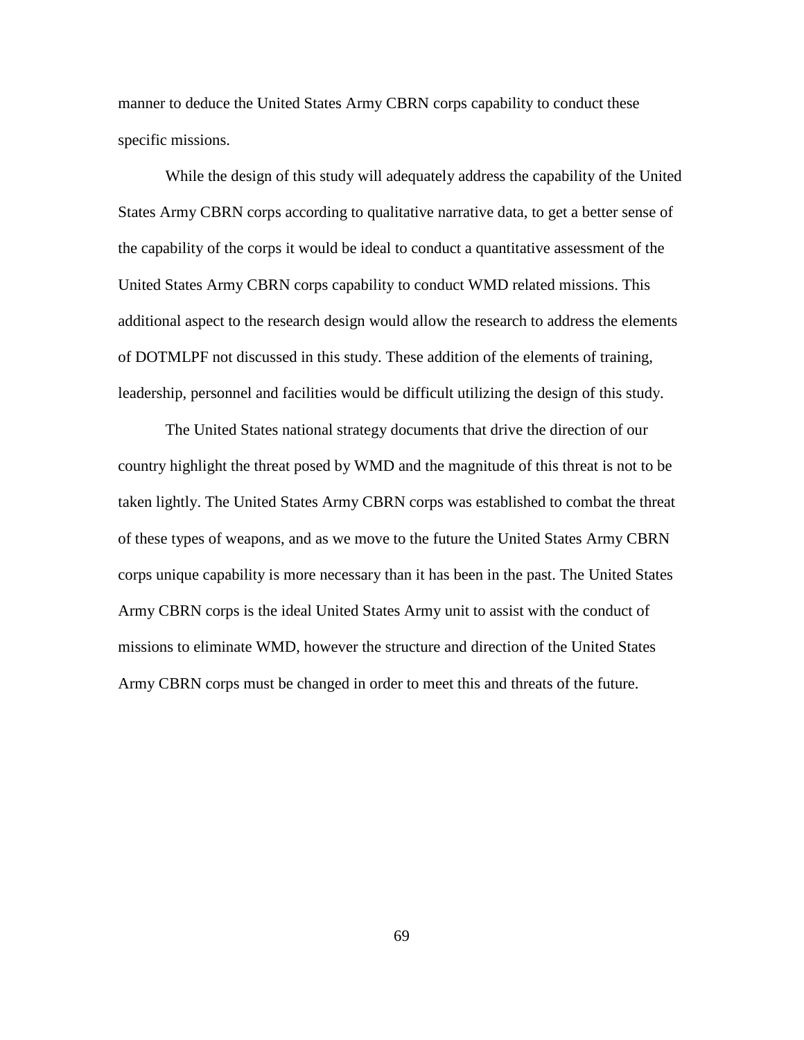manner to deduce the United States Army CBRN corps capability to conduct these specific missions.

While the design of this study will adequately address the capability of the United States Army CBRN corps according to qualitative narrative data, to get a better sense of the capability of the corps it would be ideal to conduct a quantitative assessment of the United States Army CBRN corps capability to conduct WMD related missions. This additional aspect to the research design would allow the research to address the elements of DOTMLPF not discussed in this study. These addition of the elements of training, leadership, personnel and facilities would be difficult utilizing the design of this study.

The United States national strategy documents that drive the direction of our country highlight the threat posed by WMD and the magnitude of this threat is not to be taken lightly. The United States Army CBRN corps was established to combat the threat of these types of weapons, and as we move to the future the United States Army CBRN corps unique capability is more necessary than it has been in the past. The United States Army CBRN corps is the ideal United States Army unit to assist with the conduct of missions to eliminate WMD, however the structure and direction of the United States Army CBRN corps must be changed in order to meet this and threats of the future.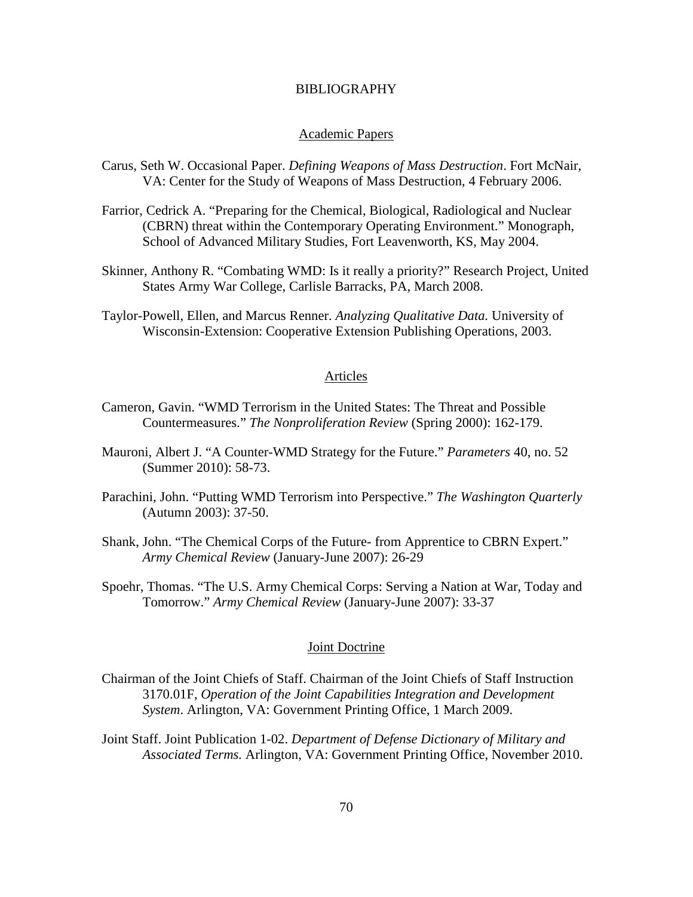# BIBLIOGRAPHY

## Academic Papers

Carus, Seth W. Occasional Paper. *Defining Weapons of Mass Destruction*. Fort McNair, VA: Center for the Study of Weapons of Mass Destruction, 4 February 2006.

Farrior, Cedrick A. "Preparing for the Chemical, Biological, Radiological and Nuclear (CBRN) threat within the Contemporary Operating Environment." Monograph, School of Advanced Military Studies, Fort Leavenworth, KS, May 2004.

Skinner, Anthony R. "Combating WMD: Is it really a priority?" Research Project, United States Army War College, Carlisle Barracks, PA, March 2008.

Taylor-Powell, Ellen, and Marcus Renner. *Analyzing Qualitative Data.* University of Wisconsin-Extension: Cooperative Extension Publishing Operations, 2003.

## Articles

Cameron, Gavin. "WMD Terrorism in the United States: The Threat and Possible Countermeasures." *The Nonproliferation Review* (Spring 2000): 162-179.

Mauroni, Albert J. "A Counter-WMD Strategy for the Future." *Parameters* 40, no. 52 (Summer 2010): 58-73.

Parachini, John. "Putting WMD Terrorism into Perspective." *The Washington Quarterly* (Autumn 2003): 37-50.

Shank, John. "The Chemical Corps of the Future- from Apprentice to CBRN Expert." *Army Chemical Review* (January-June 2007): 26-29

Spoehr, Thomas. "The U.S. Army Chemical Corps: Serving a Nation at War, Today and Tomorrow." *Army Chemical Review* (January-June 2007): 33-37

## Joint Doctrine

Chairman of the Joint Chiefs of Staff. Chairman of the Joint Chiefs of Staff Instruction 3170.01F, *Operation of the Joint Capabilities Integration and Development System*. Arlington, VA: Government Printing Office, 1 March 2009.

Joint Staff. Joint Publication 1-02. *Department of Defense Dictionary of Military and Associated Terms.* Arlington, VA: Government Printing Office, November 2010.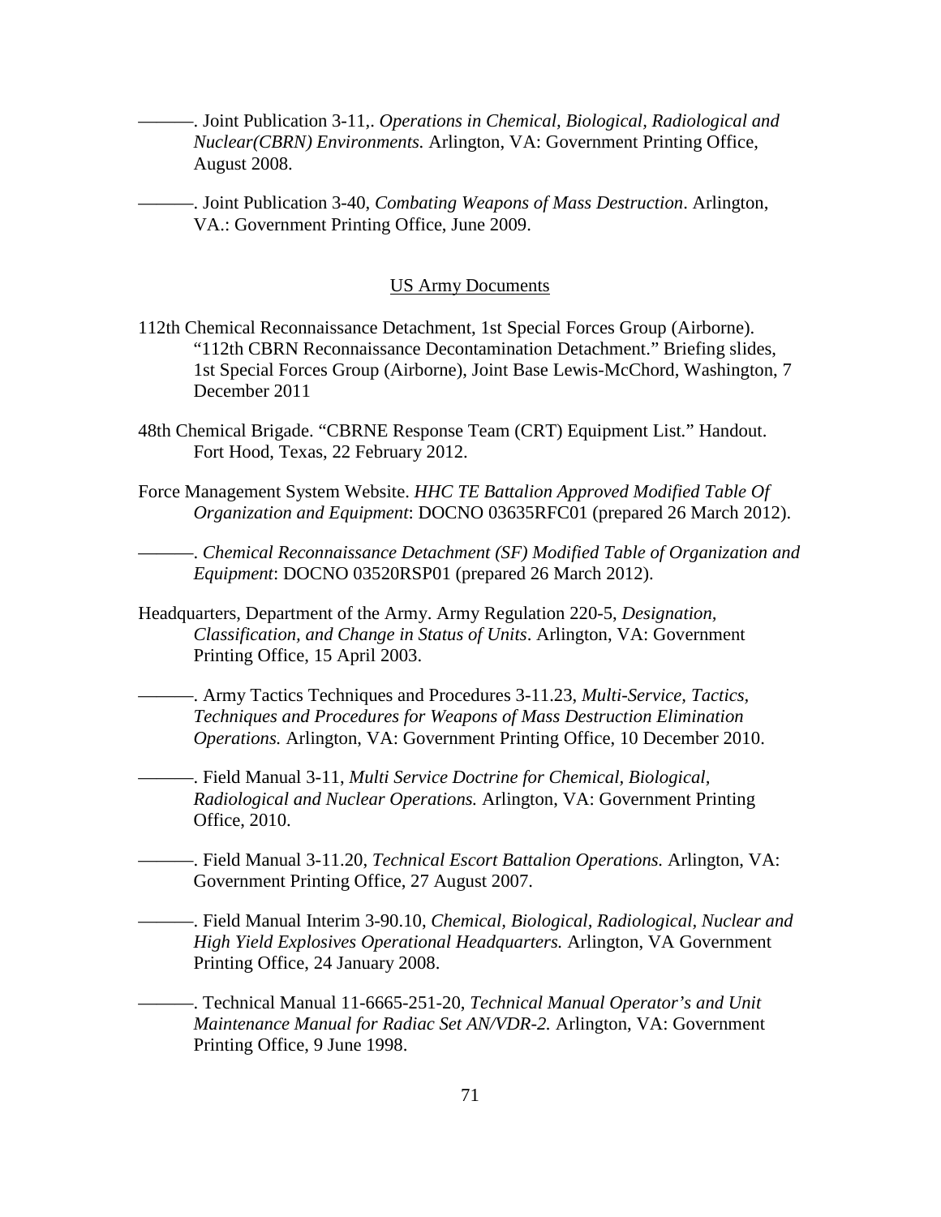———. Joint Publication 3-11,. *Operations in Chemical, Biological, Radiological and Nuclear(CBRN) Environments.* Arlington, VA: Government Printing Office, August 2008.

———. Joint Publication 3-40, *Combating Weapons of Mass Destruction*. Arlington, VA.: Government Printing Office, June 2009.

US Army Documents

112th Chemical Reconnaissance Detachment, 1st Special Forces Group (Airborne). "112th CBRN Reconnaissance Decontamination Detachment." Briefing slides, 1st Special Forces Group (Airborne), Joint Base Lewis-McChord, Washington, 7 December 2011

48th Chemical Brigade. "CBRNE Response Team (CRT) Equipment List." Handout. Fort Hood, Texas, 22 February 2012.

Force Management System Website. *HHC TE Battalion Approved Modified Table Of Organization and Equipment*: DOCNO 03635RFC01 (prepared 26 March 2012).

———. *Chemical Reconnaissance Detachment (SF) Modified Table of Organization and Equipment*: DOCNO 03520RSP01 (prepared 26 March 2012).

Headquarters, Department of the Army. Army Regulation 220-5, *Designation, Classification, and Change in Status of Units*. Arlington, VA: Government Printing Office, 15 April 2003.

———. Army Tactics Techniques and Procedures 3-11.23, *Multi-Service, Tactics, Techniques and Procedures for Weapons of Mass Destruction Elimination Operations.* Arlington, VA: Government Printing Office, 10 December 2010.

———. Field Manual 3-11, *Multi Service Doctrine for Chemical, Biological, Radiological and Nuclear Operations.* Arlington, VA: Government Printing Office, 2010.

———. Field Manual 3-11.20, *Technical Escort Battalion Operations.* Arlington, VA: Government Printing Office, 27 August 2007.

———. Field Manual Interim 3-90.10, *Chemical, Biological, Radiological, Nuclear and High Yield Explosives Operational Headquarters.* Arlington, VA Government Printing Office, 24 January 2008.

———. Technical Manual 11-6665-251-20, *Technical Manual Operator's and Unit Maintenance Manual for Radiac Set AN/VDR-2.* Arlington, VA: Government Printing Office, 9 June 1998.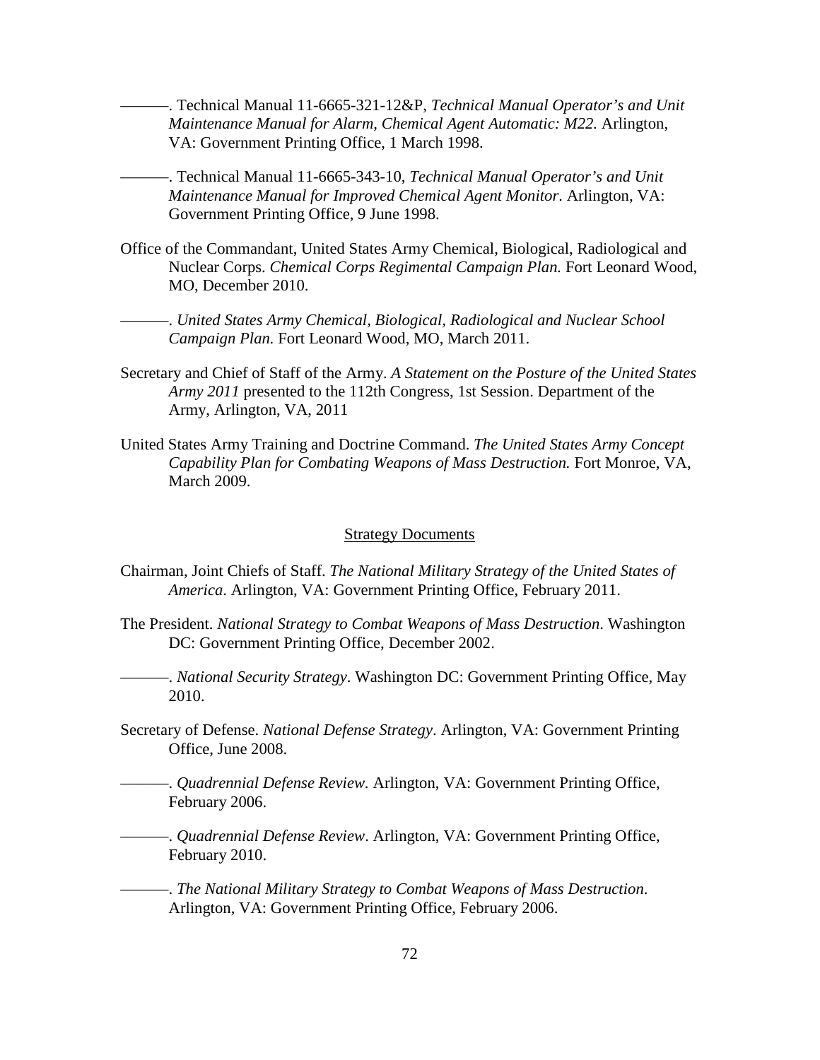———. Technical Manual 11-6665-321-12&P, *Technical Manual Operator's and Unit Maintenance Manual for Alarm, Chemical Agent Automatic: M22.* Arlington, VA: Government Printing Office, 1 March 1998.

———. Technical Manual 11-6665-343-10, *Technical Manual Operator's and Unit Maintenance Manual for Improved Chemical Agent Monitor*. Arlington, VA: Government Printing Office, 9 June 1998.

Office of the Commandant, United States Army Chemical, Biological, Radiological and Nuclear Corps. *Chemical Corps Regimental Campaign Plan.* Fort Leonard Wood, MO, December 2010.

———. *United States Army Chemical, Biological, Radiological and Nuclear School Campaign Plan.* Fort Leonard Wood, MO, March 2011.

Secretary and Chief of Staff of the Army. *A Statement on the Posture of the United States Army 2011* presented to the 112th Congress, 1st Session. Department of the Army, Arlington, VA, 2011

United States Army Training and Doctrine Command. *The United States Army Concept Capability Plan for Combating Weapons of Mass Destruction.* Fort Monroe, VA, March 2009.

## Strategy Documents

Chairman, Joint Chiefs of Staff. *The National Military Strategy of the United States of America*. Arlington, VA: Government Printing Office, February 2011.

The President. *National Strategy to Combat Weapons of Mass Destruction*. Washington DC: Government Printing Office, December 2002.

———. *National Security Strategy*. Washington DC: Government Printing Office, May 2010.

Secretary of Defense. *National Defense Strategy*. Arlington, VA: Government Printing Office, June 2008.

———. *Quadrennial Defense Review.* Arlington, VA: Government Printing Office, February 2006.

———. *Quadrennial Defense Review*. Arlington, VA: Government Printing Office, February 2010.

———. *The National Military Strategy to Combat Weapons of Mass Destruction*. Arlington, VA: Government Printing Office, February 2006.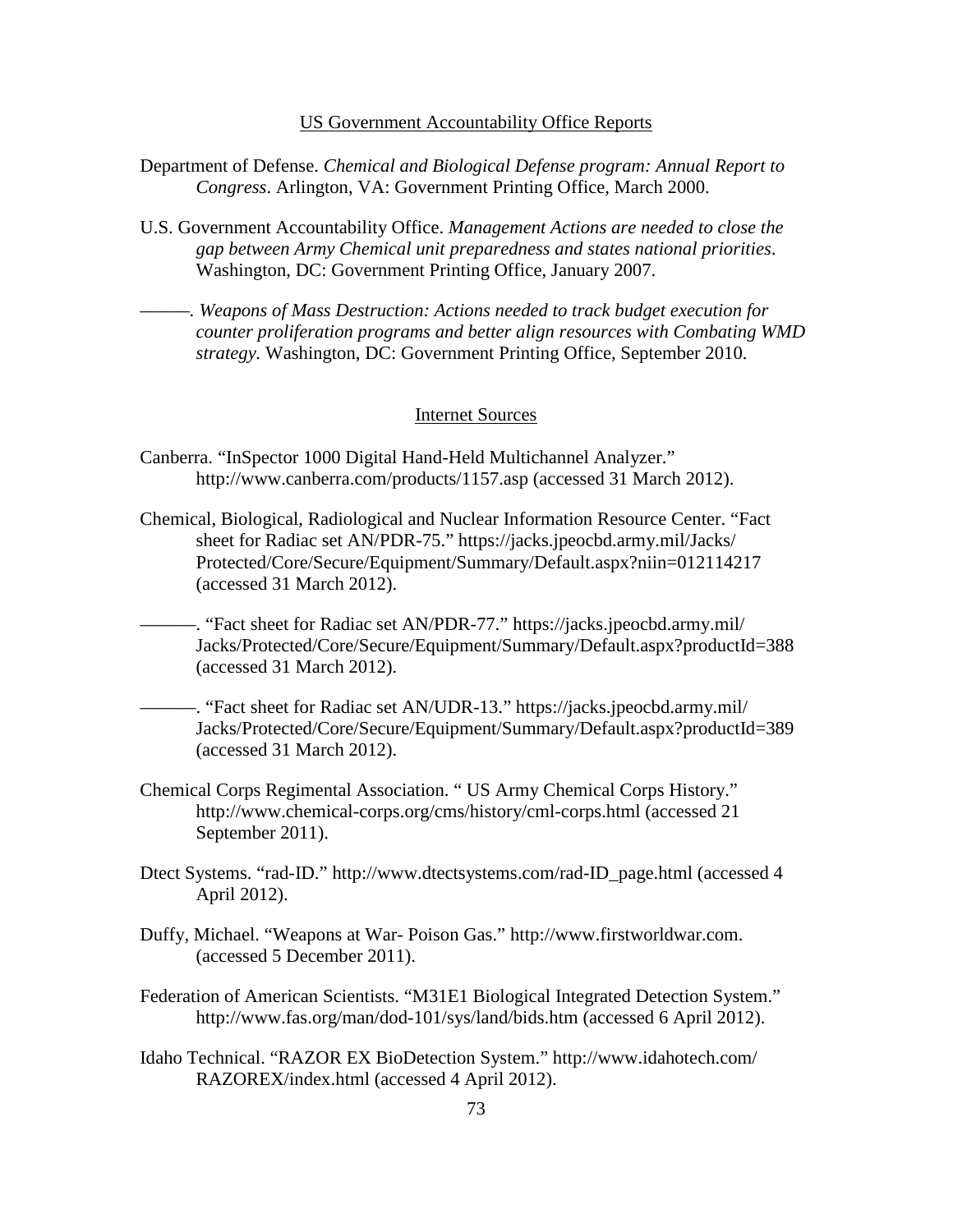## US Government Accountability Office Reports

Department of Defense. *Chemical and Biological Defense program: Annual Report to Congress*. Arlington, VA: Government Printing Office, March 2000.

U.S. Government Accountability Office. *Management Actions are needed to close the gap between Army Chemical unit preparedness and states national priorities*. Washington, DC: Government Printing Office, January 2007.

———. *Weapons of Mass Destruction: Actions needed to track budget execution for counter proliferation programs and better align resources with Combating WMD strategy.* Washington, DC: Government Printing Office, September 2010.

## Internet Sources

Canberra. "InSpector 1000 Digital Hand-Held Multichannel Analyzer." http://www.canberra.com/products/1157.asp (accessed 31 March 2012).

Chemical, Biological, Radiological and Nuclear Information Resource Center. "Fact sheet for Radiac set AN/PDR-75." https://jacks.jpeocbd.army.mil/Jacks/Protected/Core/Secure/Equipment/Summary/Default.aspx?niin=012114217 (accessed 31 March 2012).

———. "Fact sheet for Radiac set AN/PDR-77." https://jacks.jpeocbd.army.mil/Jacks/Protected/Core/Secure/Equipment/Summary/Default.aspx?productId=388 (accessed 31 March 2012).

———. "Fact sheet for Radiac set AN/UDR-13." https://jacks.jpeocbd.army.mil/Jacks/Protected/Core/Secure/Equipment/Summary/Default.aspx?productId=389 (accessed 31 March 2012).

Chemical Corps Regimental Association. " US Army Chemical Corps History." http://www.chemical-corps.org/cms/history/cml-corps.html (accessed 21 September 2011).

Dtect Systems. "rad-ID." http://www.dtectsystems.com/rad-ID_page.html (accessed 4 April 2012).

Duffy, Michael. "Weapons at War- Poison Gas." http://www.firstworldwar.com. (accessed 5 December 2011).

Federation of American Scientists. "M31E1 Biological Integrated Detection System." http://www.fas.org/man/dod-101/sys/land/bids.htm (accessed 6 April 2012).

Idaho Technical. "RAZOR EX BioDetection System." http://www.idahotech.com/RAZOREX/index.html (accessed 4 April 2012).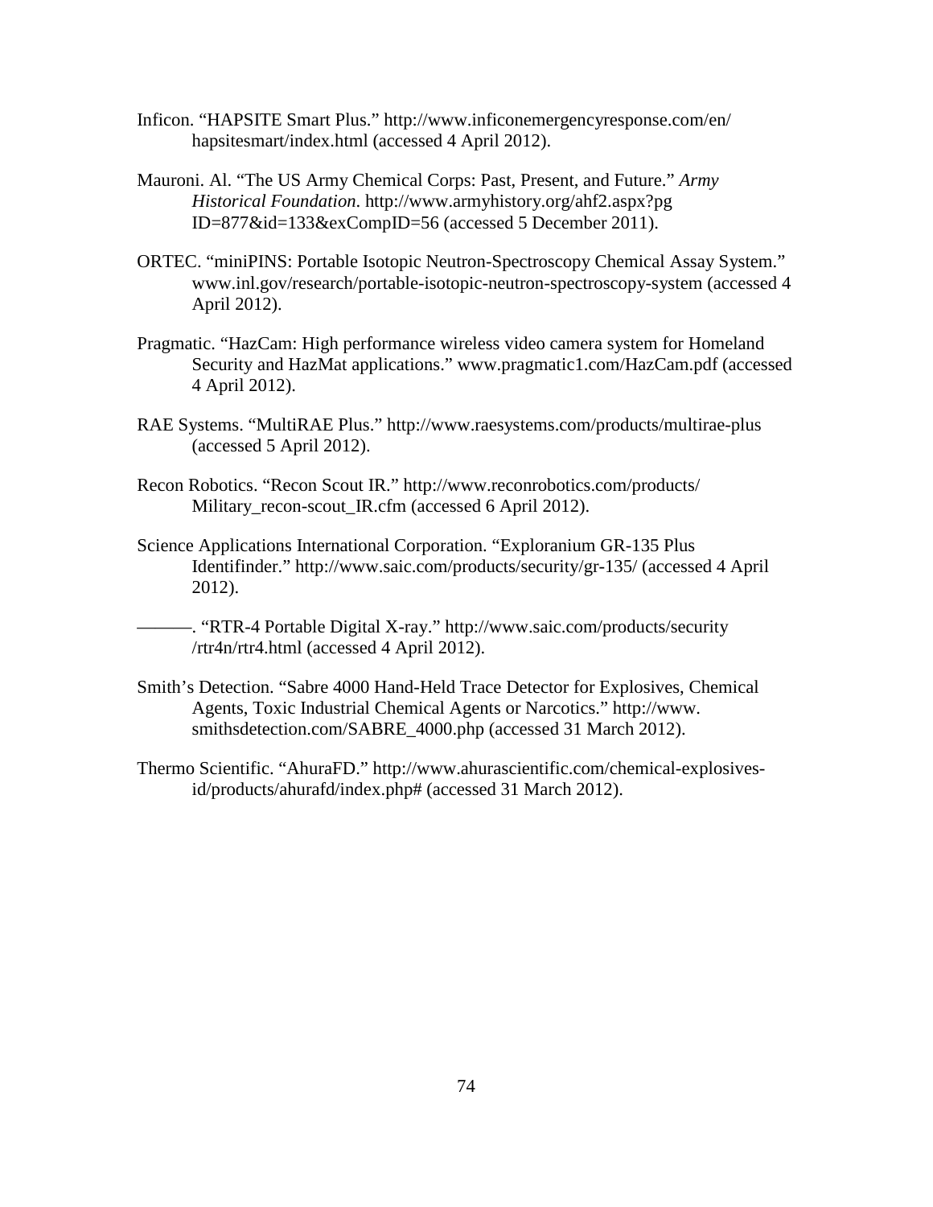Inficon. "HAPSITE Smart Plus." http://www.inficonemergencyresponse.com/en/hapsitesmart/index.html (accessed 4 April 2012).

Mauroni. Al. "The US Army Chemical Corps: Past, Present, and Future." *Army Historical Foundation*. http://www.armyhistory.org/ahf2.aspx?pgID=877&id=133&exCompID=56 (accessed 5 December 2011).

ORTEC. "miniPINS: Portable Isotopic Neutron-Spectroscopy Chemical Assay System." www.inl.gov/research/portable-isotopic-neutron-spectroscopy-system (accessed 4 April 2012).

Pragmatic. "HazCam: High performance wireless video camera system for Homeland Security and HazMat applications." www.pragmatic1.com/HazCam.pdf (accessed 4 April 2012).

RAE Systems. "MultiRAE Plus." http://www.raesystems.com/products/multirae-plus (accessed 5 April 2012).

Recon Robotics. "Recon Scout IR." http://www.reconrobotics.com/products/Military_recon-scout_IR.cfm (accessed 6 April 2012).

Science Applications International Corporation. "Exploranium GR-135 Plus Identifinder." http://www.saic.com/products/security/gr-135/ (accessed 4 April 2012).

———. "RTR-4 Portable Digital X-ray." http://www.saic.com/products/security/rtr4n/rtr4.html (accessed 4 April 2012).

Smith's Detection. "Sabre 4000 Hand-Held Trace Detector for Explosives, Chemical Agents, Toxic Industrial Chemical Agents or Narcotics." http://www.smithsdetection.com/SABRE_4000.php (accessed 31 March 2012).

Thermo Scientific. "AhuraFD." http://www.ahurascientific.com/chemical-explosives-id/products/ahurafd/index.php# (accessed 31 March 2012).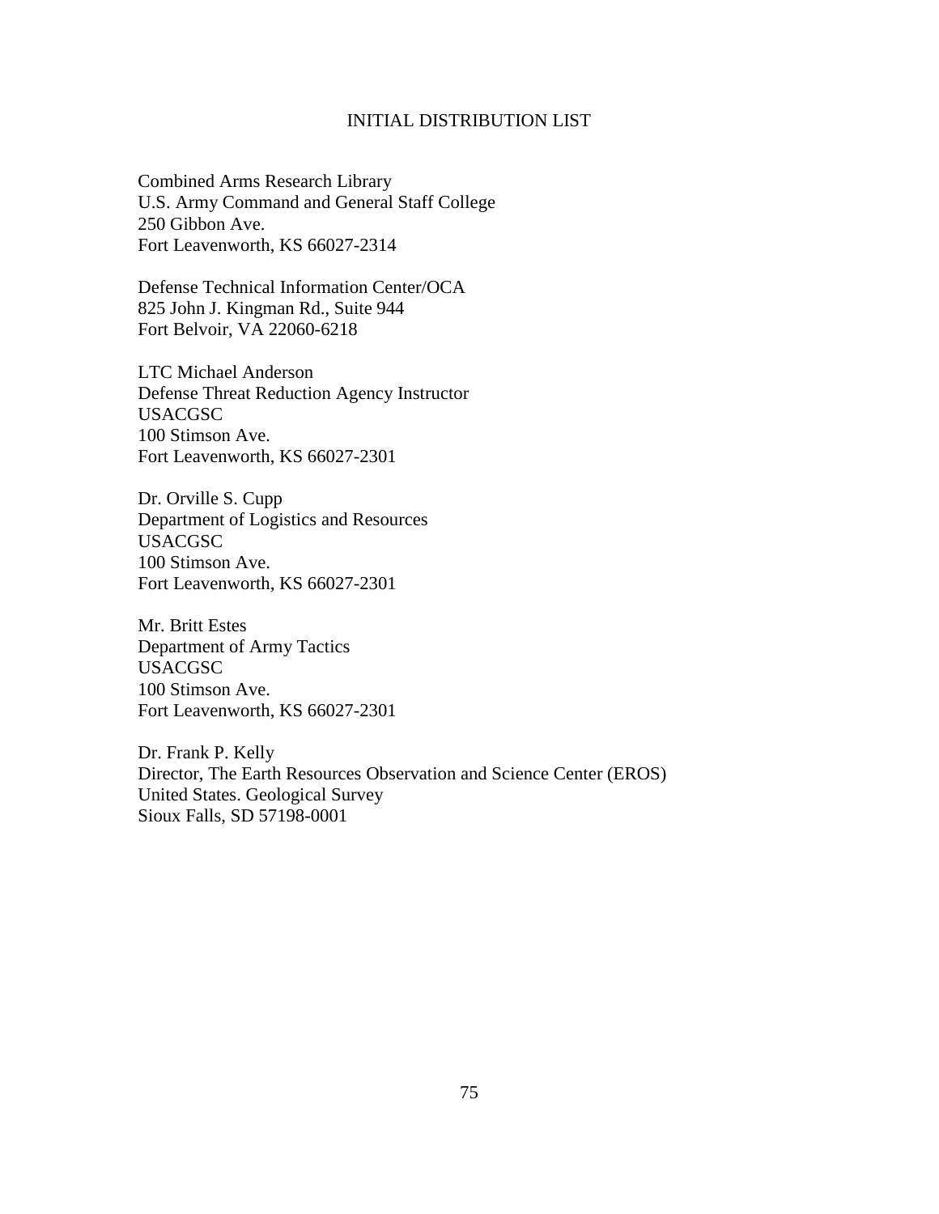# INITIAL DISTRIBUTION LIST

Combined Arms Research Library  
U.S. Army Command and General Staff College  
250 Gibbon Ave.  
Fort Leavenworth, KS 66027-2314

Defense Technical Information Center/OCA  
825 John J. Kingman Rd., Suite 944  
Fort Belvoir, VA 22060-6218

LTC Michael Anderson  
Defense Threat Reduction Agency Instructor  
USACGSC  
100 Stimson Ave.  
Fort Leavenworth, KS 66027-2301

Dr. Orville S. Cupp  
Department of Logistics and Resources  
USACGSC  
100 Stimson Ave.  
Fort Leavenworth, KS 66027-2301

Mr. Britt Estes  
Department of Army Tactics  
USACGSC  
100 Stimson Ave.  
Fort Leavenworth, KS 66027-2301

Dr. Frank P. Kelly  
Director, The Earth Resources Observation and Science Center (EROS)  
United States. Geological Survey  
Sioux Falls, SD 57198-0001